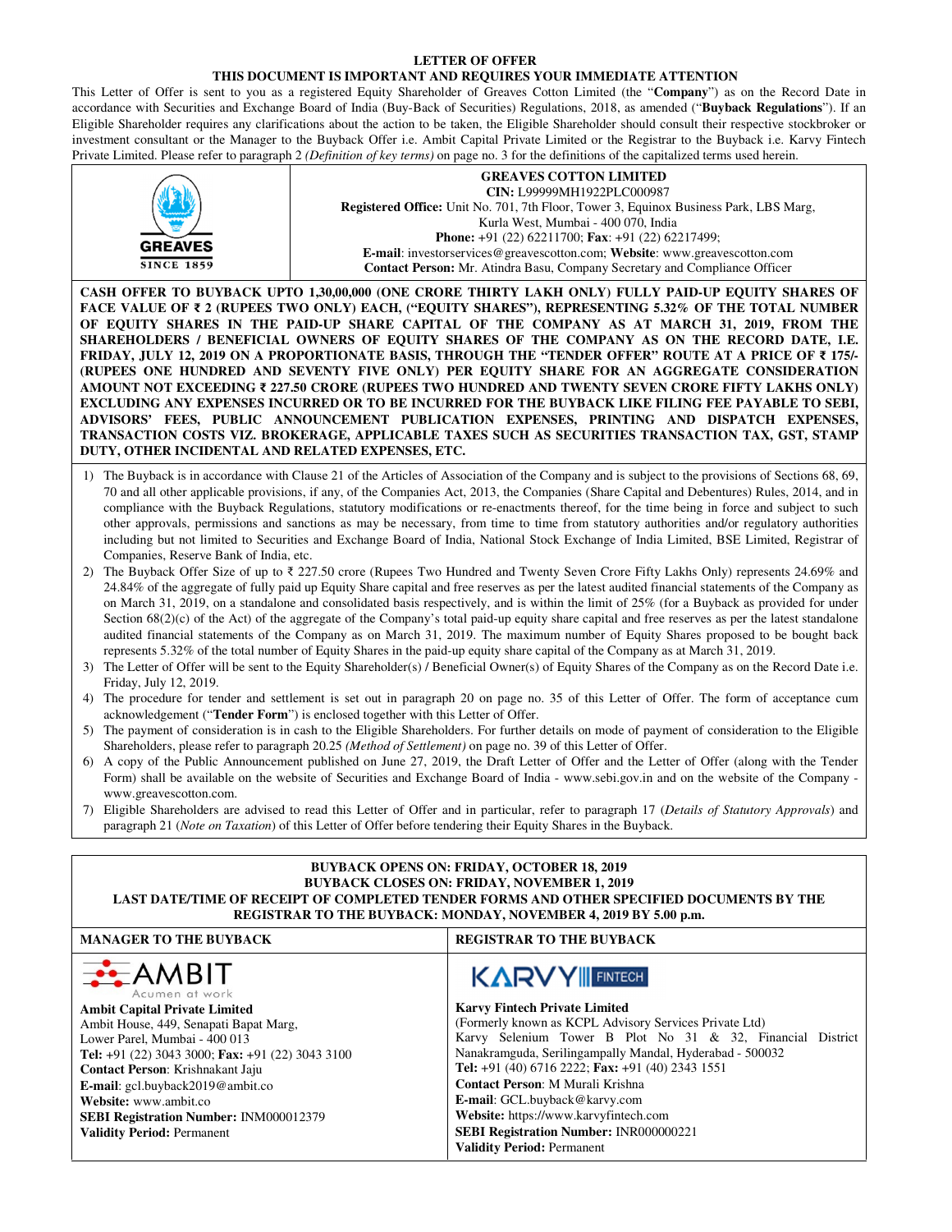# LETTER OF OFFER

## THIS DOCUMENT IS IMPORTANT AND REQUIRES YOUR IMMEDIATE ATTENTION

This Letter of Offer is sent to you as a registered Equity Shareholder of Greaves Cotton Limited (the "**Company**") as on the Record Date in accordance with Securities and Exchange Board of India (Buy-Back of Securities) Regulations, 2018, as amended ("**Buyback Regulations**"). If an Eligible Shareholder requires any clarifications about the action to be taken, the Eligible Shareholder should consult their respective stockbroker or investment consultant or the Manager to the Buyback Offer i.e. Ambit Capital Private Limited or the Registrar to the Buyback i.e. Karvy Fintech Private Limited. Please refer to paragraph 2 *(Definition of key terms)* on page no. 3 for the definitions of the capitalized terms used herein.

GREAVES
SINCE 1859

**GREAVES COTTON LIMITED**
**CIN:** L99999MH1922PLC000987
**Registered Office:** Unit No. 701, 7th Floor, Tower 3, Equinox Business Park, LBS Marg, Kurla West, Mumbai - 400 070, India
**Phone:** +91 (22) 62211700; **Fax**: +91 (22) 62217499;
**E-mail**: investorservices@greavescotton.com; **Website**: www.greavescotton.com
**Contact Person:** Mr. Atindra Basu, Company Secretary and Compliance Officer

**CASH OFFER TO BUYBACK UPTO 1,30,00,000 (ONE CRORE THIRTY LAKH ONLY) FULLY PAID-UP EQUITY SHARES OF FACE VALUE OF ₹ 2 (RUPEES TWO ONLY) EACH, ("EQUITY SHARES"), REPRESENTING 5.32% OF THE TOTAL NUMBER OF EQUITY SHARES IN THE PAID-UP SHARE CAPITAL OF THE COMPANY AS AT MARCH 31, 2019, FROM THE SHAREHOLDERS / BENEFICIAL OWNERS OF EQUITY SHARES OF THE COMPANY AS ON THE RECORD DATE, I.E. FRIDAY, JULY 12, 2019 ON A PROPORTIONATE BASIS, THROUGH THE "TENDER OFFER" ROUTE AT A PRICE OF ₹ 175/- (RUPEES ONE HUNDRED AND SEVENTY FIVE ONLY) PER EQUITY SHARE FOR AN AGGREGATE CONSIDERATION AMOUNT NOT EXCEEDING ₹ 227.50 CRORE (RUPEES TWO HUNDRED AND TWENTY SEVEN CRORE FIFTY LAKHS ONLY) EXCLUDING ANY EXPENSES INCURRED OR TO BE INCURRED FOR THE BUYBACK LIKE FILING FEE PAYABLE TO SEBI, ADVISORS' FEES, PUBLIC ANNOUNCEMENT PUBLICATION EXPENSES, PRINTING AND DISPATCH EXPENSES, TRANSACTION COSTS VIZ. BROKERAGE, APPLICABLE TAXES SUCH AS SECURITIES TRANSACTION TAX, GST, STAMP DUTY, OTHER INCIDENTAL AND RELATED EXPENSES, ETC.**

1) The Buyback is in accordance with Clause 21 of the Articles of Association of the Company and is subject to the provisions of Sections 68, 69, 70 and all other applicable provisions, if any, of the Companies Act, 2013, the Companies (Share Capital and Debentures) Rules, 2014, and in compliance with the Buyback Regulations, statutory modifications or re-enactments thereof, for the time being in force and subject to such other approvals, permissions and sanctions as may be necessary, from time to time from statutory authorities and/or regulatory authorities including but not limited to Securities and Exchange Board of India, National Stock Exchange of India Limited, BSE Limited, Registrar of Companies, Reserve Bank of India, etc.
2) The Buyback Offer Size of up to ₹ 227.50 crore (Rupees Two Hundred and Twenty Seven Crore Fifty Lakhs Only) represents 24.69% and 24.84% of the aggregate of fully paid up Equity Share capital and free reserves as per the latest audited financial statements of the Company as on March 31, 2019, on a standalone and consolidated basis respectively, and is within the limit of 25% (for a Buyback as provided for under Section 68(2)(c) of the Act) of the aggregate of the Company's total paid-up equity share capital and free reserves as per the latest standalone audited financial statements of the Company as on March 31, 2019. The maximum number of Equity Shares proposed to be bought back represents 5.32% of the total number of Equity Shares in the paid-up equity share capital of the Company as at March 31, 2019.
3) The Letter of Offer will be sent to the Equity Shareholder(s) / Beneficial Owner(s) of Equity Shares of the Company as on the Record Date i.e. Friday, July 12, 2019.
4) The procedure for tender and settlement is set out in paragraph 20 on page no. 35 of this Letter of Offer. The form of acceptance cum acknowledgement ("**Tender Form**") is enclosed together with this Letter of Offer.
5) The payment of consideration is in cash to the Eligible Shareholders. For further details on mode of payment of consideration to the Eligible Shareholders, please refer to paragraph 20.25 *(Method of Settlement)* on page no. 39 of this Letter of Offer.
6) A copy of the Public Announcement published on June 27, 2019, the Draft Letter of Offer and the Letter of Offer (along with the Tender Form) shall be available on the website of Securities and Exchange Board of India - www.sebi.gov.in and on the website of the Company - www.greavescotton.com.
7) Eligible Shareholders are advised to read this Letter of Offer and in particular, refer to paragraph 17 (*Details of Statutory Approvals*) and paragraph 21 (*Note on Taxation*) of this Letter of Offer before tendering their Equity Shares in the Buyback.

**BUYBACK OPENS ON: FRIDAY, OCTOBER 18, 2019**
**BUYBACK CLOSES ON: FRIDAY, NOVEMBER 1, 2019**
**LAST DATE/TIME OF RECEIPT OF COMPLETED TENDER FORMS AND OTHER SPECIFIED DOCUMENTS BY THE REGISTRAR TO THE BUYBACK: MONDAY, NOVEMBER 4, 2019 BY 5.00 p.m.**

| MANAGER TO THE BUYBACK | REGISTRAR TO THE BUYBACK |
|---|---|
| AMBIT Acumen at work | KARVY FINTECH |
| **Ambit Capital Private Limited**<br>Ambit House, 449, Senapati Bapat Marg, Lower Parel, Mumbai - 400 013<br>**Tel:** +91 (22) 3043 3000; **Fax:** +91 (22) 3043 3100<br>**Contact Person**: Krishnakant Jaju<br>**E-mail**: gcl.buyback2019@ambit.co<br>**Website:** www.ambit.co<br>**SEBI Registration Number:** INM000012379<br>**Validity Period:** Permanent | **Karvy Fintech Private Limited**<br>(Formerly known as KCPL Advisory Services Private Ltd)<br>Karvy Selenium Tower B Plot No 31 & 32, Financial District Nanakramguda, Serilingampally Mandal, Hyderabad - 500032<br>**Tel:** +91 (40) 6716 2222; **Fax:** +91 (40) 2343 1551<br>**Contact Person**: M Murali Krishna<br>**E-mail**: GCL.buyback@karvy.com<br>**Website:** https://www.karvyfintech.com<br>**SEBI Registration Number:** INR000000221<br>**Validity Period:** Permanent |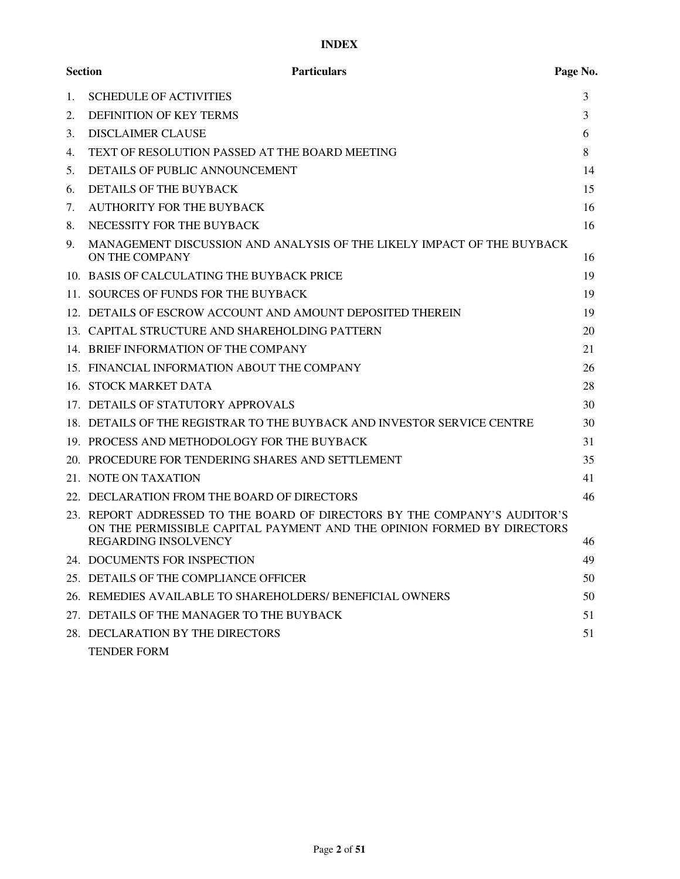# INDEX

| Section | Particulars | Page No. |
|---|---|---|
| 1. | SCHEDULE OF ACTIVITIES | 3 |
| 2. | DEFINITION OF KEY TERMS | 3 |
| 3. | DISCLAIMER CLAUSE | 6 |
| 4. | TEXT OF RESOLUTION PASSED AT THE BOARD MEETING | 8 |
| 5. | DETAILS OF PUBLIC ANNOUNCEMENT | 14 |
| 6. | DETAILS OF THE BUYBACK | 15 |
| 7. | AUTHORITY FOR THE BUYBACK | 16 |
| 8. | NECESSITY FOR THE BUYBACK | 16 |
| 9. | MANAGEMENT DISCUSSION AND ANALYSIS OF THE LIKELY IMPACT OF THE BUYBACK ON THE COMPANY | 16 |
| 10. | BASIS OF CALCULATING THE BUYBACK PRICE | 19 |
| 11. | SOURCES OF FUNDS FOR THE BUYBACK | 19 |
| 12. | DETAILS OF ESCROW ACCOUNT AND AMOUNT DEPOSITED THEREIN | 19 |
| 13. | CAPITAL STRUCTURE AND SHAREHOLDING PATTERN | 20 |
| 14. | BRIEF INFORMATION OF THE COMPANY | 21 |
| 15. | FINANCIAL INFORMATION ABOUT THE COMPANY | 26 |
| 16. | STOCK MARKET DATA | 28 |
| 17. | DETAILS OF STATUTORY APPROVALS | 30 |
| 18. | DETAILS OF THE REGISTRAR TO THE BUYBACK AND INVESTOR SERVICE CENTRE | 30 |
| 19. | PROCESS AND METHODOLOGY FOR THE BUYBACK | 31 |
| 20. | PROCEDURE FOR TENDERING SHARES AND SETTLEMENT | 35 |
| 21. | NOTE ON TAXATION | 41 |
| 22. | DECLARATION FROM THE BOARD OF DIRECTORS | 46 |
| 23. | REPORT ADDRESSED TO THE BOARD OF DIRECTORS BY THE COMPANY'S AUDITOR'S ON THE PERMISSIBLE CAPITAL PAYMENT AND THE OPINION FORMED BY DIRECTORS REGARDING INSOLVENCY | 46 |
| 24. | DOCUMENTS FOR INSPECTION | 49 |
| 25. | DETAILS OF THE COMPLIANCE OFFICER | 50 |
| 26. | REMEDIES AVAILABLE TO SHAREHOLDERS/ BENEFICIAL OWNERS | 50 |
| 27. | DETAILS OF THE MANAGER TO THE BUYBACK | 51 |
| 28. | DECLARATION BY THE DIRECTORS | 51 |
| | TENDER FORM | |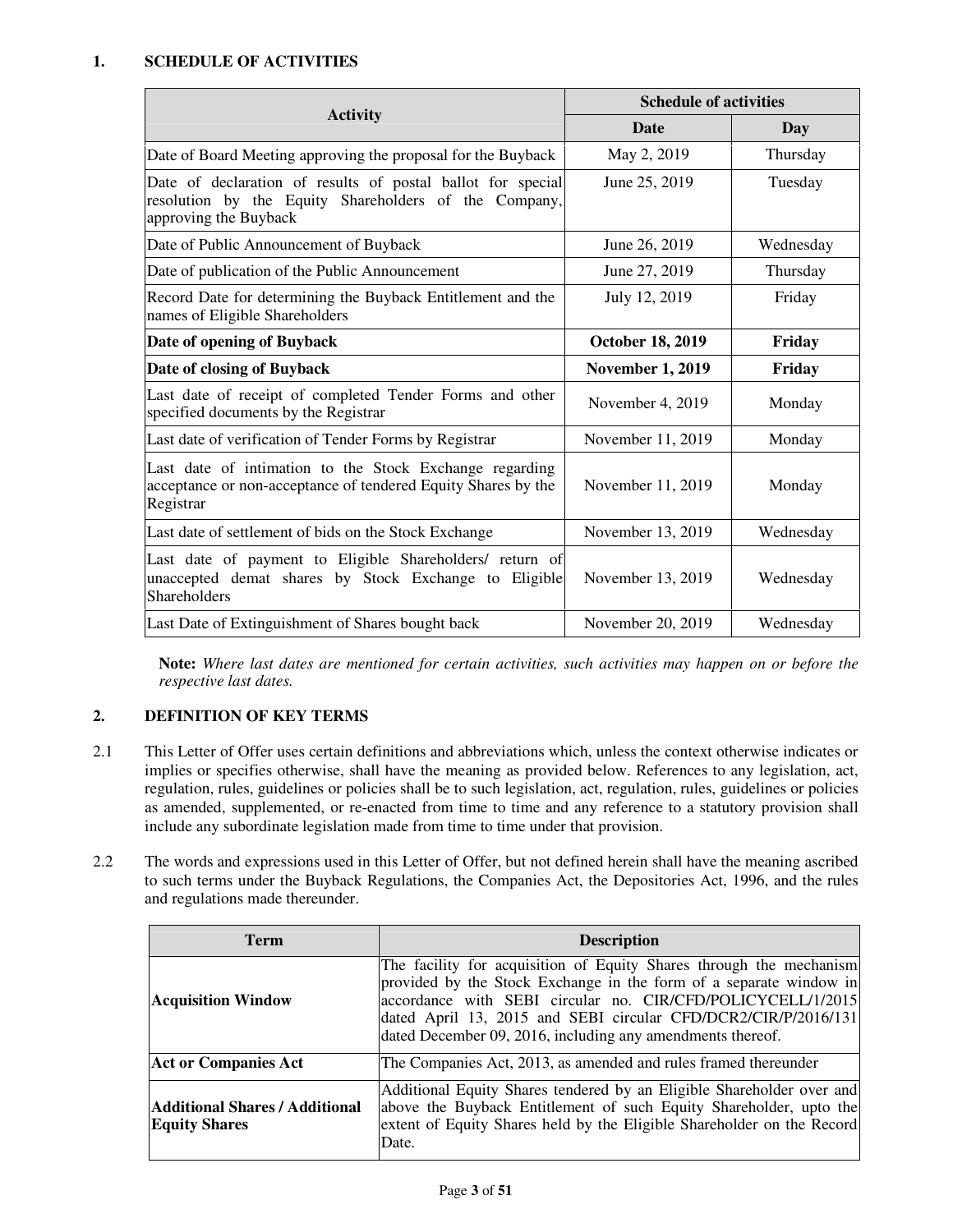## 1. SCHEDULE OF ACTIVITIES

| Activity | Schedule of activities | |
|---|---|---|
| | **Date** | **Day** |
| Date of Board Meeting approving the proposal for the Buyback | May 2, 2019 | Thursday |
| Date of declaration of results of postal ballot for special resolution by the Equity Shareholders of the Company, approving the Buyback | June 25, 2019 | Tuesday |
| Date of Public Announcement of Buyback | June 26, 2019 | Wednesday |
| Date of publication of the Public Announcement | June 27, 2019 | Thursday |
| Record Date for determining the Buyback Entitlement and the names of Eligible Shareholders | July 12, 2019 | Friday |
| **Date of opening of Buyback** | **October 18, 2019** | **Friday** |
| **Date of closing of Buyback** | **November 1, 2019** | **Friday** |
| Last date of receipt of completed Tender Forms and other specified documents by the Registrar | November 4, 2019 | Monday |
| Last date of verification of Tender Forms by Registrar | November 11, 2019 | Monday |
| Last date of intimation to the Stock Exchange regarding acceptance or non-acceptance of tendered Equity Shares by the Registrar | November 11, 2019 | Monday |
| Last date of settlement of bids on the Stock Exchange | November 13, 2019 | Wednesday |
| Last date of payment to Eligible Shareholders/ return of unaccepted demat shares by Stock Exchange to Eligible Shareholders | November 13, 2019 | Wednesday |
| Last Date of Extinguishment of Shares bought back | November 20, 2019 | Wednesday |

**Note:** *Where last dates are mentioned for certain activities, such activities may happen on or before the respective last dates.*

## 2. DEFINITION OF KEY TERMS

2.1 This Letter of Offer uses certain definitions and abbreviations which, unless the context otherwise indicates or implies or specifies otherwise, shall have the meaning as provided below. References to any legislation, act, regulation, rules, guidelines or policies shall be to such legislation, act, regulation, rules, guidelines or policies as amended, supplemented, or re-enacted from time to time and any reference to a statutory provision shall include any subordinate legislation made from time to time under that provision.

2.2 The words and expressions used in this Letter of Offer, but not defined herein shall have the meaning ascribed to such terms under the Buyback Regulations, the Companies Act, the Depositories Act, 1996, and the rules and regulations made thereunder.

| Term | Description |
|---|---|
| **Acquisition Window** | The facility for acquisition of Equity Shares through the mechanism provided by the Stock Exchange in the form of a separate window in accordance with SEBI circular no. CIR/CFD/POLICYCELL/1/2015 dated April 13, 2015 and SEBI circular CFD/DCR2/CIR/P/2016/131 dated December 09, 2016, including any amendments thereof. |
| **Act or Companies Act** | The Companies Act, 2013, as amended and rules framed thereunder |
| **Additional Shares / Additional Equity Shares** | Additional Equity Shares tendered by an Eligible Shareholder over and above the Buyback Entitlement of such Equity Shareholder, upto the extent of Equity Shares held by the Eligible Shareholder on the Record Date. |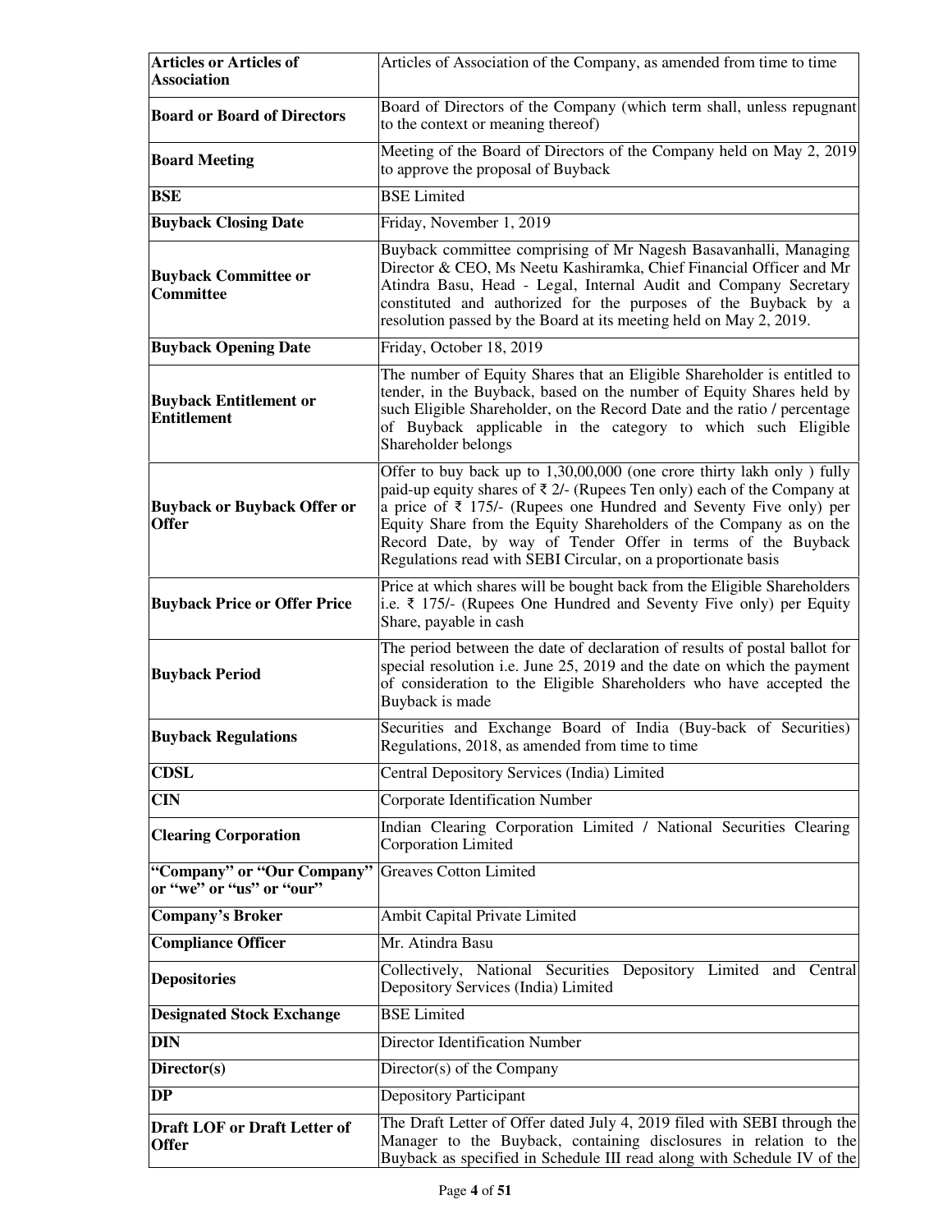| | |
|---|---|
| **Articles or Articles of Association** | Articles of Association of the Company, as amended from time to time |
| **Board or Board of Directors** | Board of Directors of the Company (which term shall, unless repugnant to the context or meaning thereof) |
| **Board Meeting** | Meeting of the Board of Directors of the Company held on May 2, 2019 to approve the proposal of Buyback |
| **BSE** | BSE Limited |
| **Buyback Closing Date** | Friday, November 1, 2019 |
| **Buyback Committee or Committee** | Buyback committee comprising of Mr Nagesh Basavanhalli, Managing Director & CEO, Ms Neetu Kashiramka, Chief Financial Officer and Mr Atindra Basu, Head - Legal, Internal Audit and Company Secretary constituted and authorized for the purposes of the Buyback by a resolution passed by the Board at its meeting held on May 2, 2019. |
| **Buyback Opening Date** | Friday, October 18, 2019 |
| **Buyback Entitlement or Entitlement** | The number of Equity Shares that an Eligible Shareholder is entitled to tender, in the Buyback, based on the number of Equity Shares held by such Eligible Shareholder, on the Record Date and the ratio / percentage of Buyback applicable in the category to which such Eligible Shareholder belongs |
| **Buyback or Buyback Offer or Offer** | Offer to buy back up to 1,30,00,000 (one crore thirty lakh only ) fully paid-up equity shares of ₹ 2/- (Rupees Ten only) each of the Company at a price of ₹ 175/- (Rupees one Hundred and Seventy Five only) per Equity Share from the Equity Shareholders of the Company as on the Record Date, by way of Tender Offer in terms of the Buyback Regulations read with SEBI Circular, on a proportionate basis |
| **Buyback Price or Offer Price** | Price at which shares will be bought back from the Eligible Shareholders i.e. ₹ 175/- (Rupees One Hundred and Seventy Five only) per Equity Share, payable in cash |
| **Buyback Period** | The period between the date of declaration of results of postal ballot for special resolution i.e. June 25, 2019 and the date on which the payment of consideration to the Eligible Shareholders who have accepted the Buyback is made |
| **Buyback Regulations** | Securities and Exchange Board of India (Buy-back of Securities) Regulations, 2018, as amended from time to time |
| **CDSL** | Central Depository Services (India) Limited |
| **CIN** | Corporate Identification Number |
| **Clearing Corporation** | Indian Clearing Corporation Limited / National Securities Clearing Corporation Limited |
| **"Company" or "Our Company" or "we" or "us" or "our"** | Greaves Cotton Limited |
| **Company's Broker** | Ambit Capital Private Limited |
| **Compliance Officer** | Mr. Atindra Basu |
| **Depositories** | Collectively, National Securities Depository Limited and Central Depository Services (India) Limited |
| **Designated Stock Exchange** | BSE Limited |
| **DIN** | Director Identification Number |
| **Director(s)** | Director(s) of the Company |
| **DP** | Depository Participant |
| **Draft LOF or Draft Letter of Offer** | The Draft Letter of Offer dated July 4, 2019 filed with SEBI through the Manager to the Buyback, containing disclosures in relation to the Buyback as specified in Schedule III read along with Schedule IV of the |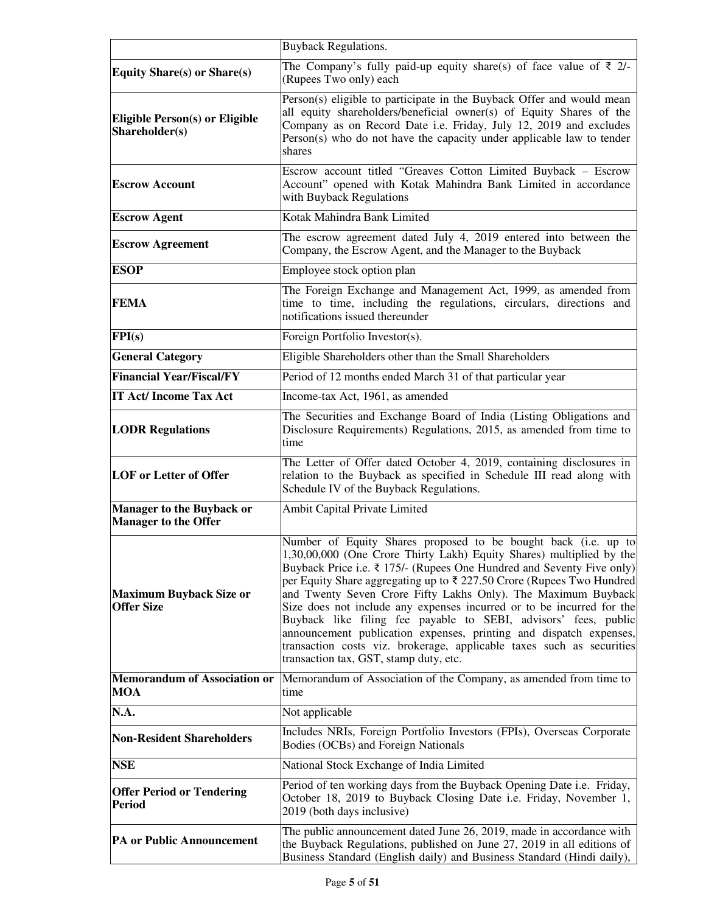| | |
|---|---|
| | Buyback Regulations. |
| **Equity Share(s) or Share(s)** | The Company's fully paid-up equity share(s) of face value of ₹ 2/- (Rupees Two only) each |
| **Eligible Person(s) or Eligible Shareholder(s)** | Person(s) eligible to participate in the Buyback Offer and would mean all equity shareholders/beneficial owner(s) of Equity Shares of the Company as on Record Date i.e. Friday, July 12, 2019 and excludes Person(s) who do not have the capacity under applicable law to tender shares |
| **Escrow Account** | Escrow account titled "Greaves Cotton Limited Buyback – Escrow Account" opened with Kotak Mahindra Bank Limited in accordance with Buyback Regulations |
| **Escrow Agent** | Kotak Mahindra Bank Limited |
| **Escrow Agreement** | The escrow agreement dated July 4, 2019 entered into between the Company, the Escrow Agent, and the Manager to the Buyback |
| **ESOP** | Employee stock option plan |
| **FEMA** | The Foreign Exchange and Management Act, 1999, as amended from time to time, including the regulations, circulars, directions and notifications issued thereunder |
| **FPI(s)** | Foreign Portfolio Investor(s). |
| **General Category** | Eligible Shareholders other than the Small Shareholders |
| **Financial Year/Fiscal/FY** | Period of 12 months ended March 31 of that particular year |
| **IT Act/ Income Tax Act** | Income-tax Act, 1961, as amended |
| **LODR Regulations** | The Securities and Exchange Board of India (Listing Obligations and Disclosure Requirements) Regulations, 2015, as amended from time to time |
| **LOF or Letter of Offer** | The Letter of Offer dated October 4, 2019, containing disclosures in relation to the Buyback as specified in Schedule III read along with Schedule IV of the Buyback Regulations. |
| **Manager to the Buyback or Manager to the Offer** | Ambit Capital Private Limited |
| **Maximum Buyback Size or Offer Size** | Number of Equity Shares proposed to be bought back (i.e. up to 1,30,00,000 (One Crore Thirty Lakh) Equity Shares) multiplied by the Buyback Price i.e. ₹ 175/- (Rupees One Hundred and Seventy Five only) per Equity Share aggregating up to ₹ 227.50 Crore (Rupees Two Hundred and Twenty Seven Crore Fifty Lakhs Only). The Maximum Buyback Size does not include any expenses incurred or to be incurred for the Buyback like filing fee payable to SEBI, advisors' fees, public announcement publication expenses, printing and dispatch expenses, transaction costs viz. brokerage, applicable taxes such as securities transaction tax, GST, stamp duty, etc. |
| **Memorandum of Association or MOA** | Memorandum of Association of the Company, as amended from time to time |
| **N.A.** | Not applicable |
| **Non-Resident Shareholders** | Includes NRIs, Foreign Portfolio Investors (FPIs), Overseas Corporate Bodies (OCBs) and Foreign Nationals |
| **NSE** | National Stock Exchange of India Limited |
| **Offer Period or Tendering Period** | Period of ten working days from the Buyback Opening Date i.e. Friday, October 18, 2019 to Buyback Closing Date i.e. Friday, November 1, 2019 (both days inclusive) |
| **PA or Public Announcement** | The public announcement dated June 26, 2019, made in accordance with the Buyback Regulations, published on June 27, 2019 in all editions of Business Standard (English daily) and Business Standard (Hindi daily), |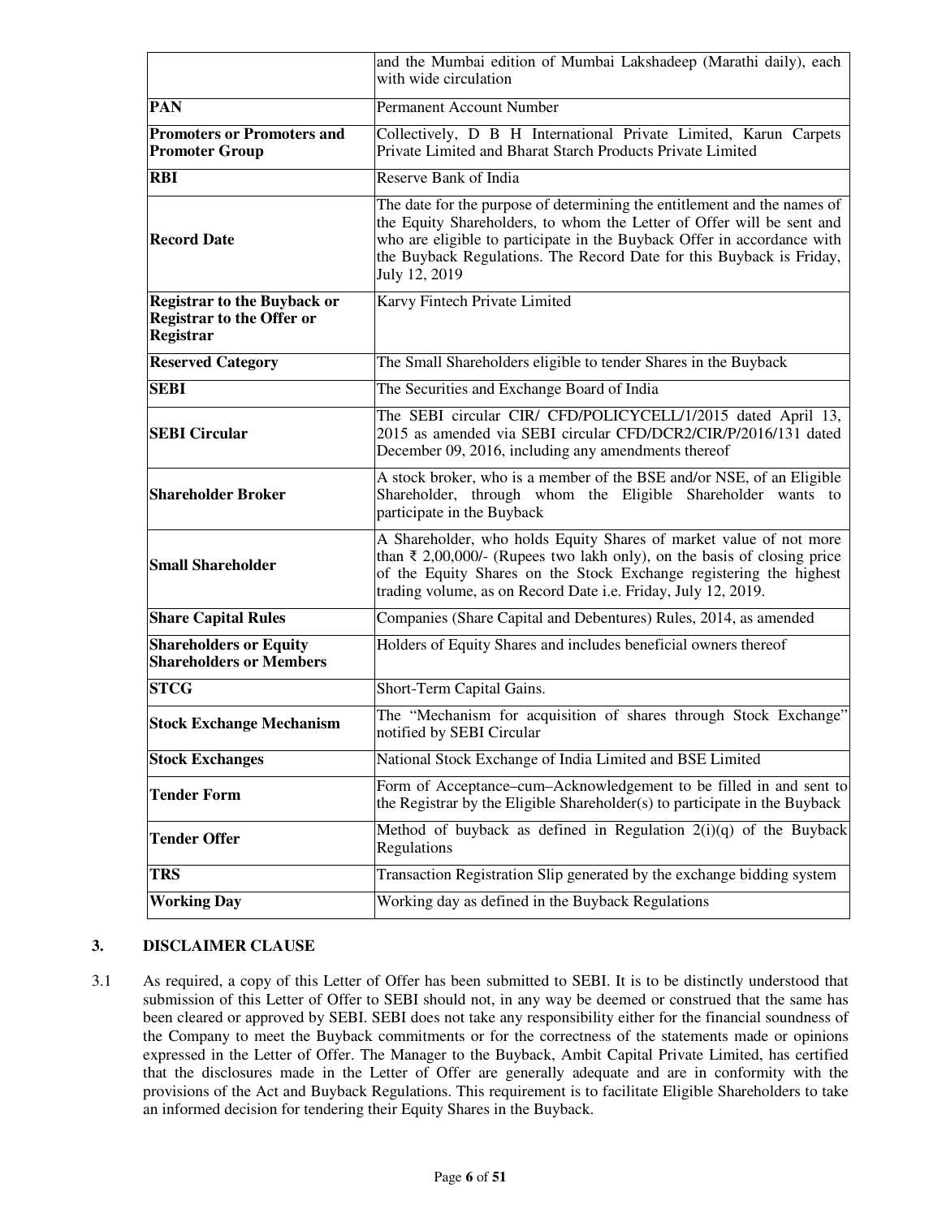| | |
|---|---|
| | and the Mumbai edition of Mumbai Lakshadeep (Marathi daily), each with wide circulation |
| **PAN** | Permanent Account Number |
| **Promoters or Promoters and Promoter Group** | Collectively, D B H International Private Limited, Karun Carpets Private Limited and Bharat Starch Products Private Limited |
| **RBI** | Reserve Bank of India |
| **Record Date** | The date for the purpose of determining the entitlement and the names of the Equity Shareholders, to whom the Letter of Offer will be sent and who are eligible to participate in the Buyback Offer in accordance with the Buyback Regulations. The Record Date for this Buyback is Friday, July 12, 2019 |
| **Registrar to the Buyback or Registrar to the Offer or Registrar** | Karvy Fintech Private Limited |
| **Reserved Category** | The Small Shareholders eligible to tender Shares in the Buyback |
| **SEBI** | The Securities and Exchange Board of India |
| **SEBI Circular** | The SEBI circular CIR/ CFD/POLICYCELL/1/2015 dated April 13, 2015 as amended via SEBI circular CFD/DCR2/CIR/P/2016/131 dated December 09, 2016, including any amendments thereof |
| **Shareholder Broker** | A stock broker, who is a member of the BSE and/or NSE, of an Eligible Shareholder, through whom the Eligible Shareholder wants to participate in the Buyback |
| **Small Shareholder** | A Shareholder, who holds Equity Shares of market value of not more than ₹ 2,00,000/- (Rupees two lakh only), on the basis of closing price of the Equity Shares on the Stock Exchange registering the highest trading volume, as on Record Date i.e. Friday, July 12, 2019. |
| **Share Capital Rules** | Companies (Share Capital and Debentures) Rules, 2014, as amended |
| **Shareholders or Equity Shareholders or Members** | Holders of Equity Shares and includes beneficial owners thereof |
| **STCG** | Short-Term Capital Gains. |
| **Stock Exchange Mechanism** | The "Mechanism for acquisition of shares through Stock Exchange" notified by SEBI Circular |
| **Stock Exchanges** | National Stock Exchange of India Limited and BSE Limited |
| **Tender Form** | Form of Acceptance–cum–Acknowledgement to be filled in and sent to the Registrar by the Eligible Shareholder(s) to participate in the Buyback |
| **Tender Offer** | Method of buyback as defined in Regulation 2(i)(q) of the Buyback Regulations |
| **TRS** | Transaction Registration Slip generated by the exchange bidding system |
| **Working Day** | Working day as defined in the Buyback Regulations |

## 3. DISCLAIMER CLAUSE

3.1 As required, a copy of this Letter of Offer has been submitted to SEBI. It is to be distinctly understood that submission of this Letter of Offer to SEBI should not, in any way be deemed or construed that the same has been cleared or approved by SEBI. SEBI does not take any responsibility either for the financial soundness of the Company to meet the Buyback commitments or for the correctness of the statements made or opinions expressed in the Letter of Offer. The Manager to the Buyback, Ambit Capital Private Limited, has certified that the disclosures made in the Letter of Offer are generally adequate and are in conformity with the provisions of the Act and Buyback Regulations. This requirement is to facilitate Eligible Shareholders to take an informed decision for tendering their Equity Shares in the Buyback.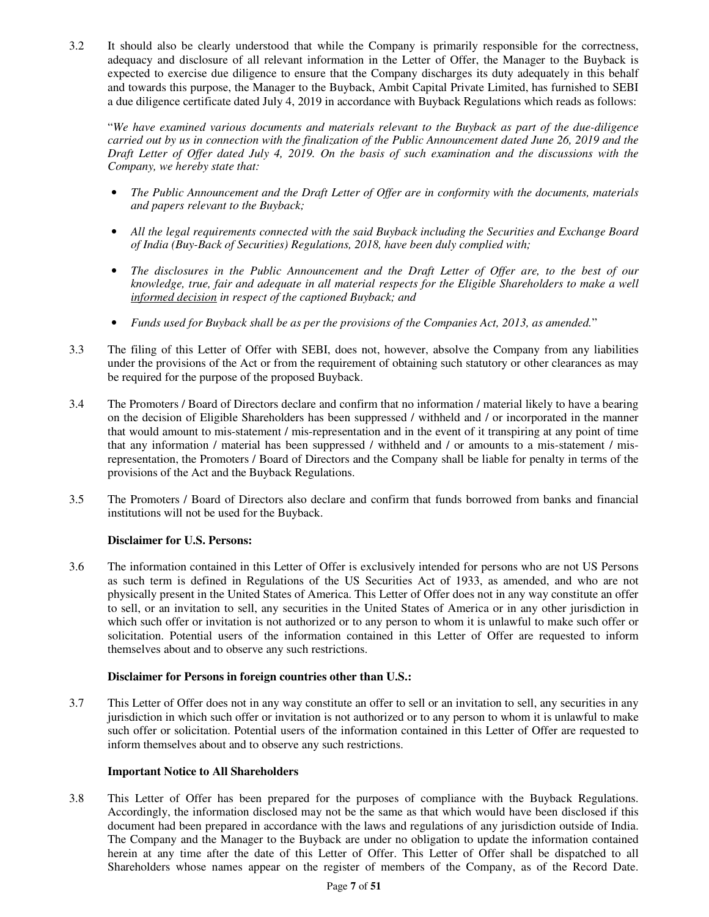3.2 It should also be clearly understood that while the Company is primarily responsible for the correctness, adequacy and disclosure of all relevant information in the Letter of Offer, the Manager to the Buyback is expected to exercise due diligence to ensure that the Company discharges its duty adequately in this behalf and towards this purpose, the Manager to the Buyback, Ambit Capital Private Limited, has furnished to SEBI a due diligence certificate dated July 4, 2019 in accordance with Buyback Regulations which reads as follows:

"*We have examined various documents and materials relevant to the Buyback as part of the due-diligence carried out by us in connection with the finalization of the Public Announcement dated June 26, 2019 and the Draft Letter of Offer dated July 4, 2019. On the basis of such examination and the discussions with the Company, we hereby state that:*

- *The Public Announcement and the Draft Letter of Offer are in conformity with the documents, materials and papers relevant to the Buyback;*
- *All the legal requirements connected with the said Buyback including the Securities and Exchange Board of India (Buy-Back of Securities) Regulations, 2018, have been duly complied with;*
- *The disclosures in the Public Announcement and the Draft Letter of Offer are, to the best of our knowledge, true, fair and adequate in all material respects for the Eligible Shareholders to make a well informed decision in respect of the captioned Buyback; and*
- *Funds used for Buyback shall be as per the provisions of the Companies Act, 2013, as amended.*"

3.3 The filing of this Letter of Offer with SEBI, does not, however, absolve the Company from any liabilities under the provisions of the Act or from the requirement of obtaining such statutory or other clearances as may be required for the purpose of the proposed Buyback.

3.4 The Promoters / Board of Directors declare and confirm that no information / material likely to have a bearing on the decision of Eligible Shareholders has been suppressed / withheld and / or incorporated in the manner that would amount to mis-statement / mis-representation and in the event of it transpiring at any point of time that any information / material has been suppressed / withheld and / or amounts to a mis-statement / mis-representation, the Promoters / Board of Directors and the Company shall be liable for penalty in terms of the provisions of the Act and the Buyback Regulations.

3.5 The Promoters / Board of Directors also declare and confirm that funds borrowed from banks and financial institutions will not be used for the Buyback.

**Disclaimer for U.S. Persons:**

3.6 The information contained in this Letter of Offer is exclusively intended for persons who are not US Persons as such term is defined in Regulations of the US Securities Act of 1933, as amended, and who are not physically present in the United States of America. This Letter of Offer does not in any way constitute an offer to sell, or an invitation to sell, any securities in the United States of America or in any other jurisdiction in which such offer or invitation is not authorized or to any person to whom it is unlawful to make such offer or solicitation. Potential users of the information contained in this Letter of Offer are requested to inform themselves about and to observe any such restrictions.

**Disclaimer for Persons in foreign countries other than U.S.:**

3.7 This Letter of Offer does not in any way constitute an offer to sell or an invitation to sell, any securities in any jurisdiction in which such offer or invitation is not authorized or to any person to whom it is unlawful to make such offer or solicitation. Potential users of the information contained in this Letter of Offer are requested to inform themselves about and to observe any such restrictions.

**Important Notice to All Shareholders**

3.8 This Letter of Offer has been prepared for the purposes of compliance with the Buyback Regulations. Accordingly, the information disclosed may not be the same as that which would have been disclosed if this document had been prepared in accordance with the laws and regulations of any jurisdiction outside of India. The Company and the Manager to the Buyback are under no obligation to update the information contained herein at any time after the date of this Letter of Offer. This Letter of Offer shall be dispatched to all Shareholders whose names appear on the register of members of the Company, as of the Record Date.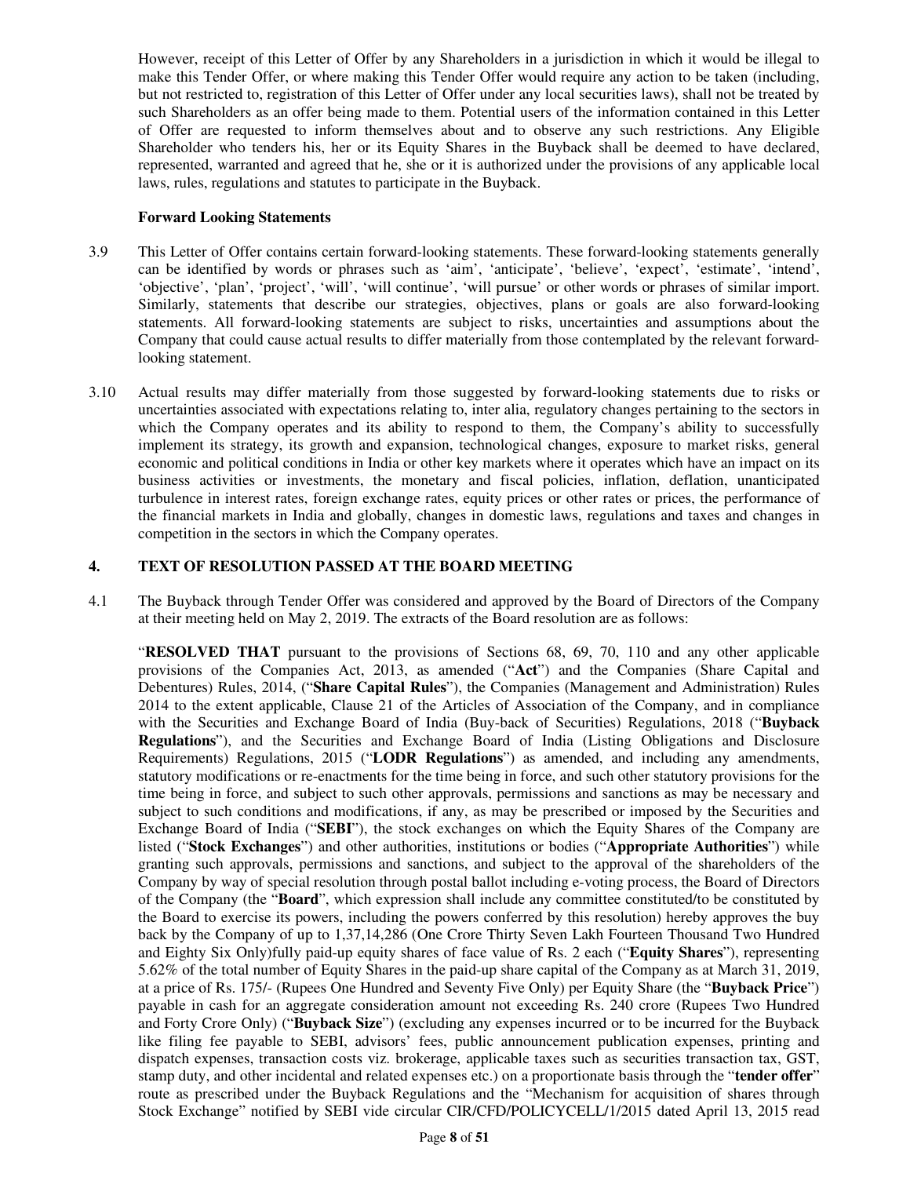However, receipt of this Letter of Offer by any Shareholders in a jurisdiction in which it would be illegal to make this Tender Offer, or where making this Tender Offer would require any action to be taken (including, but not restricted to, registration of this Letter of Offer under any local securities laws), shall not be treated by such Shareholders as an offer being made to them. Potential users of the information contained in this Letter of Offer are requested to inform themselves about and to observe any such restrictions. Any Eligible Shareholder who tenders his, her or its Equity Shares in the Buyback shall be deemed to have declared, represented, warranted and agreed that he, she or it is authorized under the provisions of any applicable local laws, rules, regulations and statutes to participate in the Buyback.

**Forward Looking Statements**

3.9 This Letter of Offer contains certain forward-looking statements. These forward-looking statements generally can be identified by words or phrases such as 'aim', 'anticipate', 'believe', 'expect', 'estimate', 'intend', 'objective', 'plan', 'project', 'will', 'will continue', 'will pursue' or other words or phrases of similar import. Similarly, statements that describe our strategies, objectives, plans or goals are also forward-looking statements. All forward-looking statements are subject to risks, uncertainties and assumptions about the Company that could cause actual results to differ materially from those contemplated by the relevant forward-looking statement.

3.10 Actual results may differ materially from those suggested by forward-looking statements due to risks or uncertainties associated with expectations relating to, inter alia, regulatory changes pertaining to the sectors in which the Company operates and its ability to respond to them, the Company's ability to successfully implement its strategy, its growth and expansion, technological changes, exposure to market risks, general economic and political conditions in India or other key markets where it operates which have an impact on its business activities or investments, the monetary and fiscal policies, inflation, deflation, unanticipated turbulence in interest rates, foreign exchange rates, equity prices or other rates or prices, the performance of the financial markets in India and globally, changes in domestic laws, regulations and taxes and changes in competition in the sectors in which the Company operates.

## 4. TEXT OF RESOLUTION PASSED AT THE BOARD MEETING

4.1 The Buyback through Tender Offer was considered and approved by the Board of Directors of the Company at their meeting held on May 2, 2019. The extracts of the Board resolution are as follows:

"**RESOLVED THAT** pursuant to the provisions of Sections 68, 69, 70, 110 and any other applicable provisions of the Companies Act, 2013, as amended ("**Act**") and the Companies (Share Capital and Debentures) Rules, 2014, ("**Share Capital Rules**"), the Companies (Management and Administration) Rules 2014 to the extent applicable, Clause 21 of the Articles of Association of the Company, and in compliance with the Securities and Exchange Board of India (Buy-back of Securities) Regulations, 2018 ("**Buyback Regulations**"), and the Securities and Exchange Board of India (Listing Obligations and Disclosure Requirements) Regulations, 2015 ("**LODR Regulations**") as amended, and including any amendments, statutory modifications or re-enactments for the time being in force, and such other statutory provisions for the time being in force, and subject to such other approvals, permissions and sanctions as may be necessary and subject to such conditions and modifications, if any, as may be prescribed or imposed by the Securities and Exchange Board of India ("**SEBI**"), the stock exchanges on which the Equity Shares of the Company are listed ("**Stock Exchanges**") and other authorities, institutions or bodies ("**Appropriate Authorities**") while granting such approvals, permissions and sanctions, and subject to the approval of the shareholders of the Company by way of special resolution through postal ballot including e-voting process, the Board of Directors of the Company (the "**Board**", which expression shall include any committee constituted/to be constituted by the Board to exercise its powers, including the powers conferred by this resolution) hereby approves the buy back by the Company of up to 1,37,14,286 (One Crore Thirty Seven Lakh Fourteen Thousand Two Hundred and Eighty Six Only)fully paid-up equity shares of face value of Rs. 2 each ("**Equity Shares**"), representing 5.62% of the total number of Equity Shares in the paid-up share capital of the Company as at March 31, 2019, at a price of Rs. 175/- (Rupees One Hundred and Seventy Five Only) per Equity Share (the "**Buyback Price**") payable in cash for an aggregate consideration amount not exceeding Rs. 240 crore (Rupees Two Hundred and Forty Crore Only) ("**Buyback Size**") (excluding any expenses incurred or to be incurred for the Buyback like filing fee payable to SEBI, advisors' fees, public announcement publication expenses, printing and dispatch expenses, transaction costs viz. brokerage, applicable taxes such as securities transaction tax, GST, stamp duty, and other incidental and related expenses etc.) on a proportionate basis through the "**tender offer**" route as prescribed under the Buyback Regulations and the "Mechanism for acquisition of shares through Stock Exchange" notified by SEBI vide circular CIR/CFD/POLICYCELL/1/2015 dated April 13, 2015 read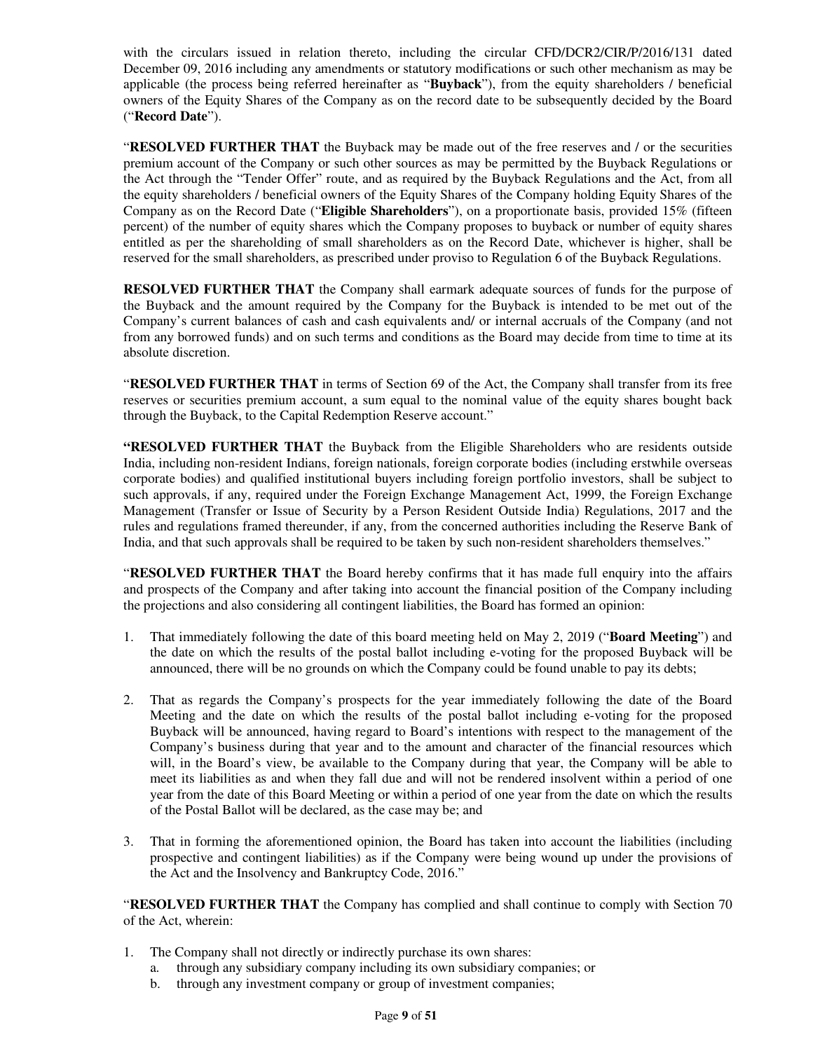with the circulars issued in relation thereto, including the circular CFD/DCR2/CIR/P/2016/131 dated December 09, 2016 including any amendments or statutory modifications or such other mechanism as may be applicable (the process being referred hereinafter as "**Buyback**"), from the equity shareholders / beneficial owners of the Equity Shares of the Company as on the record date to be subsequently decided by the Board ("**Record Date**").

"**RESOLVED FURTHER THAT** the Buyback may be made out of the free reserves and / or the securities premium account of the Company or such other sources as may be permitted by the Buyback Regulations or the Act through the "Tender Offer" route, and as required by the Buyback Regulations and the Act, from all the equity shareholders / beneficial owners of the Equity Shares of the Company holding Equity Shares of the Company as on the Record Date ("**Eligible Shareholders**"), on a proportionate basis, provided 15% (fifteen percent) of the number of equity shares which the Company proposes to buyback or number of equity shares entitled as per the shareholding of small shareholders as on the Record Date, whichever is higher, shall be reserved for the small shareholders, as prescribed under proviso to Regulation 6 of the Buyback Regulations.

**RESOLVED FURTHER THAT** the Company shall earmark adequate sources of funds for the purpose of the Buyback and the amount required by the Company for the Buyback is intended to be met out of the Company's current balances of cash and cash equivalents and/ or internal accruals of the Company (and not from any borrowed funds) and on such terms and conditions as the Board may decide from time to time at its absolute discretion.

"**RESOLVED FURTHER THAT** in terms of Section 69 of the Act, the Company shall transfer from its free reserves or securities premium account, a sum equal to the nominal value of the equity shares bought back through the Buyback, to the Capital Redemption Reserve account."

**"RESOLVED FURTHER THAT** the Buyback from the Eligible Shareholders who are residents outside India, including non-resident Indians, foreign nationals, foreign corporate bodies (including erstwhile overseas corporate bodies) and qualified institutional buyers including foreign portfolio investors, shall be subject to such approvals, if any, required under the Foreign Exchange Management Act, 1999, the Foreign Exchange Management (Transfer or Issue of Security by a Person Resident Outside India) Regulations, 2017 and the rules and regulations framed thereunder, if any, from the concerned authorities including the Reserve Bank of India, and that such approvals shall be required to be taken by such non-resident shareholders themselves."

"**RESOLVED FURTHER THAT** the Board hereby confirms that it has made full enquiry into the affairs and prospects of the Company and after taking into account the financial position of the Company including the projections and also considering all contingent liabilities, the Board has formed an opinion:

1. That immediately following the date of this board meeting held on May 2, 2019 ("**Board Meeting**") and the date on which the results of the postal ballot including e-voting for the proposed Buyback will be announced, there will be no grounds on which the Company could be found unable to pay its debts;

2. That as regards the Company's prospects for the year immediately following the date of the Board Meeting and the date on which the results of the postal ballot including e-voting for the proposed Buyback will be announced, having regard to Board's intentions with respect to the management of the Company's business during that year and to the amount and character of the financial resources which will, in the Board's view, be available to the Company during that year, the Company will be able to meet its liabilities as and when they fall due and will not be rendered insolvent within a period of one year from the date of this Board Meeting or within a period of one year from the date on which the results of the Postal Ballot will be declared, as the case may be; and

3. That in forming the aforementioned opinion, the Board has taken into account the liabilities (including prospective and contingent liabilities) as if the Company were being wound up under the provisions of the Act and the Insolvency and Bankruptcy Code, 2016."

"**RESOLVED FURTHER THAT** the Company has complied and shall continue to comply with Section 70 of the Act, wherein:

1. The Company shall not directly or indirectly purchase its own shares:
   a. through any subsidiary company including its own subsidiary companies; or
   b. through any investment company or group of investment companies;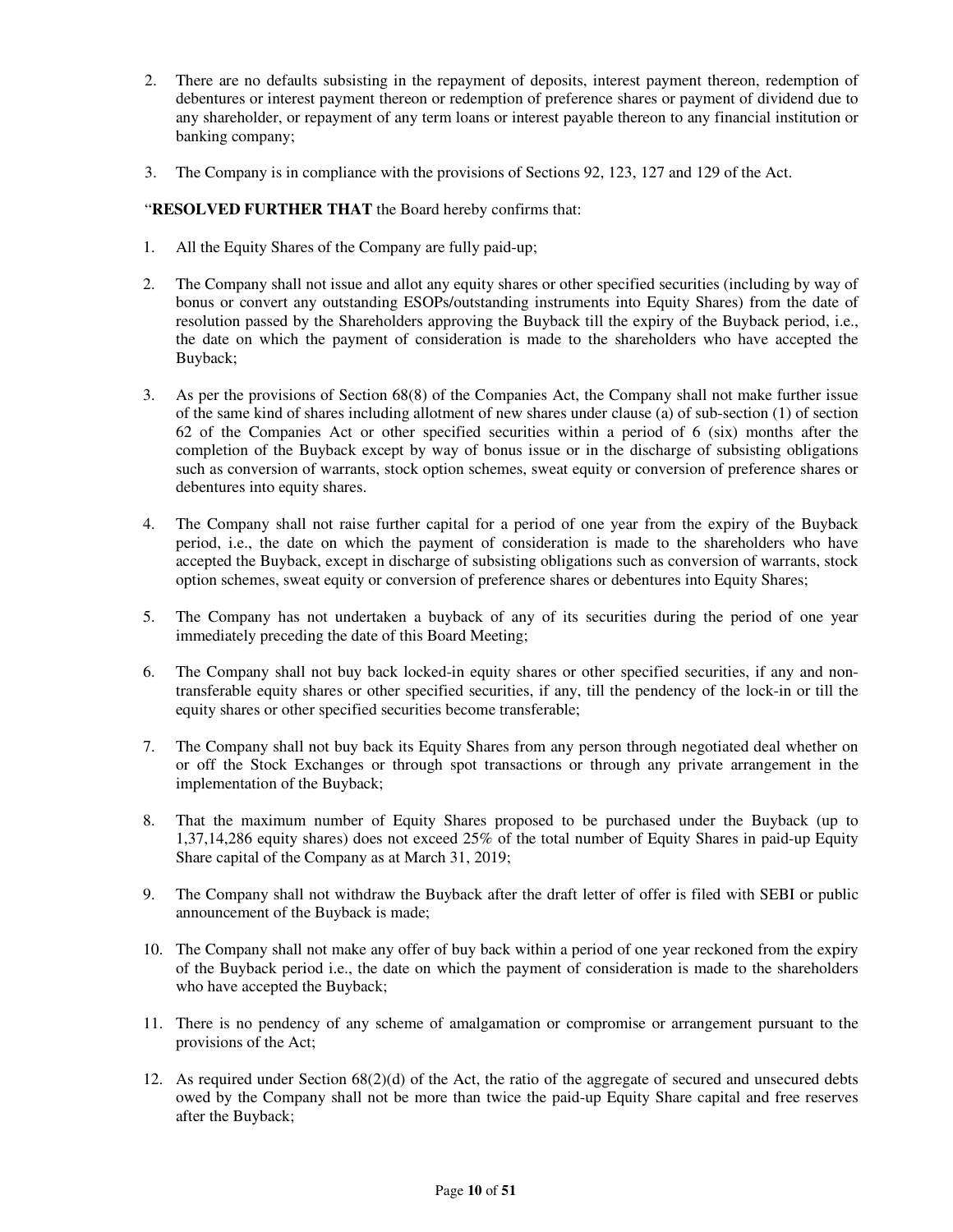2. There are no defaults subsisting in the repayment of deposits, interest payment thereon, redemption of debentures or interest payment thereon or redemption of preference shares or payment of dividend due to any shareholder, or repayment of any term loans or interest payable thereon to any financial institution or banking company;

3. The Company is in compliance with the provisions of Sections 92, 123, 127 and 129 of the Act.

"**RESOLVED FURTHER THAT** the Board hereby confirms that:

1. All the Equity Shares of the Company are fully paid-up;

2. The Company shall not issue and allot any equity shares or other specified securities (including by way of bonus or convert any outstanding ESOPs/outstanding instruments into Equity Shares) from the date of resolution passed by the Shareholders approving the Buyback till the expiry of the Buyback period, i.e., the date on which the payment of consideration is made to the shareholders who have accepted the Buyback;

3. As per the provisions of Section 68(8) of the Companies Act, the Company shall not make further issue of the same kind of shares including allotment of new shares under clause (a) of sub-section (1) of section 62 of the Companies Act or other specified securities within a period of 6 (six) months after the completion of the Buyback except by way of bonus issue or in the discharge of subsisting obligations such as conversion of warrants, stock option schemes, sweat equity or conversion of preference shares or debentures into equity shares.

4. The Company shall not raise further capital for a period of one year from the expiry of the Buyback period, i.e., the date on which the payment of consideration is made to the shareholders who have accepted the Buyback, except in discharge of subsisting obligations such as conversion of warrants, stock option schemes, sweat equity or conversion of preference shares or debentures into Equity Shares;

5. The Company has not undertaken a buyback of any of its securities during the period of one year immediately preceding the date of this Board Meeting;

6. The Company shall not buy back locked-in equity shares or other specified securities, if any and non-transferable equity shares or other specified securities, if any, till the pendency of the lock-in or till the equity shares or other specified securities become transferable;

7. The Company shall not buy back its Equity Shares from any person through negotiated deal whether on or off the Stock Exchanges or through spot transactions or through any private arrangement in the implementation of the Buyback;

8. That the maximum number of Equity Shares proposed to be purchased under the Buyback (up to 1,37,14,286 equity shares) does not exceed 25% of the total number of Equity Shares in paid-up Equity Share capital of the Company as at March 31, 2019;

9. The Company shall not withdraw the Buyback after the draft letter of offer is filed with SEBI or public announcement of the Buyback is made;

10. The Company shall not make any offer of buy back within a period of one year reckoned from the expiry of the Buyback period i.e., the date on which the payment of consideration is made to the shareholders who have accepted the Buyback;

11. There is no pendency of any scheme of amalgamation or compromise or arrangement pursuant to the provisions of the Act;

12. As required under Section 68(2)(d) of the Act, the ratio of the aggregate of secured and unsecured debts owed by the Company shall not be more than twice the paid-up Equity Share capital and free reserves after the Buyback;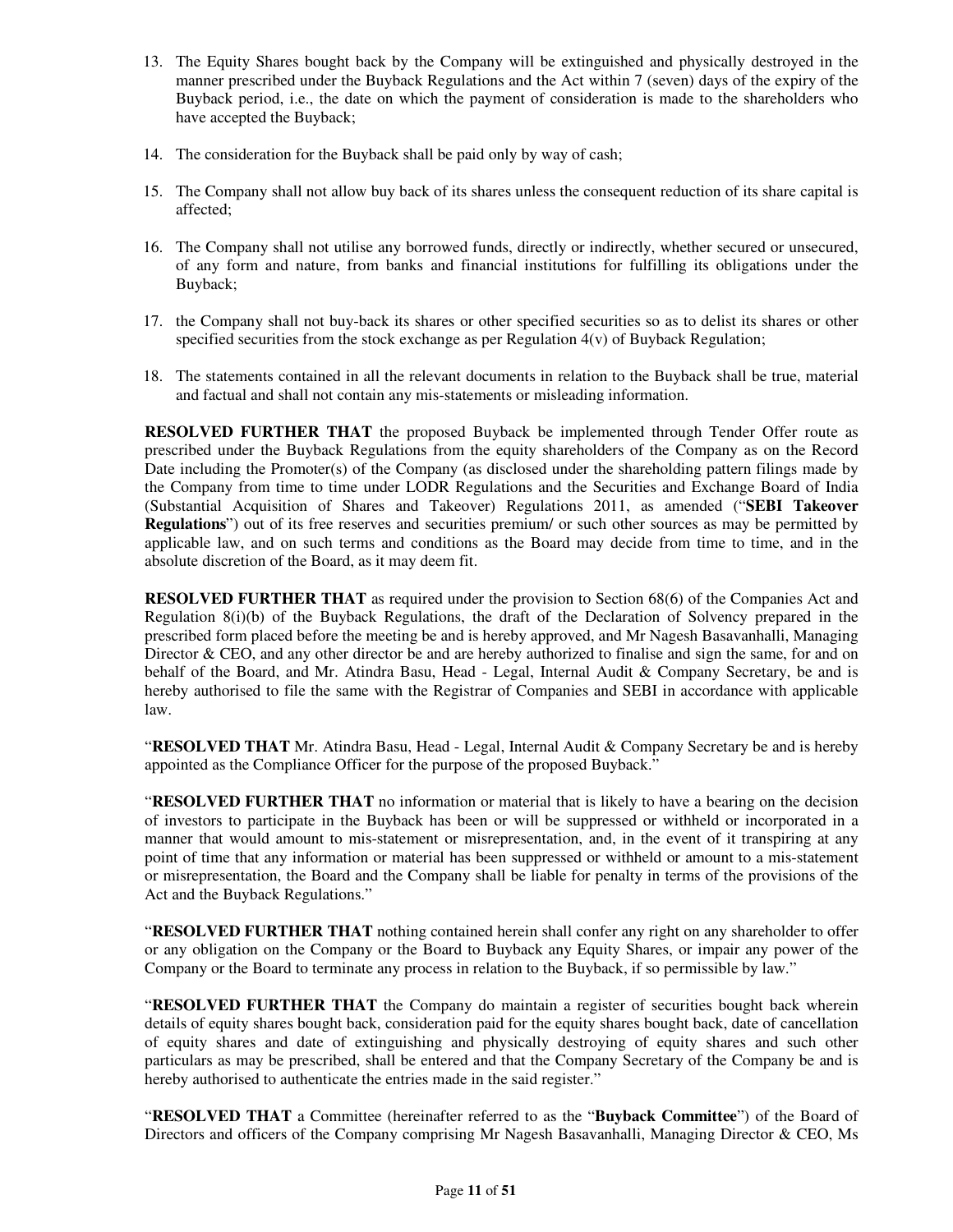13. The Equity Shares bought back by the Company will be extinguished and physically destroyed in the manner prescribed under the Buyback Regulations and the Act within 7 (seven) days of the expiry of the Buyback period, i.e., the date on which the payment of consideration is made to the shareholders who have accepted the Buyback;

14. The consideration for the Buyback shall be paid only by way of cash;

15. The Company shall not allow buy back of its shares unless the consequent reduction of its share capital is affected;

16. The Company shall not utilise any borrowed funds, directly or indirectly, whether secured or unsecured, of any form and nature, from banks and financial institutions for fulfilling its obligations under the Buyback;

17. the Company shall not buy-back its shares or other specified securities so as to delist its shares or other specified securities from the stock exchange as per Regulation 4(v) of Buyback Regulation;

18. The statements contained in all the relevant documents in relation to the Buyback shall be true, material and factual and shall not contain any mis-statements or misleading information.

**RESOLVED FURTHER THAT** the proposed Buyback be implemented through Tender Offer route as prescribed under the Buyback Regulations from the equity shareholders of the Company as on the Record Date including the Promoter(s) of the Company (as disclosed under the shareholding pattern filings made by the Company from time to time under LODR Regulations and the Securities and Exchange Board of India (Substantial Acquisition of Shares and Takeover) Regulations 2011, as amended ("**SEBI Takeover Regulations**") out of its free reserves and securities premium/ or such other sources as may be permitted by applicable law, and on such terms and conditions as the Board may decide from time to time, and in the absolute discretion of the Board, as it may deem fit.

**RESOLVED FURTHER THAT** as required under the provision to Section 68(6) of the Companies Act and Regulation 8(i)(b) of the Buyback Regulations, the draft of the Declaration of Solvency prepared in the prescribed form placed before the meeting be and is hereby approved, and Mr Nagesh Basavanhalli, Managing Director & CEO, and any other director be and are hereby authorized to finalise and sign the same, for and on behalf of the Board, and Mr. Atindra Basu, Head - Legal, Internal Audit & Company Secretary, be and is hereby authorised to file the same with the Registrar of Companies and SEBI in accordance with applicable law.

"**RESOLVED THAT** Mr. Atindra Basu, Head - Legal, Internal Audit & Company Secretary be and is hereby appointed as the Compliance Officer for the purpose of the proposed Buyback."

"**RESOLVED FURTHER THAT** no information or material that is likely to have a bearing on the decision of investors to participate in the Buyback has been or will be suppressed or withheld or incorporated in a manner that would amount to mis-statement or misrepresentation, and, in the event of it transpiring at any point of time that any information or material has been suppressed or withheld or amount to a mis-statement or misrepresentation, the Board and the Company shall be liable for penalty in terms of the provisions of the Act and the Buyback Regulations."

"**RESOLVED FURTHER THAT** nothing contained herein shall confer any right on any shareholder to offer or any obligation on the Company or the Board to Buyback any Equity Shares, or impair any power of the Company or the Board to terminate any process in relation to the Buyback, if so permissible by law."

"**RESOLVED FURTHER THAT** the Company do maintain a register of securities bought back wherein details of equity shares bought back, consideration paid for the equity shares bought back, date of cancellation of equity shares and date of extinguishing and physically destroying of equity shares and such other particulars as may be prescribed, shall be entered and that the Company Secretary of the Company be and is hereby authorised to authenticate the entries made in the said register."

"**RESOLVED THAT** a Committee (hereinafter referred to as the "**Buyback Committee**") of the Board of Directors and officers of the Company comprising Mr Nagesh Basavanhalli, Managing Director & CEO, Ms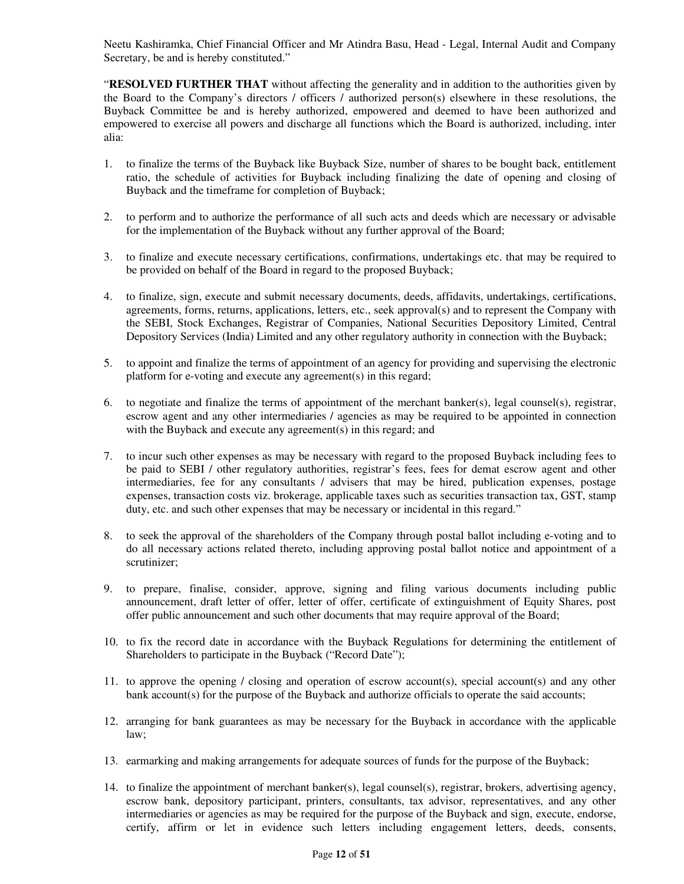Neetu Kashiramka, Chief Financial Officer and Mr Atindra Basu, Head - Legal, Internal Audit and Company Secretary, be and is hereby constituted."

"**RESOLVED FURTHER THAT** without affecting the generality and in addition to the authorities given by the Board to the Company's directors / officers / authorized person(s) elsewhere in these resolutions, the Buyback Committee be and is hereby authorized, empowered and deemed to have been authorized and empowered to exercise all powers and discharge all functions which the Board is authorized, including, inter alia:

1. to finalize the terms of the Buyback like Buyback Size, number of shares to be bought back, entitlement ratio, the schedule of activities for Buyback including finalizing the date of opening and closing of Buyback and the timeframe for completion of Buyback;

2. to perform and to authorize the performance of all such acts and deeds which are necessary or advisable for the implementation of the Buyback without any further approval of the Board;

3. to finalize and execute necessary certifications, confirmations, undertakings etc. that may be required to be provided on behalf of the Board in regard to the proposed Buyback;

4. to finalize, sign, execute and submit necessary documents, deeds, affidavits, undertakings, certifications, agreements, forms, returns, applications, letters, etc., seek approval(s) and to represent the Company with the SEBI, Stock Exchanges, Registrar of Companies, National Securities Depository Limited, Central Depository Services (India) Limited and any other regulatory authority in connection with the Buyback;

5. to appoint and finalize the terms of appointment of an agency for providing and supervising the electronic platform for e-voting and execute any agreement(s) in this regard;

6. to negotiate and finalize the terms of appointment of the merchant banker(s), legal counsel(s), registrar, escrow agent and any other intermediaries / agencies as may be required to be appointed in connection with the Buyback and execute any agreement(s) in this regard; and

7. to incur such other expenses as may be necessary with regard to the proposed Buyback including fees to be paid to SEBI / other regulatory authorities, registrar's fees, fees for demat escrow agent and other intermediaries, fee for any consultants / advisers that may be hired, publication expenses, postage expenses, transaction costs viz. brokerage, applicable taxes such as securities transaction tax, GST, stamp duty, etc. and such other expenses that may be necessary or incidental in this regard."

8. to seek the approval of the shareholders of the Company through postal ballot including e-voting and to do all necessary actions related thereto, including approving postal ballot notice and appointment of a scrutinizer;

9. to prepare, finalise, consider, approve, signing and filing various documents including public announcement, draft letter of offer, letter of offer, certificate of extinguishment of Equity Shares, post offer public announcement and such other documents that may require approval of the Board;

10. to fix the record date in accordance with the Buyback Regulations for determining the entitlement of Shareholders to participate in the Buyback ("Record Date");

11. to approve the opening / closing and operation of escrow account(s), special account(s) and any other bank account(s) for the purpose of the Buyback and authorize officials to operate the said accounts;

12. arranging for bank guarantees as may be necessary for the Buyback in accordance with the applicable law;

13. earmarking and making arrangements for adequate sources of funds for the purpose of the Buyback;

14. to finalize the appointment of merchant banker(s), legal counsel(s), registrar, brokers, advertising agency, escrow bank, depository participant, printers, consultants, tax advisor, representatives, and any other intermediaries or agencies as may be required for the purpose of the Buyback and sign, execute, endorse, certify, affirm or let in evidence such letters including engagement letters, deeds, consents,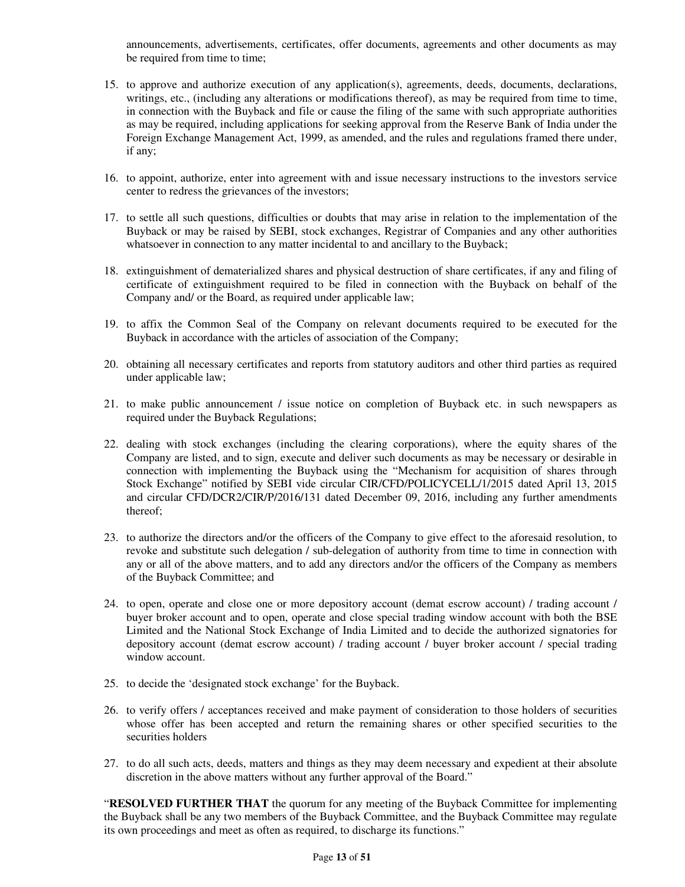announcements, advertisements, certificates, offer documents, agreements and other documents as may be required from time to time;

15. to approve and authorize execution of any application(s), agreements, deeds, documents, declarations, writings, etc., (including any alterations or modifications thereof), as may be required from time to time, in connection with the Buyback and file or cause the filing of the same with such appropriate authorities as may be required, including applications for seeking approval from the Reserve Bank of India under the Foreign Exchange Management Act, 1999, as amended, and the rules and regulations framed there under, if any;

16. to appoint, authorize, enter into agreement with and issue necessary instructions to the investors service center to redress the grievances of the investors;

17. to settle all such questions, difficulties or doubts that may arise in relation to the implementation of the Buyback or may be raised by SEBI, stock exchanges, Registrar of Companies and any other authorities whatsoever in connection to any matter incidental to and ancillary to the Buyback;

18. extinguishment of dematerialized shares and physical destruction of share certificates, if any and filing of certificate of extinguishment required to be filed in connection with the Buyback on behalf of the Company and/ or the Board, as required under applicable law;

19. to affix the Common Seal of the Company on relevant documents required to be executed for the Buyback in accordance with the articles of association of the Company;

20. obtaining all necessary certificates and reports from statutory auditors and other third parties as required under applicable law;

21. to make public announcement / issue notice on completion of Buyback etc. in such newspapers as required under the Buyback Regulations;

22. dealing with stock exchanges (including the clearing corporations), where the equity shares of the Company are listed, and to sign, execute and deliver such documents as may be necessary or desirable in connection with implementing the Buyback using the "Mechanism for acquisition of shares through Stock Exchange" notified by SEBI vide circular CIR/CFD/POLICYCELL/1/2015 dated April 13, 2015 and circular CFD/DCR2/CIR/P/2016/131 dated December 09, 2016, including any further amendments thereof;

23. to authorize the directors and/or the officers of the Company to give effect to the aforesaid resolution, to revoke and substitute such delegation / sub-delegation of authority from time to time in connection with any or all of the above matters, and to add any directors and/or the officers of the Company as members of the Buyback Committee; and

24. to open, operate and close one or more depository account (demat escrow account) / trading account / buyer broker account and to open, operate and close special trading window account with both the BSE Limited and the National Stock Exchange of India Limited and to decide the authorized signatories for depository account (demat escrow account) / trading account / buyer broker account / special trading window account.

25. to decide the 'designated stock exchange' for the Buyback.

26. to verify offers / acceptances received and make payment of consideration to those holders of securities whose offer has been accepted and return the remaining shares or other specified securities to the securities holders

27. to do all such acts, deeds, matters and things as they may deem necessary and expedient at their absolute discretion in the above matters without any further approval of the Board."

"**RESOLVED FURTHER THAT** the quorum for any meeting of the Buyback Committee for implementing the Buyback shall be any two members of the Buyback Committee, and the Buyback Committee may regulate its own proceedings and meet as often as required, to discharge its functions."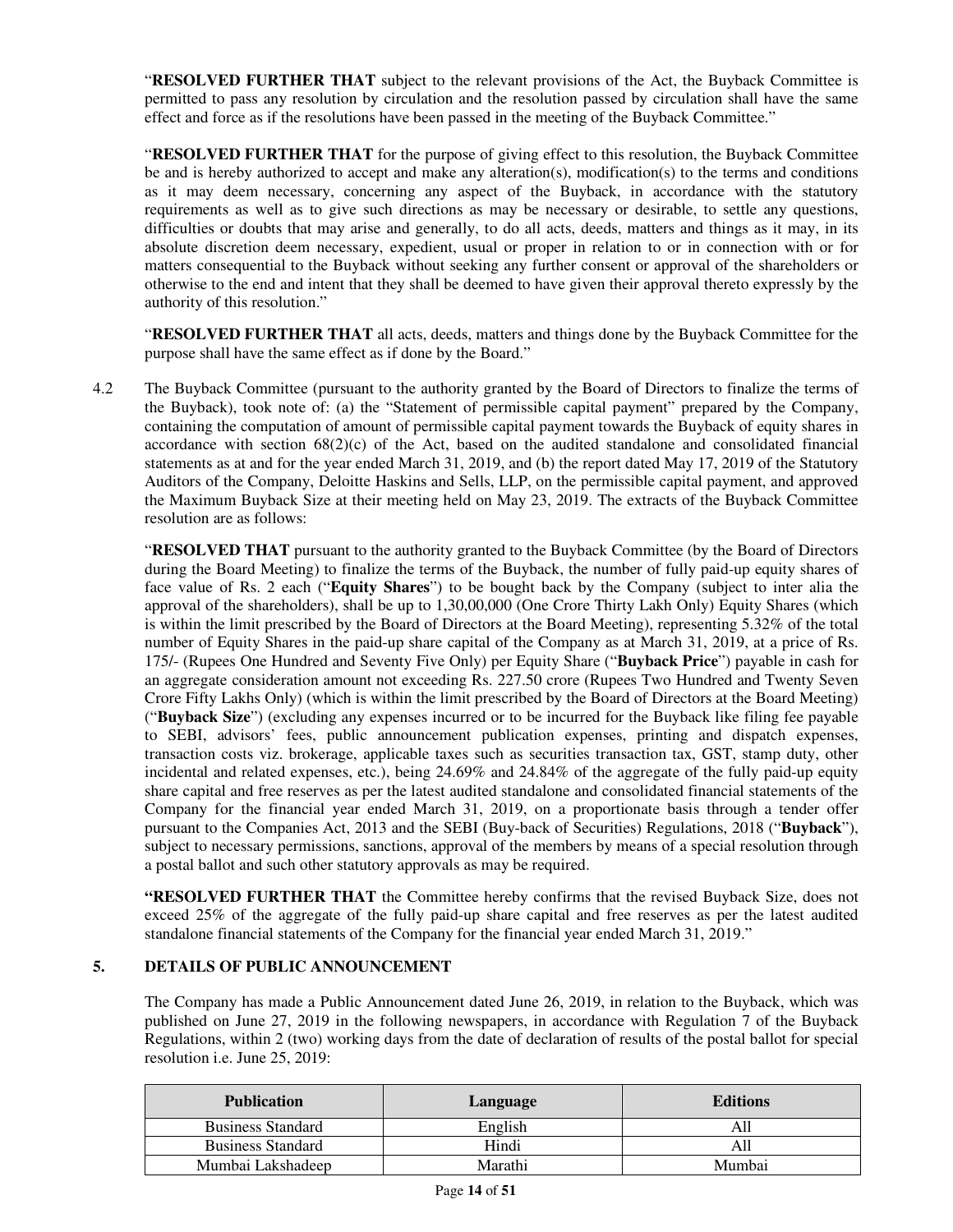"**RESOLVED FURTHER THAT** subject to the relevant provisions of the Act, the Buyback Committee is permitted to pass any resolution by circulation and the resolution passed by circulation shall have the same effect and force as if the resolutions have been passed in the meeting of the Buyback Committee."

"**RESOLVED FURTHER THAT** for the purpose of giving effect to this resolution, the Buyback Committee be and is hereby authorized to accept and make any alteration(s), modification(s) to the terms and conditions as it may deem necessary, concerning any aspect of the Buyback, in accordance with the statutory requirements as well as to give such directions as may be necessary or desirable, to settle any questions, difficulties or doubts that may arise and generally, to do all acts, deeds, matters and things as it may, in its absolute discretion deem necessary, expedient, usual or proper in relation to or in connection with or for matters consequential to the Buyback without seeking any further consent or approval of the shareholders or otherwise to the end and intent that they shall be deemed to have given their approval thereto expressly by the authority of this resolution."

"**RESOLVED FURTHER THAT** all acts, deeds, matters and things done by the Buyback Committee for the purpose shall have the same effect as if done by the Board."

4.2 The Buyback Committee (pursuant to the authority granted by the Board of Directors to finalize the terms of the Buyback), took note of: (a) the "Statement of permissible capital payment" prepared by the Company, containing the computation of amount of permissible capital payment towards the Buyback of equity shares in accordance with section 68(2)(c) of the Act, based on the audited standalone and consolidated financial statements as at and for the year ended March 31, 2019, and (b) the report dated May 17, 2019 of the Statutory Auditors of the Company, Deloitte Haskins and Sells, LLP, on the permissible capital payment, and approved the Maximum Buyback Size at their meeting held on May 23, 2019. The extracts of the Buyback Committee resolution are as follows:

"**RESOLVED THAT** pursuant to the authority granted to the Buyback Committee (by the Board of Directors during the Board Meeting) to finalize the terms of the Buyback, the number of fully paid-up equity shares of face value of Rs. 2 each ("**Equity Shares**") to be bought back by the Company (subject to inter alia the approval of the shareholders), shall be up to 1,30,00,000 (One Crore Thirty Lakh Only) Equity Shares (which is within the limit prescribed by the Board of Directors at the Board Meeting), representing 5.32% of the total number of Equity Shares in the paid-up share capital of the Company as at March 31, 2019, at a price of Rs. 175/- (Rupees One Hundred and Seventy Five Only) per Equity Share ("**Buyback Price**") payable in cash for an aggregate consideration amount not exceeding Rs. 227.50 crore (Rupees Two Hundred and Twenty Seven Crore Fifty Lakhs Only) (which is within the limit prescribed by the Board of Directors at the Board Meeting) ("**Buyback Size**") (excluding any expenses incurred or to be incurred for the Buyback like filing fee payable to SEBI, advisors' fees, public announcement publication expenses, printing and dispatch expenses, transaction costs viz. brokerage, applicable taxes such as securities transaction tax, GST, stamp duty, other incidental and related expenses, etc.), being 24.69% and 24.84% of the aggregate of the fully paid-up equity share capital and free reserves as per the latest audited standalone and consolidated financial statements of the Company for the financial year ended March 31, 2019, on a proportionate basis through a tender offer pursuant to the Companies Act, 2013 and the SEBI (Buy-back of Securities) Regulations, 2018 ("**Buyback**"), subject to necessary permissions, sanctions, approval of the members by means of a special resolution through a postal ballot and such other statutory approvals as may be required.

**"RESOLVED FURTHER THAT** the Committee hereby confirms that the revised Buyback Size, does not exceed 25% of the aggregate of the fully paid-up share capital and free reserves as per the latest audited standalone financial statements of the Company for the financial year ended March 31, 2019."

## 5. DETAILS OF PUBLIC ANNOUNCEMENT

The Company has made a Public Announcement dated June 26, 2019, in relation to the Buyback, which was published on June 27, 2019 in the following newspapers, in accordance with Regulation 7 of the Buyback Regulations, within 2 (two) working days from the date of declaration of results of the postal ballot for special resolution i.e. June 25, 2019:

| Publication | Language | Editions |
|---|---|---|
| Business Standard | English | All |
| Business Standard | Hindi | All |
| Mumbai Lakshadeep | Marathi | Mumbai |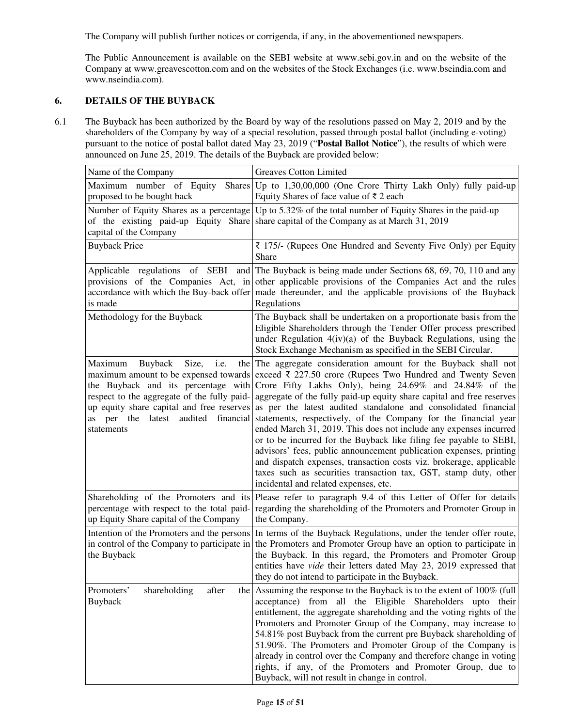The Company will publish further notices or corrigenda, if any, in the abovementioned newspapers.

The Public Announcement is available on the SEBI website at www.sebi.gov.in and on the website of the Company at www.greavescotton.com and on the websites of the Stock Exchanges (i.e. www.bseindia.com and www.nseindia.com).

## 6. DETAILS OF THE BUYBACK

6.1 The Buyback has been authorized by the Board by way of the resolutions passed on May 2, 2019 and by the shareholders of the Company by way of a special resolution, passed through postal ballot (including e-voting) pursuant to the notice of postal ballot dated May 23, 2019 ("**Postal Ballot Notice**"), the results of which were announced on June 25, 2019. The details of the Buyback are provided below:

| Name of the Company | Greaves Cotton Limited |
|---|---|
| Maximum number of Equity Shares proposed to be bought back | Up to 1,30,00,000 (One Crore Thirty Lakh Only) fully paid-up Equity Shares of face value of ₹ 2 each |
| Number of Equity Shares as a percentage of the existing paid-up Equity Share capital of the Company | Up to 5.32% of the total number of Equity Shares in the paid-up share capital of the Company as at March 31, 2019 |
| Buyback Price | ₹ 175/- (Rupees One Hundred and Seventy Five Only) per Equity Share |
| Applicable regulations of SEBI and provisions of the Companies Act, in accordance with which the Buy-back offer is made | The Buyback is being made under Sections 68, 69, 70, 110 and any other applicable provisions of the Companies Act and the rules made thereunder, and the applicable provisions of the Buyback Regulations |
| Methodology for the Buyback | The Buyback shall be undertaken on a proportionate basis from the Eligible Shareholders through the Tender Offer process prescribed under Regulation 4(iv)(a) of the Buyback Regulations, using the Stock Exchange Mechanism as specified in the SEBI Circular. |
| Maximum Buyback Size, i.e. the maximum amount to be expensed towards the Buyback and its percentage with respect to the aggregate of the fully paid-up equity share capital and free reserves as per the latest audited financial statements | The aggregate consideration amount for the Buyback shall not exceed ₹ 227.50 crore (Rupees Two Hundred and Twenty Seven Crore Fifty Lakhs Only), being 24.69% and 24.84% of the aggregate of the fully paid-up equity share capital and free reserves as per the latest audited standalone and consolidated financial statements, respectively, of the Company for the financial year ended March 31, 2019. This does not include any expenses incurred or to be incurred for the Buyback like filing fee payable to SEBI, advisors' fees, public announcement publication expenses, printing and dispatch expenses, transaction costs viz. brokerage, applicable taxes such as securities transaction tax, GST, stamp duty, other incidental and related expenses, etc. |
| Shareholding of the Promoters and its percentage with respect to the total paid-up Equity Share capital of the Company | Please refer to paragraph 9.4 of this Letter of Offer for details regarding the shareholding of the Promoters and Promoter Group in the Company. |
| Intention of the Promoters and the persons in control of the Company to participate in the Buyback | In terms of the Buyback Regulations, under the tender offer route, the Promoters and Promoter Group have an option to participate in the Buyback. In this regard, the Promoters and Promoter Group entities have *vide* their letters dated May 23, 2019 expressed that they do not intend to participate in the Buyback. |
| Promoters' shareholding after the Buyback | Assuming the response to the Buyback is to the extent of 100% (full acceptance) from all the Eligible Shareholders upto their entitlement, the aggregate shareholding and the voting rights of the Promoters and Promoter Group of the Company, may increase to 54.81% post Buyback from the current pre Buyback shareholding of 51.90%. The Promoters and Promoter Group of the Company is already in control over the Company and therefore change in voting rights, if any, of the Promoters and Promoter Group, due to Buyback, will not result in change in control. |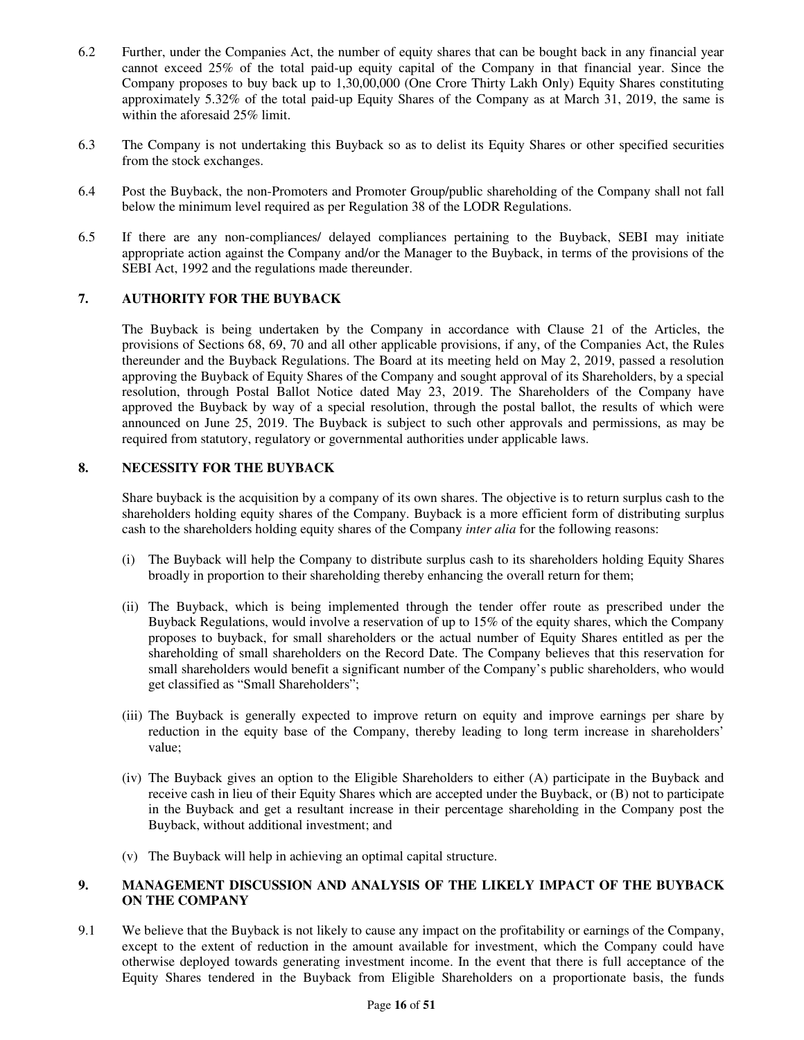6.2 Further, under the Companies Act, the number of equity shares that can be bought back in any financial year cannot exceed 25% of the total paid-up equity capital of the Company in that financial year. Since the Company proposes to buy back up to 1,30,00,000 (One Crore Thirty Lakh Only) Equity Shares constituting approximately 5.32% of the total paid-up Equity Shares of the Company as at March 31, 2019, the same is within the aforesaid 25% limit.

6.3 The Company is not undertaking this Buyback so as to delist its Equity Shares or other specified securities from the stock exchanges.

6.4 Post the Buyback, the non-Promoters and Promoter Group/public shareholding of the Company shall not fall below the minimum level required as per Regulation 38 of the LODR Regulations.

6.5 If there are any non-compliances/ delayed compliances pertaining to the Buyback, SEBI may initiate appropriate action against the Company and/or the Manager to the Buyback, in terms of the provisions of the SEBI Act, 1992 and the regulations made thereunder.

## 7. AUTHORITY FOR THE BUYBACK

The Buyback is being undertaken by the Company in accordance with Clause 21 of the Articles, the provisions of Sections 68, 69, 70 and all other applicable provisions, if any, of the Companies Act, the Rules thereunder and the Buyback Regulations. The Board at its meeting held on May 2, 2019, passed a resolution approving the Buyback of Equity Shares of the Company and sought approval of its Shareholders, by a special resolution, through Postal Ballot Notice dated May 23, 2019. The Shareholders of the Company have approved the Buyback by way of a special resolution, through the postal ballot, the results of which were announced on June 25, 2019. The Buyback is subject to such other approvals and permissions, as may be required from statutory, regulatory or governmental authorities under applicable laws.

## 8. NECESSITY FOR THE BUYBACK

Share buyback is the acquisition by a company of its own shares. The objective is to return surplus cash to the shareholders holding equity shares of the Company. Buyback is a more efficient form of distributing surplus cash to the shareholders holding equity shares of the Company *inter alia* for the following reasons:

(i) The Buyback will help the Company to distribute surplus cash to its shareholders holding Equity Shares broadly in proportion to their shareholding thereby enhancing the overall return for them;

(ii) The Buyback, which is being implemented through the tender offer route as prescribed under the Buyback Regulations, would involve a reservation of up to 15% of the equity shares, which the Company proposes to buyback, for small shareholders or the actual number of Equity Shares entitled as per the shareholding of small shareholders on the Record Date. The Company believes that this reservation for small shareholders would benefit a significant number of the Company's public shareholders, who would get classified as "Small Shareholders";

(iii) The Buyback is generally expected to improve return on equity and improve earnings per share by reduction in the equity base of the Company, thereby leading to long term increase in shareholders' value;

(iv) The Buyback gives an option to the Eligible Shareholders to either (A) participate in the Buyback and receive cash in lieu of their Equity Shares which are accepted under the Buyback, or (B) not to participate in the Buyback and get a resultant increase in their percentage shareholding in the Company post the Buyback, without additional investment; and

(v) The Buyback will help in achieving an optimal capital structure.

## 9. MANAGEMENT DISCUSSION AND ANALYSIS OF THE LIKELY IMPACT OF THE BUYBACK ON THE COMPANY

9.1 We believe that the Buyback is not likely to cause any impact on the profitability or earnings of the Company, except to the extent of reduction in the amount available for investment, which the Company could have otherwise deployed towards generating investment income. In the event that there is full acceptance of the Equity Shares tendered in the Buyback from Eligible Shareholders on a proportionate basis, the funds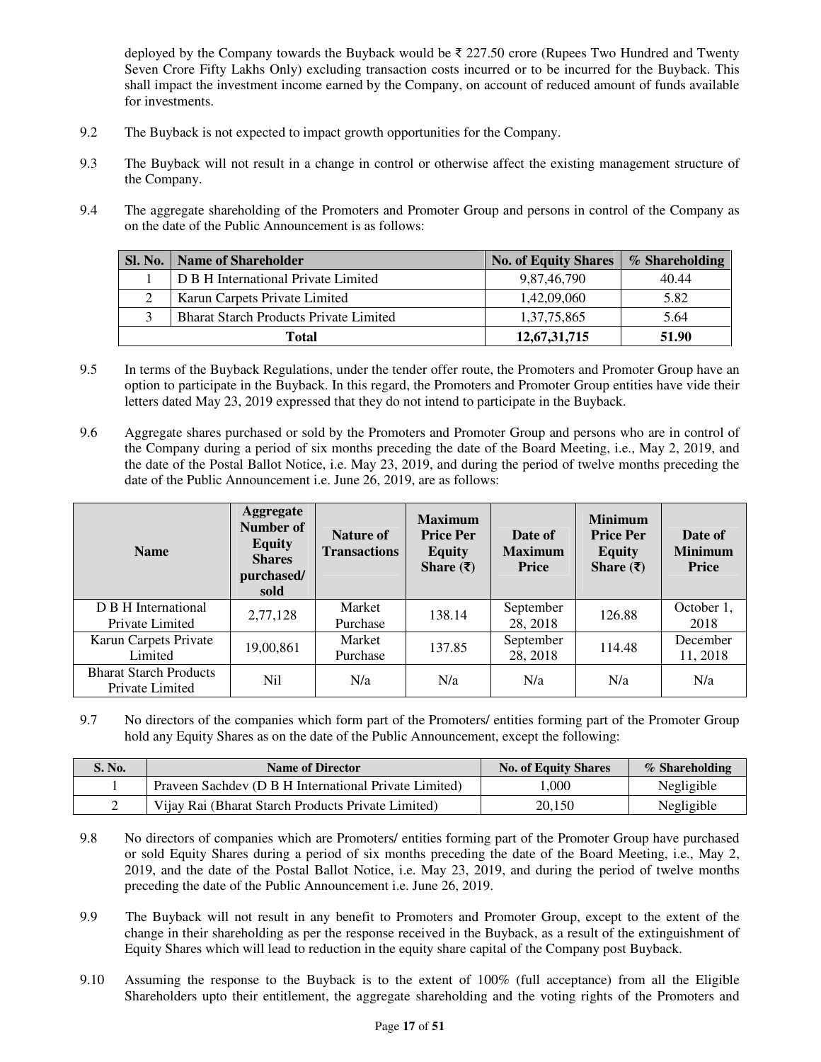deployed by the Company towards the Buyback would be ₹ 227.50 crore (Rupees Two Hundred and Twenty Seven Crore Fifty Lakhs Only) excluding transaction costs incurred or to be incurred for the Buyback. This shall impact the investment income earned by the Company, on account of reduced amount of funds available for investments.

9.2 The Buyback is not expected to impact growth opportunities for the Company.

9.3 The Buyback will not result in a change in control or otherwise affect the existing management structure of the Company.

9.4 The aggregate shareholding of the Promoters and Promoter Group and persons in control of the Company as on the date of the Public Announcement is as follows:

| Sl. No. | Name of Shareholder | No. of Equity Shares | % Shareholding |
|---|---|---|---|
| 1 | D B H International Private Limited | 9,87,46,790 | 40.44 |
| 2 | Karun Carpets Private Limited | 1,42,09,060 | 5.82 |
| 3 | Bharat Starch Products Private Limited | 1,37,75,865 | 5.64 |
| **Total** | | **12,67,31,715** | **51.90** |

9.5 In terms of the Buyback Regulations, under the tender offer route, the Promoters and Promoter Group have an option to participate in the Buyback. In this regard, the Promoters and Promoter Group entities have vide their letters dated May 23, 2019 expressed that they do not intend to participate in the Buyback.

9.6 Aggregate shares purchased or sold by the Promoters and Promoter Group and persons who are in control of the Company during a period of six months preceding the date of the Board Meeting, i.e., May 2, 2019, and the date of the Postal Ballot Notice, i.e. May 23, 2019, and during the period of twelve months preceding the date of the Public Announcement i.e. June 26, 2019, are as follows:

| Name | Aggregate Number of Equity Shares purchased/ sold | Nature of Transactions | Maximum Price Per Equity Share (₹) | Date of Maximum Price | Minimum Price Per Equity Share (₹) | Date of Minimum Price |
|---|---|---|---|---|---|---|
| D B H International Private Limited | 2,77,128 | Market Purchase | 138.14 | September 28, 2018 | 126.88 | October 1, 2018 |
| Karun Carpets Private Limited | 19,00,861 | Market Purchase | 137.85 | September 28, 2018 | 114.48 | December 11, 2018 |
| Bharat Starch Products Private Limited | Nil | N/a | N/a | N/a | N/a | N/a |

9.7 No directors of the companies which form part of the Promoters/ entities forming part of the Promoter Group hold any Equity Shares as on the date of the Public Announcement, except the following:

| S. No. | Name of Director | No. of Equity Shares | % Shareholding |
|---|---|---|---|
| 1 | Praveen Sachdev (D B H International Private Limited) | 1,000 | Negligible |
| 2 | Vijay Rai (Bharat Starch Products Private Limited) | 20,150 | Negligible |

9.8 No directors of companies which are Promoters/ entities forming part of the Promoter Group have purchased or sold Equity Shares during a period of six months preceding the date of the Board Meeting, i.e., May 2, 2019, and the date of the Postal Ballot Notice, i.e. May 23, 2019, and during the period of twelve months preceding the date of the Public Announcement i.e. June 26, 2019.

9.9 The Buyback will not result in any benefit to Promoters and Promoter Group, except to the extent of the change in their shareholding as per the response received in the Buyback, as a result of the extinguishment of Equity Shares which will lead to reduction in the equity share capital of the Company post Buyback.

9.10 Assuming the response to the Buyback is to the extent of 100% (full acceptance) from all the Eligible Shareholders upto their entitlement, the aggregate shareholding and the voting rights of the Promoters and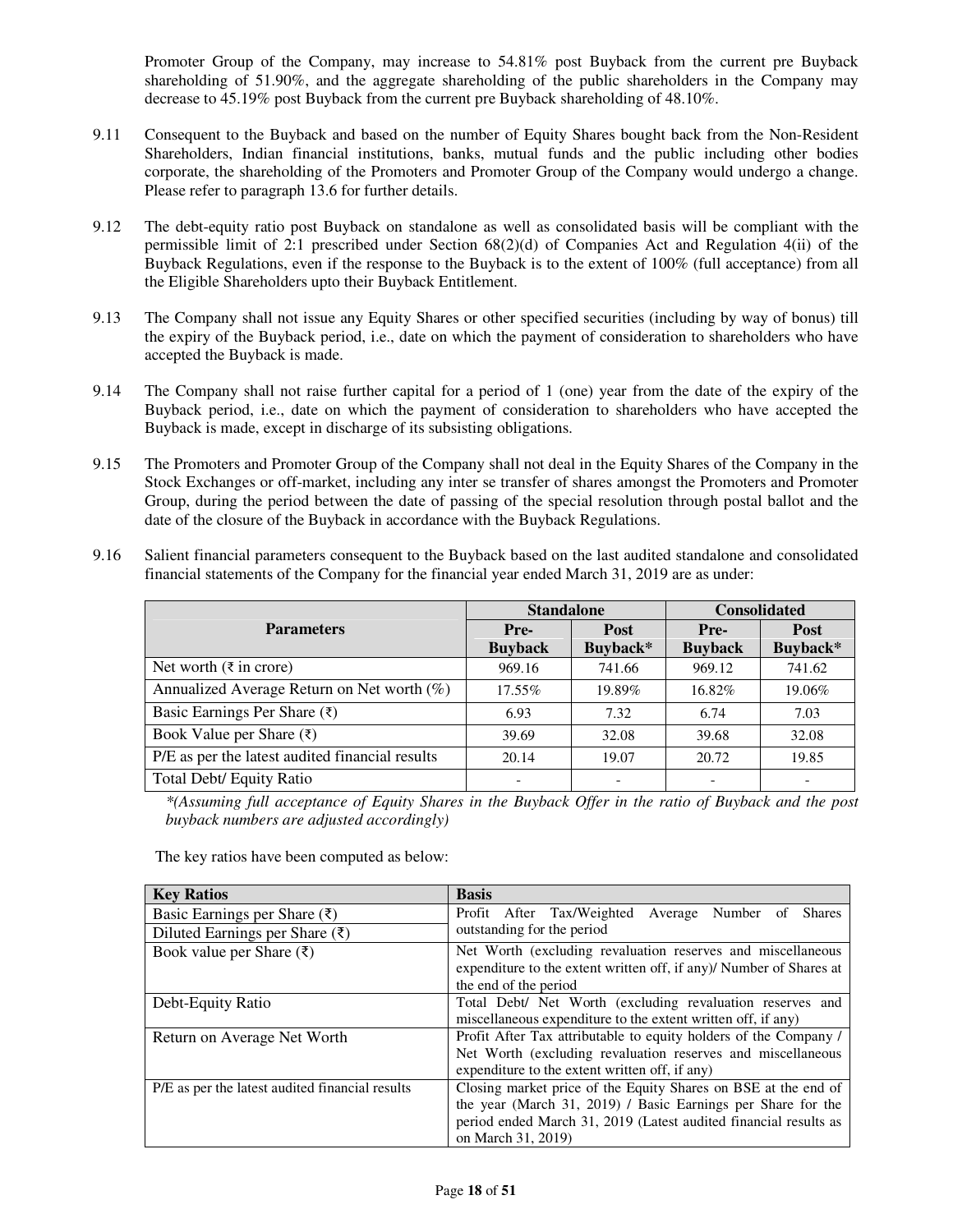Promoter Group of the Company, may increase to 54.81% post Buyback from the current pre Buyback shareholding of 51.90%, and the aggregate shareholding of the public shareholders in the Company may decrease to 45.19% post Buyback from the current pre Buyback shareholding of 48.10%.

9.11 Consequent to the Buyback and based on the number of Equity Shares bought back from the Non-Resident Shareholders, Indian financial institutions, banks, mutual funds and the public including other bodies corporate, the shareholding of the Promoters and Promoter Group of the Company would undergo a change. Please refer to paragraph 13.6 for further details.

9.12 The debt-equity ratio post Buyback on standalone as well as consolidated basis will be compliant with the permissible limit of 2:1 prescribed under Section 68(2)(d) of Companies Act and Regulation 4(ii) of the Buyback Regulations, even if the response to the Buyback is to the extent of 100% (full acceptance) from all the Eligible Shareholders upto their Buyback Entitlement.

9.13 The Company shall not issue any Equity Shares or other specified securities (including by way of bonus) till the expiry of the Buyback period, i.e., date on which the payment of consideration to shareholders who have accepted the Buyback is made.

9.14 The Company shall not raise further capital for a period of 1 (one) year from the date of the expiry of the Buyback period, i.e., date on which the payment of consideration to shareholders who have accepted the Buyback is made, except in discharge of its subsisting obligations.

9.15 The Promoters and Promoter Group of the Company shall not deal in the Equity Shares of the Company in the Stock Exchanges or off-market, including any inter se transfer of shares amongst the Promoters and Promoter Group, during the period between the date of passing of the special resolution through postal ballot and the date of the closure of the Buyback in accordance with the Buyback Regulations.

9.16 Salient financial parameters consequent to the Buyback based on the last audited standalone and consolidated financial statements of the Company for the financial year ended March 31, 2019 are as under:

| Parameters | Standalone | | Consolidated | |
|---|---|---|---|---|
| | Pre-Buyback | Post Buyback* | Pre-Buyback | Post Buyback* |
| Net worth (₹ in crore) | 969.16 | 741.66 | 969.12 | 741.62 |
| Annualized Average Return on Net worth (%) | 17.55% | 19.89% | 16.82% | 19.06% |
| Basic Earnings Per Share (₹) | 6.93 | 7.32 | 6.74 | 7.03 |
| Book Value per Share (₹) | 39.69 | 32.08 | 39.68 | 32.08 |
| P/E as per the latest audited financial results | 20.14 | 19.07 | 20.72 | 19.85 |
| Total Debt/ Equity Ratio | - | - | - | - |

*\*(Assuming full acceptance of Equity Shares in the Buyback Offer in the ratio of Buyback and the post buyback numbers are adjusted accordingly)*

The key ratios have been computed as below:

| Key Ratios | Basis |
|---|---|
| Basic Earnings per Share (₹) | Profit After Tax/Weighted Average Number of Shares outstanding for the period |
| Diluted Earnings per Share (₹) | |
| Book value per Share (₹) | Net Worth (excluding revaluation reserves and miscellaneous expenditure to the extent written off, if any)/ Number of Shares at the end of the period |
| Debt-Equity Ratio | Total Debt/ Net Worth (excluding revaluation reserves and miscellaneous expenditure to the extent written off, if any) |
| Return on Average Net Worth | Profit After Tax attributable to equity holders of the Company / Net Worth (excluding revaluation reserves and miscellaneous expenditure to the extent written off, if any) |
| P/E as per the latest audited financial results | Closing market price of the Equity Shares on BSE at the end of the year (March 31, 2019) / Basic Earnings per Share for the period ended March 31, 2019 (Latest audited financial results as on March 31, 2019) |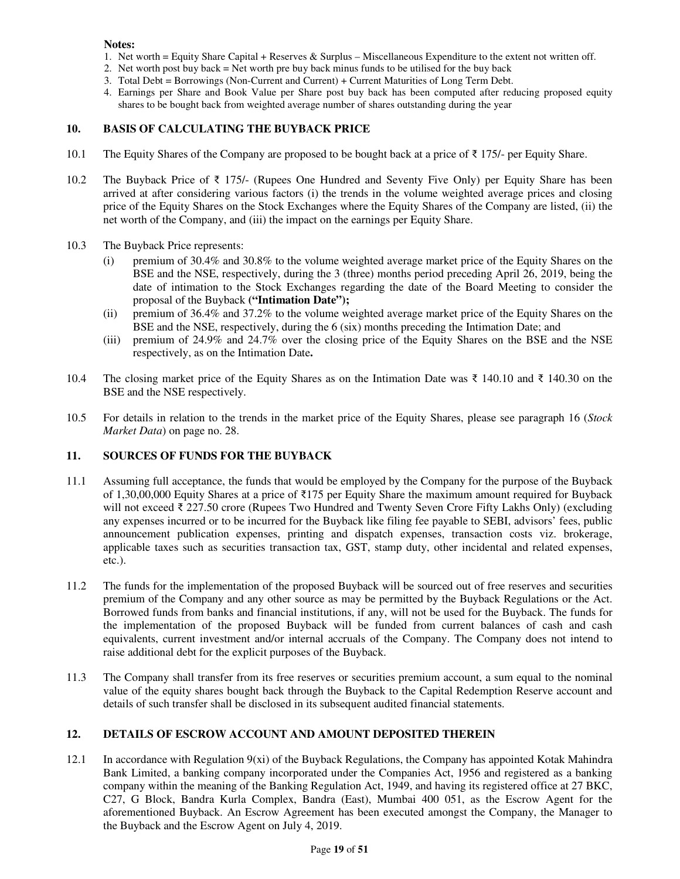**Notes:**

1. Net worth = Equity Share Capital + Reserves & Surplus – Miscellaneous Expenditure to the extent not written off.
2. Net worth post buy back = Net worth pre buy back minus funds to be utilised for the buy back
3. Total Debt = Borrowings (Non-Current and Current) + Current Maturities of Long Term Debt.
4. Earnings per Share and Book Value per Share post buy back has been computed after reducing proposed equity shares to be bought back from weighted average number of shares outstanding during the year

## 10. BASIS OF CALCULATING THE BUYBACK PRICE

10.1 The Equity Shares of the Company are proposed to be bought back at a price of ₹ 175/- per Equity Share.

10.2 The Buyback Price of ₹ 175/- (Rupees One Hundred and Seventy Five Only) per Equity Share has been arrived at after considering various factors (i) the trends in the volume weighted average prices and closing price of the Equity Shares on the Stock Exchanges where the Equity Shares of the Company are listed, (ii) the net worth of the Company, and (iii) the impact on the earnings per Equity Share.

10.3 The Buyback Price represents:

(i) premium of 30.4% and 30.8% to the volume weighted average market price of the Equity Shares on the BSE and the NSE, respectively, during the 3 (three) months period preceding April 26, 2019, being the date of intimation to the Stock Exchanges regarding the date of the Board Meeting to consider the proposal of the Buyback **("Intimation Date");**

(ii) premium of 36.4% and 37.2% to the volume weighted average market price of the Equity Shares on the BSE and the NSE, respectively, during the 6 (six) months preceding the Intimation Date; and

(iii) premium of 24.9% and 24.7% over the closing price of the Equity Shares on the BSE and the NSE respectively, as on the Intimation Date**.**

10.4 The closing market price of the Equity Shares as on the Intimation Date was ₹ 140.10 and ₹ 140.30 on the BSE and the NSE respectively.

10.5 For details in relation to the trends in the market price of the Equity Shares, please see paragraph 16 (*Stock Market Data*) on page no. 28.

## 11. SOURCES OF FUNDS FOR THE BUYBACK

11.1 Assuming full acceptance, the funds that would be employed by the Company for the purpose of the Buyback of 1,30,00,000 Equity Shares at a price of ₹175 per Equity Share the maximum amount required for Buyback will not exceed ₹ 227.50 crore (Rupees Two Hundred and Twenty Seven Crore Fifty Lakhs Only) (excluding any expenses incurred or to be incurred for the Buyback like filing fee payable to SEBI, advisors' fees, public announcement publication expenses, printing and dispatch expenses, transaction costs viz. brokerage, applicable taxes such as securities transaction tax, GST, stamp duty, other incidental and related expenses, etc.).

11.2 The funds for the implementation of the proposed Buyback will be sourced out of free reserves and securities premium of the Company and any other source as may be permitted by the Buyback Regulations or the Act. Borrowed funds from banks and financial institutions, if any, will not be used for the Buyback. The funds for the implementation of the proposed Buyback will be funded from current balances of cash and cash equivalents, current investment and/or internal accruals of the Company. The Company does not intend to raise additional debt for the explicit purposes of the Buyback.

11.3 The Company shall transfer from its free reserves or securities premium account, a sum equal to the nominal value of the equity shares bought back through the Buyback to the Capital Redemption Reserve account and details of such transfer shall be disclosed in its subsequent audited financial statements.

## 12. DETAILS OF ESCROW ACCOUNT AND AMOUNT DEPOSITED THEREIN

12.1 In accordance with Regulation 9(xi) of the Buyback Regulations, the Company has appointed Kotak Mahindra Bank Limited, a banking company incorporated under the Companies Act, 1956 and registered as a banking company within the meaning of the Banking Regulation Act, 1949, and having its registered office at 27 BKC, C27, G Block, Bandra Kurla Complex, Bandra (East), Mumbai 400 051, as the Escrow Agent for the aforementioned Buyback. An Escrow Agreement has been executed amongst the Company, the Manager to the Buyback and the Escrow Agent on July 4, 2019.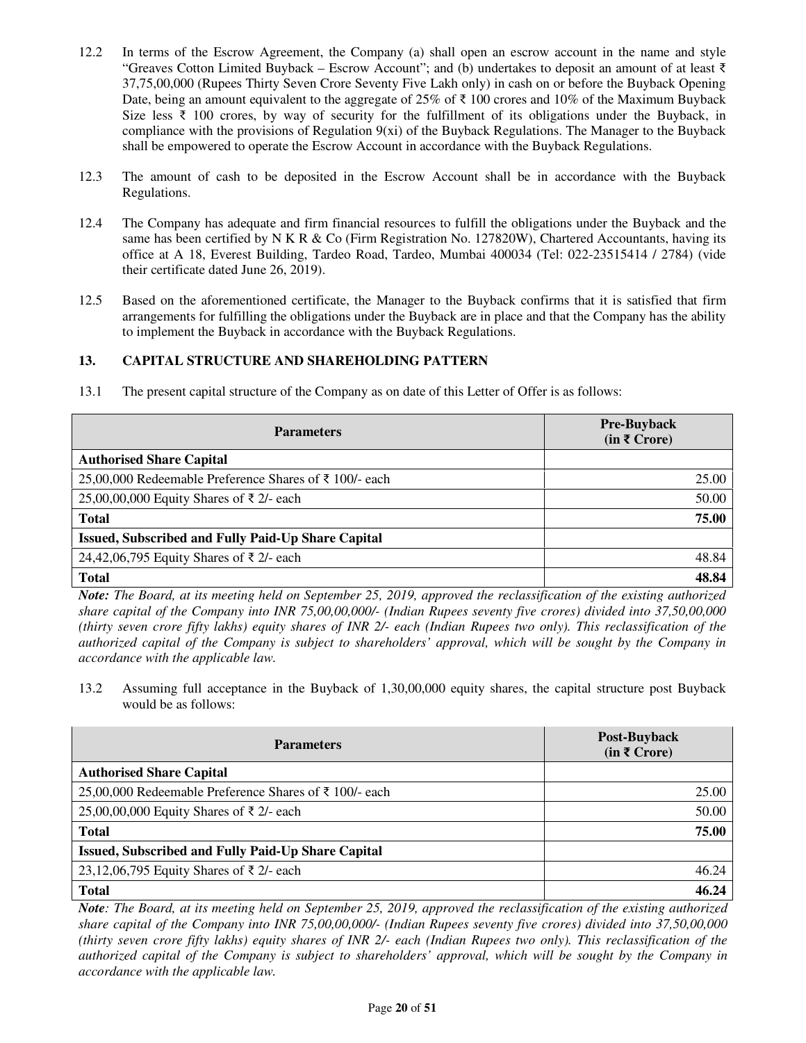12.2 In terms of the Escrow Agreement, the Company (a) shall open an escrow account in the name and style "Greaves Cotton Limited Buyback – Escrow Account"; and (b) undertakes to deposit an amount of at least ₹ 37,75,00,000 (Rupees Thirty Seven Crore Seventy Five Lakh only) in cash on or before the Buyback Opening Date, being an amount equivalent to the aggregate of 25% of ₹ 100 crores and 10% of the Maximum Buyback Size less ₹ 100 crores, by way of security for the fulfillment of its obligations under the Buyback, in compliance with the provisions of Regulation 9(xi) of the Buyback Regulations. The Manager to the Buyback shall be empowered to operate the Escrow Account in accordance with the Buyback Regulations.

12.3 The amount of cash to be deposited in the Escrow Account shall be in accordance with the Buyback Regulations.

12.4 The Company has adequate and firm financial resources to fulfill the obligations under the Buyback and the same has been certified by N K R & Co (Firm Registration No. 127820W), Chartered Accountants, having its office at A 18, Everest Building, Tardeo Road, Tardeo, Mumbai 400034 (Tel: 022-23515414 / 2784) (vide their certificate dated June 26, 2019).

12.5 Based on the aforementioned certificate, the Manager to the Buyback confirms that it is satisfied that firm arrangements for fulfilling the obligations under the Buyback are in place and that the Company has the ability to implement the Buyback in accordance with the Buyback Regulations.

## 13. CAPITAL STRUCTURE AND SHAREHOLDING PATTERN

13.1 The present capital structure of the Company as on date of this Letter of Offer is as follows:

| Parameters | Pre-Buyback (in ₹ Crore) |
|---|---|
| **Authorised Share Capital** | |
| 25,00,000 Redeemable Preference Shares of ₹ 100/- each | 25.00 |
| 25,00,00,000 Equity Shares of ₹ 2/- each | 50.00 |
| **Total** | **75.00** |
| **Issued, Subscribed and Fully Paid-Up Share Capital** | |
| 24,42,06,795 Equity Shares of ₹ 2/- each | 48.84 |
| **Total** | **48.84** |

***Note:*** *The Board, at its meeting held on September 25, 2019, approved the reclassification of the existing authorized share capital of the Company into INR 75,00,00,000/- (Indian Rupees seventy five crores) divided into 37,50,00,000 (thirty seven crore fifty lakhs) equity shares of INR 2/- each (Indian Rupees two only). This reclassification of the authorized capital of the Company is subject to shareholders' approval, which will be sought by the Company in accordance with the applicable law.*

13.2 Assuming full acceptance in the Buyback of 1,30,00,000 equity shares, the capital structure post Buyback would be as follows:

| Parameters | Post-Buyback (in ₹ Crore) |
|---|---|
| **Authorised Share Capital** | |
| 25,00,000 Redeemable Preference Shares of ₹ 100/- each | 25.00 |
| 25,00,00,000 Equity Shares of ₹ 2/- each | 50.00 |
| **Total** | **75.00** |
| **Issued, Subscribed and Fully Paid-Up Share Capital** | |
| 23,12,06,795 Equity Shares of ₹ 2/- each | 46.24 |
| **Total** | **46.24** |

***Note****: The Board, at its meeting held on September 25, 2019, approved the reclassification of the existing authorized share capital of the Company into INR 75,00,00,000/- (Indian Rupees seventy five crores) divided into 37,50,00,000 (thirty seven crore fifty lakhs) equity shares of INR 2/- each (Indian Rupees two only). This reclassification of the authorized capital of the Company is subject to shareholders' approval, which will be sought by the Company in accordance with the applicable law.*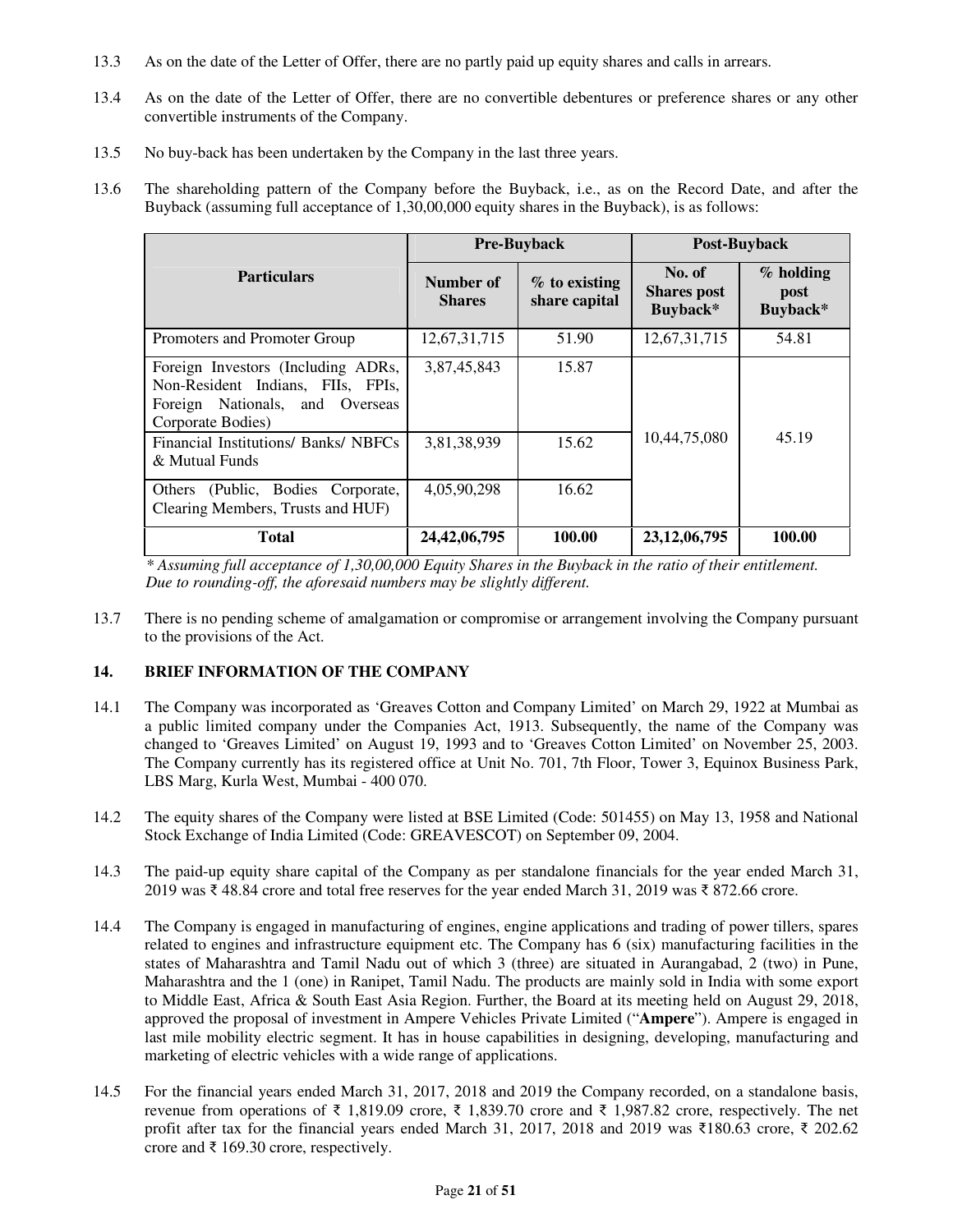13.3 As on the date of the Letter of Offer, there are no partly paid up equity shares and calls in arrears.

13.4 As on the date of the Letter of Offer, there are no convertible debentures or preference shares or any other convertible instruments of the Company.

13.5 No buy-back has been undertaken by the Company in the last three years.

13.6 The shareholding pattern of the Company before the Buyback, i.e., as on the Record Date, and after the Buyback (assuming full acceptance of 1,30,00,000 equity shares in the Buyback), is as follows:

| Particulars | Pre-Buyback | | Post-Buyback | |
|---|---|---|---|---|
| | **Number of Shares** | **% to existing share capital** | **No. of Shares post Buyback*** | **% holding post Buyback*** |
| Promoters and Promoter Group | 12,67,31,715 | 51.90 | 12,67,31,715 | 54.81 |
| Foreign Investors (Including ADRs, Non-Resident Indians, FIIs, FPIs, Foreign Nationals, and Overseas Corporate Bodies) | 3,87,45,843 | 15.87 | 10,44,75,080 | 45.19 |
| Financial Institutions/ Banks/ NBFCs & Mutual Funds | 3,81,38,939 | 15.62 | | |
| Others (Public, Bodies Corporate, Clearing Members, Trusts and HUF) | 4,05,90,298 | 16.62 | | |
| **Total** | **24,42,06,795** | **100.00** | **23,12,06,795** | **100.00** |

*\* Assuming full acceptance of 1,30,00,000 Equity Shares in the Buyback in the ratio of their entitlement. Due to rounding-off, the aforesaid numbers may be slightly different.*

13.7 There is no pending scheme of amalgamation or compromise or arrangement involving the Company pursuant to the provisions of the Act.

## 14. BRIEF INFORMATION OF THE COMPANY

14.1 The Company was incorporated as 'Greaves Cotton and Company Limited' on March 29, 1922 at Mumbai as a public limited company under the Companies Act, 1913. Subsequently, the name of the Company was changed to 'Greaves Limited' on August 19, 1993 and to 'Greaves Cotton Limited' on November 25, 2003. The Company currently has its registered office at Unit No. 701, 7th Floor, Tower 3, Equinox Business Park, LBS Marg, Kurla West, Mumbai - 400 070.

14.2 The equity shares of the Company were listed at BSE Limited (Code: 501455) on May 13, 1958 and National Stock Exchange of India Limited (Code: GREAVESCOT) on September 09, 2004.

14.3 The paid-up equity share capital of the Company as per standalone financials for the year ended March 31, 2019 was ₹ 48.84 crore and total free reserves for the year ended March 31, 2019 was ₹ 872.66 crore.

14.4 The Company is engaged in manufacturing of engines, engine applications and trading of power tillers, spares related to engines and infrastructure equipment etc. The Company has 6 (six) manufacturing facilities in the states of Maharashtra and Tamil Nadu out of which 3 (three) are situated in Aurangabad, 2 (two) in Pune, Maharashtra and the 1 (one) in Ranipet, Tamil Nadu. The products are mainly sold in India with some export to Middle East, Africa & South East Asia Region. Further, the Board at its meeting held on August 29, 2018, approved the proposal of investment in Ampere Vehicles Private Limited ("**Ampere**"). Ampere is engaged in last mile mobility electric segment. It has in house capabilities in designing, developing, manufacturing and marketing of electric vehicles with a wide range of applications.

14.5 For the financial years ended March 31, 2017, 2018 and 2019 the Company recorded, on a standalone basis, revenue from operations of ₹ 1,819.09 crore, ₹ 1,839.70 crore and ₹ 1,987.82 crore, respectively. The net profit after tax for the financial years ended March 31, 2017, 2018 and 2019 was ₹180.63 crore, ₹ 202.62 crore and ₹ 169.30 crore, respectively.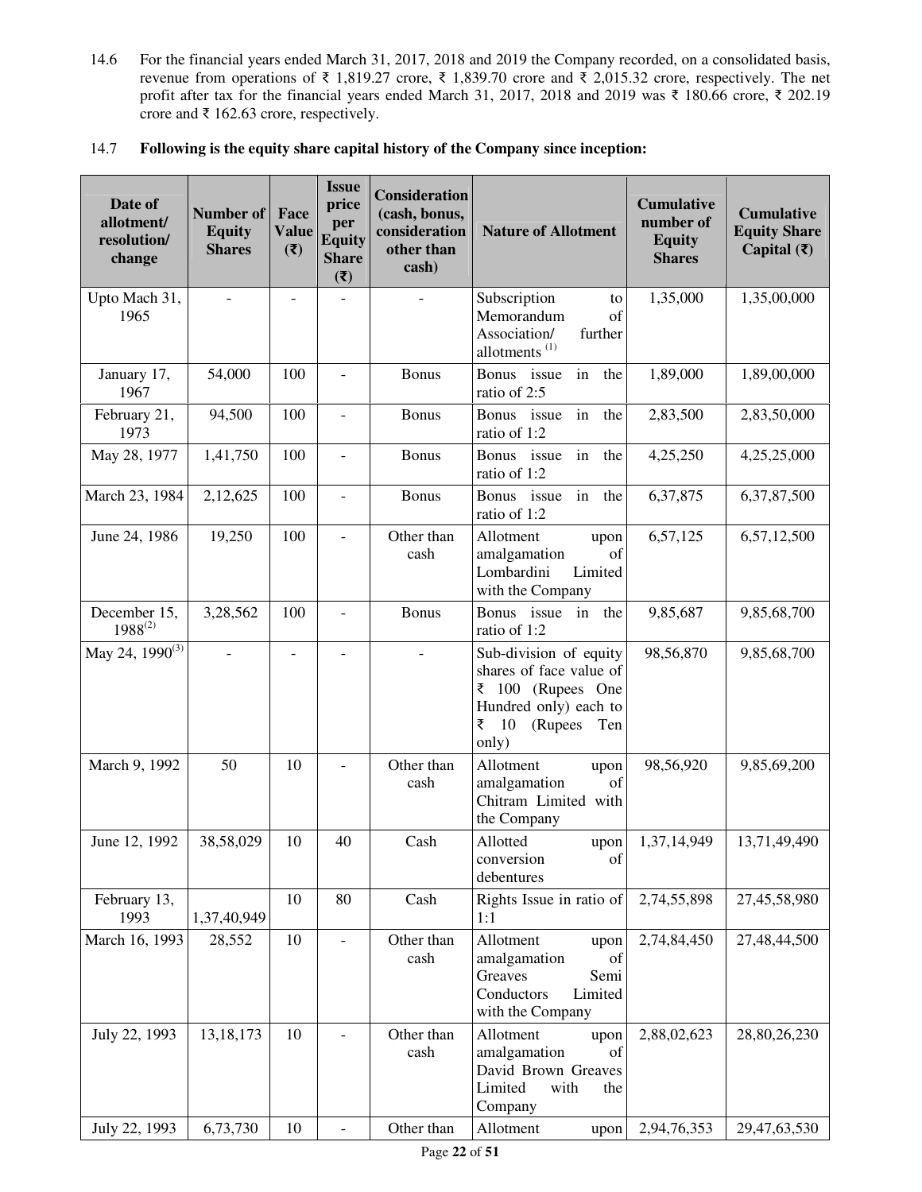14.6 For the financial years ended March 31, 2017, 2018 and 2019 the Company recorded, on a consolidated basis, revenue from operations of ₹ 1,819.27 crore, ₹ 1,839.70 crore and ₹ 2,015.32 crore, respectively. The net profit after tax for the financial years ended March 31, 2017, 2018 and 2019 was ₹ 180.66 crore, ₹ 202.19 crore and ₹ 162.63 crore, respectively.

14.7 **Following is the equity share capital history of the Company since inception:**

| Date of allotment/ resolution/ change | Number of Equity Shares | Face Value (₹) | Issue price per Equity Share (₹) | Consideration (cash, bonus, consideration other than cash) | Nature of Allotment | Cumulative number of Equity Shares | Cumulative Equity Share Capital (₹) |
|---|---|---|---|---|---|---|---|
| Upto Mach 31, 1965 | - | - | - | - | Subscription to Memorandum of Association/ further allotments [(1)] | 1,35,000 | 1,35,00,000 |
| January 17, 1967 | 54,000 | 100 | - | Bonus | Bonus issue in the ratio of 2:5 | 1,89,000 | 1,89,00,000 |
| February 21, 1973 | 94,500 | 100 | - | Bonus | Bonus issue in the ratio of 1:2 | 2,83,500 | 2,83,50,000 |
| May 28, 1977 | 1,41,750 | 100 | - | Bonus | Bonus issue in the ratio of 1:2 | 4,25,250 | 4,25,25,000 |
| March 23, 1984 | 2,12,625 | 100 | - | Bonus | Bonus issue in the ratio of 1:2 | 6,37,875 | 6,37,87,500 |
| June 24, 1986 | 19,250 | 100 | - | Other than cash | Allotment upon amalgamation of Lombardini Limited with the Company | 6,57,125 | 6,57,12,500 |
| December 15, 1988[(2)] | 3,28,562 | 100 | - | Bonus | Bonus issue in the ratio of 1:2 | 9,85,687 | 9,85,68,700 |
| May 24, 1990[(3)] | - | - | - | - | Sub-division of equity shares of face value of ₹ 100 (Rupees One Hundred only) each to ₹ 10 (Rupees Ten only) | 98,56,870 | 9,85,68,700 |
| March 9, 1992 | 50 | 10 | - | Other than cash | Allotment upon amalgamation of Chitram Limited with the Company | 98,56,920 | 9,85,69,200 |
| June 12, 1992 | 38,58,029 | 10 | 40 | Cash | Allotted upon conversion of debentures | 1,37,14,949 | 13,71,49,490 |
| February 13, 1993 | 1,37,40,949 | 10 | 80 | Cash | Rights Issue in ratio of 1:1 | 2,74,55,898 | 27,45,58,980 |
| March 16, 1993 | 28,552 | 10 | - | Other than cash | Allotment upon amalgamation of Greaves Semi Conductors Limited with the Company | 2,74,84,450 | 27,48,44,500 |
| July 22, 1993 | 13,18,173 | 10 | - | Other than cash | Allotment upon amalgamation of David Brown Greaves Limited with the Company | 2,88,02,623 | 28,80,26,230 |
| July 22, 1993 | 6,73,730 | 10 | - | Other than | Allotment upon | 2,94,76,353 | 29,47,63,530 |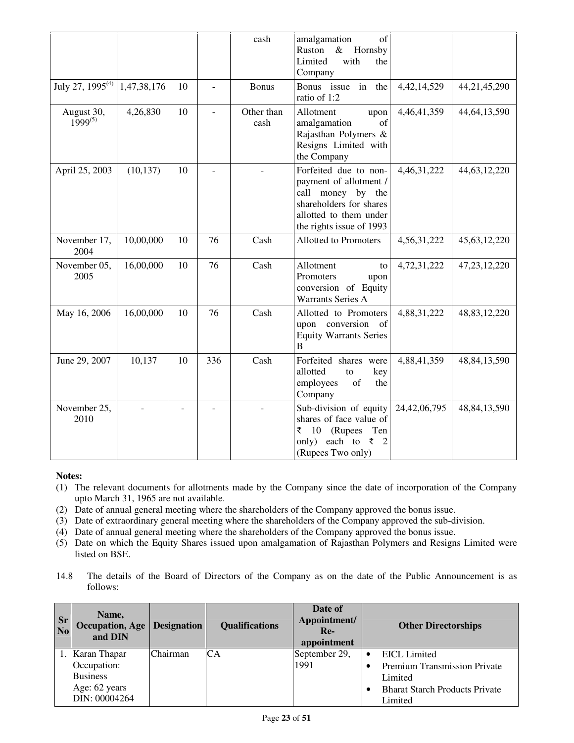| | | | | cash | amalgamation of Ruston & Hornsby Limited with the Company | | |
|---|---|---|---|---|---|---|---|
| July 27, 1995(4) | 1,47,38,176 | 10 | - | Bonus | Bonus issue in the ratio of 1:2 | 4,42,14,529 | 44,21,45,290 |
| August 30, 1999(5) | 4,26,830 | 10 | - | Other than cash | Allotment upon amalgamation of Rajasthan Polymers & Resigns Limited with the Company | 4,46,41,359 | 44,64,13,590 |
| April 25, 2003 | (10,137) | 10 | - | - | Forfeited due to non-payment of allotment / call money by the shareholders for shares allotted to them under the rights issue of 1993 | 4,46,31,222 | 44,63,12,220 |
| November 17, 2004 | 10,00,000 | 10 | 76 | Cash | Allotted to Promoters | 4,56,31,222 | 45,63,12,220 |
| November 05, 2005 | 16,00,000 | 10 | 76 | Cash | Allotment to Promoters upon conversion of Equity Warrants Series A | 4,72,31,222 | 47,23,12,220 |
| May 16, 2006 | 16,00,000 | 10 | 76 | Cash | Allotted to Promoters upon conversion of Equity Warrants Series B | 4,88,31,222 | 48,83,12,220 |
| June 29, 2007 | 10,137 | 10 | 336 | Cash | Forfeited shares were allotted to key employees of the Company | 4,88,41,359 | 48,84,13,590 |
| November 25, 2010 | - | - | - | - | Sub-division of equity shares of face value of ₹ 10 (Rupees Ten only) each to ₹ 2 (Rupees Two only) | 24,42,06,795 | 48,84,13,590 |

**Notes:**

(1) The relevant documents for allotments made by the Company since the date of incorporation of the Company upto March 31, 1965 are not available.

(2) Date of annual general meeting where the shareholders of the Company approved the bonus issue.

(3) Date of extraordinary general meeting where the shareholders of the Company approved the sub-division.

(4) Date of annual general meeting where the shareholders of the Company approved the bonus issue.

(5) Date on which the Equity Shares issued upon amalgamation of Rajasthan Polymers and Resigns Limited were listed on BSE.

14.8 The details of the Board of Directors of the Company as on the date of the Public Announcement is as follows:

| Sr No | Name, Occupation, Age and DIN | Designation | Qualifications | Date of Appointment/ Re-appointment | Other Directorships |
|---|---|---|---|---|---|
| 1. | Karan Thapar<br>Occupation: Business<br>Age: 62 years<br>DIN: 00004264 | Chairman | CA | September 29, 1991 | • EICL Limited<br>• Premium Transmission Private Limited<br>• Bharat Starch Products Private Limited |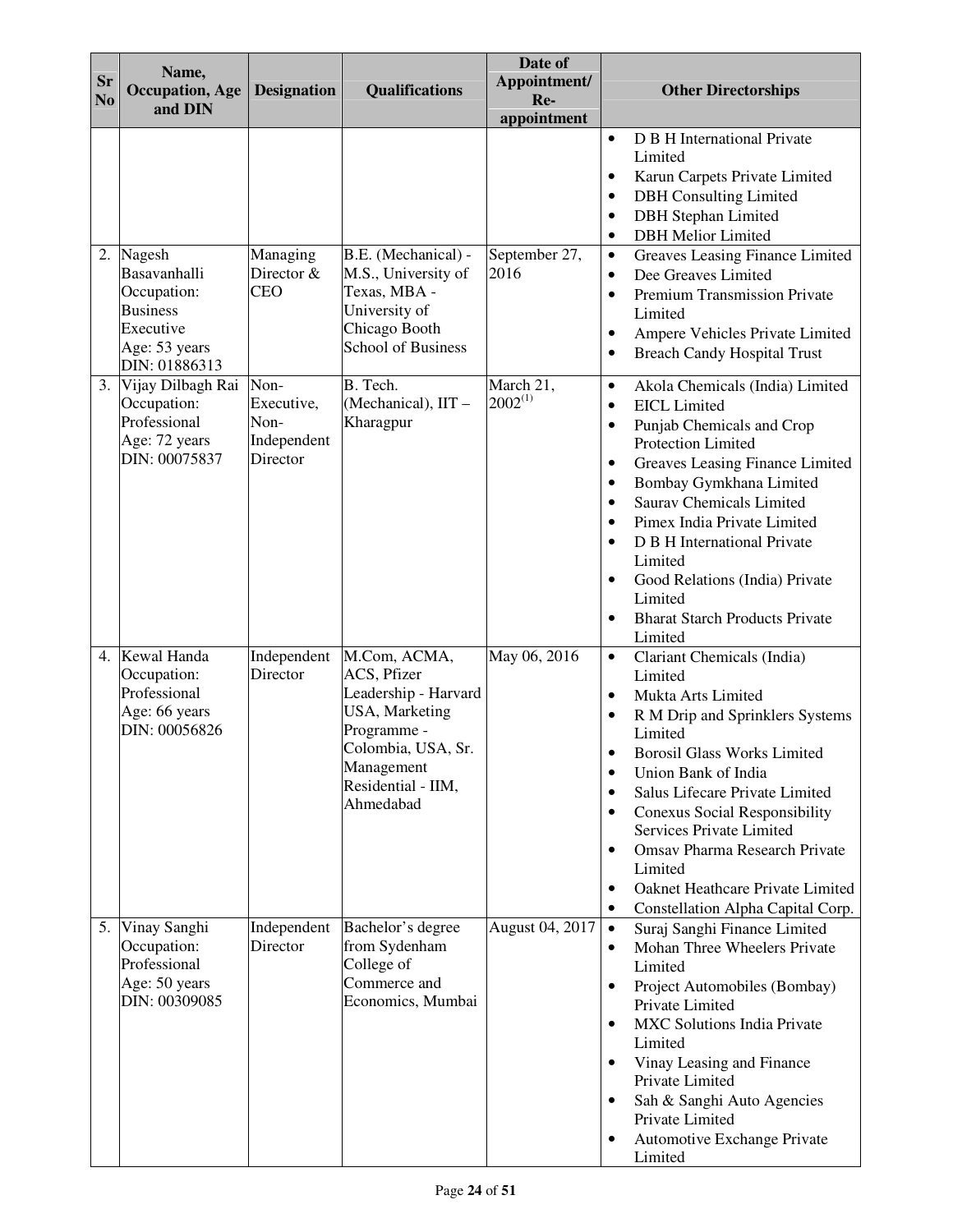| Sr No | Name, Occupation, Age and DIN | Designation | Qualifications | Date of Appointment/ Re-appointment | Other Directorships |
|---|---|---|---|---|---|
| | | | | | • D B H International Private Limited<br>• Karun Carpets Private Limited<br>• DBH Consulting Limited<br>• DBH Stephan Limited<br>• DBH Melior Limited |
| 2. | Nagesh Basavanhalli<br>Occupation: Business Executive<br>Age: 53 years<br>DIN: 01886313 | Managing Director & CEO | B.E. (Mechanical) - M.S., University of Texas, MBA - University of Chicago Booth School of Business | September 27, 2016 | • Greaves Leasing Finance Limited<br>• Dee Greaves Limited<br>• Premium Transmission Private Limited<br>• Ampere Vehicles Private Limited<br>• Breach Candy Hospital Trust |
| 3. | Vijay Dilbagh Rai<br>Occupation: Professional<br>Age: 72 years<br>DIN: 00075837 | Non-Executive, Non-Independent Director | B. Tech. (Mechanical), IIT – Kharagpur | March 21, 2002[(1)] | • Akola Chemicals (India) Limited<br>• EICL Limited<br>• Punjab Chemicals and Crop Protection Limited<br>• Greaves Leasing Finance Limited<br>• Bombay Gymkhana Limited<br>• Saurav Chemicals Limited<br>• Pimex India Private Limited<br>• D B H International Private Limited<br>• Good Relations (India) Private Limited<br>• Bharat Starch Products Private Limited |
| 4. | Kewal Handa<br>Occupation: Professional<br>Age: 66 years<br>DIN: 00056826 | Independent Director | M.Com, ACMA, ACS, Pfizer Leadership - Harvard USA, Marketing Programme - Colombia, USA, Sr. Management Residential - IIM, Ahmedabad | May 06, 2016 | • Clariant Chemicals (India) Limited<br>• Mukta Arts Limited<br>• R M Drip and Sprinklers Systems Limited<br>• Borosil Glass Works Limited<br>• Union Bank of India<br>• Salus Lifecare Private Limited<br>• Conexus Social Responsibility Services Private Limited<br>• Omsav Pharma Research Private Limited<br>• Oaknet Heathcare Private Limited<br>• Constellation Alpha Capital Corp. |
| 5. | Vinay Sanghi<br>Occupation: Professional<br>Age: 50 years<br>DIN: 00309085 | Independent Director | Bachelor's degree from Sydenham College of Commerce and Economics, Mumbai | August 04, 2017 | • Suraj Sanghi Finance Limited<br>• Mohan Three Wheelers Private Limited<br>• Project Automobiles (Bombay) Private Limited<br>• MXC Solutions India Private Limited<br>• Vinay Leasing and Finance Private Limited<br>• Sah & Sanghi Auto Agencies Private Limited<br>• Automotive Exchange Private Limited |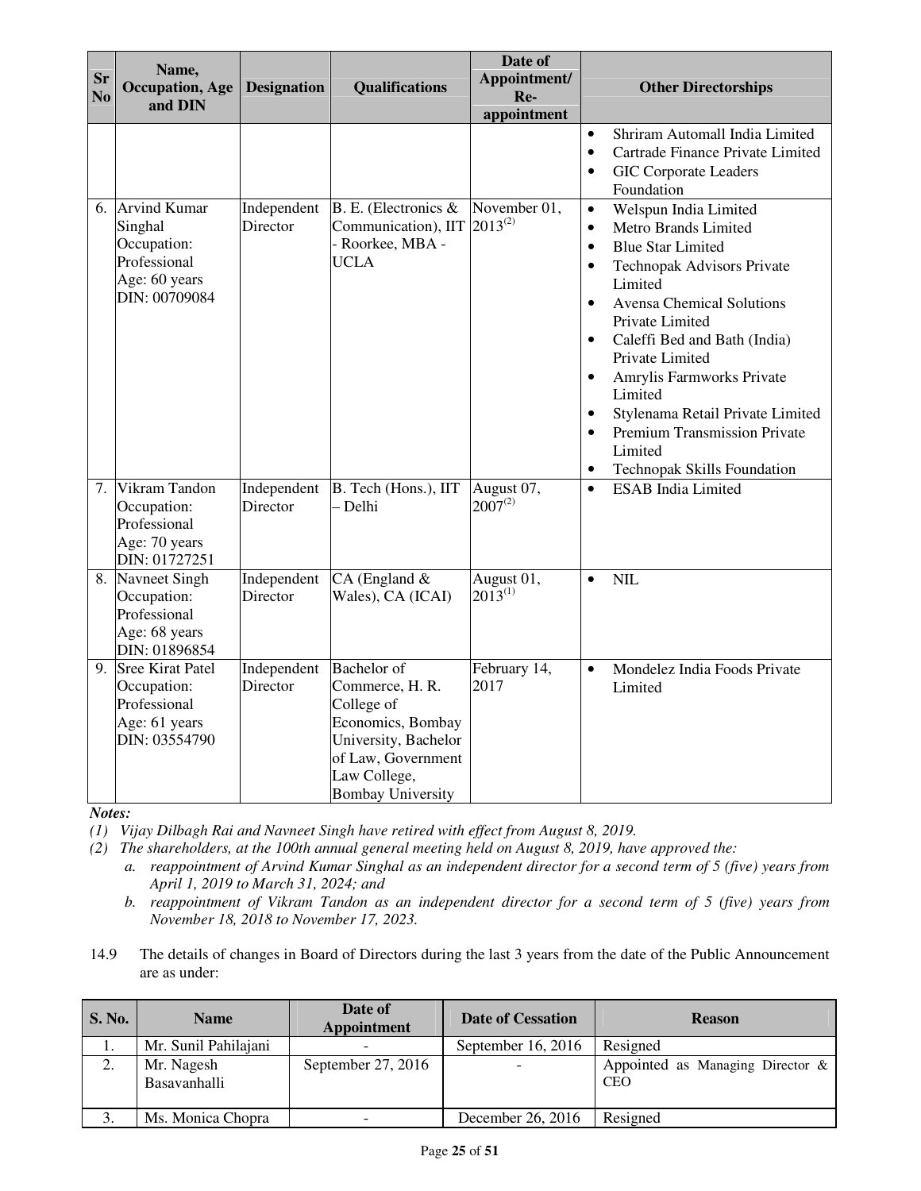| Sr No | Name, Occupation, Age and DIN | Designation | Qualifications | Date of Appointment/ Re-appointment | Other Directorships |
|---|---|---|---|---|---|
| | | | | | • Shriram Automall India Limited<br>• Cartrade Finance Private Limited<br>• GIC Corporate Leaders Foundation |
| 6. | Arvind Kumar Singhal<br>Occupation: Professional<br>Age: 60 years<br>DIN: 00709084 | Independent Director | B. E. (Electronics & Communication), IIT - Roorkee, MBA - UCLA | November 01, 2013(2) | • Welspun India Limited<br>• Metro Brands Limited<br>• Blue Star Limited<br>• Technopak Advisors Private Limited<br>• Avensa Chemical Solutions Private Limited<br>• Caleffi Bed and Bath (India) Private Limited<br>• Amrylis Farmworks Private Limited<br>• Stylenama Retail Private Limited<br>• Premium Transmission Private Limited<br>• Technopak Skills Foundation |
| 7. | Vikram Tandon<br>Occupation: Professional<br>Age: 70 years<br>DIN: 01727251 | Independent Director | B. Tech (Hons.), IIT – Delhi | August 07, 2007(2) | • ESAB India Limited |
| 8. | Navneet Singh<br>Occupation: Professional<br>Age: 68 years<br>DIN: 01896854 | Independent Director | CA (England & Wales), CA (ICAI) | August 01, 2013(1) | • NIL |
| 9. | Sree Kirat Patel<br>Occupation: Professional<br>Age: 61 years<br>DIN: 03554790 | Independent Director | Bachelor of Commerce, H. R. College of Economics, Bombay University, Bachelor of Law, Government Law College, Bombay University | February 14, 2017 | • Mondelez India Foods Private Limited |

***Notes:***

*(1) Vijay Dilbagh Rai and Navneet Singh have retired with effect from August 8, 2019.*

*(2) The shareholders, at the 100th annual general meeting held on August 8, 2019, have approved the:*

*a. reappointment of Arvind Kumar Singhal as an independent director for a second term of 5 (five) years from April 1, 2019 to March 31, 2024; and*

*b. reappointment of Vikram Tandon as an independent director for a second term of 5 (five) years from November 18, 2018 to November 17, 2023.*

14.9 The details of changes in Board of Directors during the last 3 years from the date of the Public Announcement are as under:

| S. No. | Name | Date of Appointment | Date of Cessation | Reason |
|---|---|---|---|---|
| 1. | Mr. Sunil Pahilajani | - | September 16, 2016 | Resigned |
| 2. | Mr. Nagesh Basavanhalli | September 27, 2016 | - | Appointed as Managing Director & CEO |
| 3. | Ms. Monica Chopra | - | December 26, 2016 | Resigned |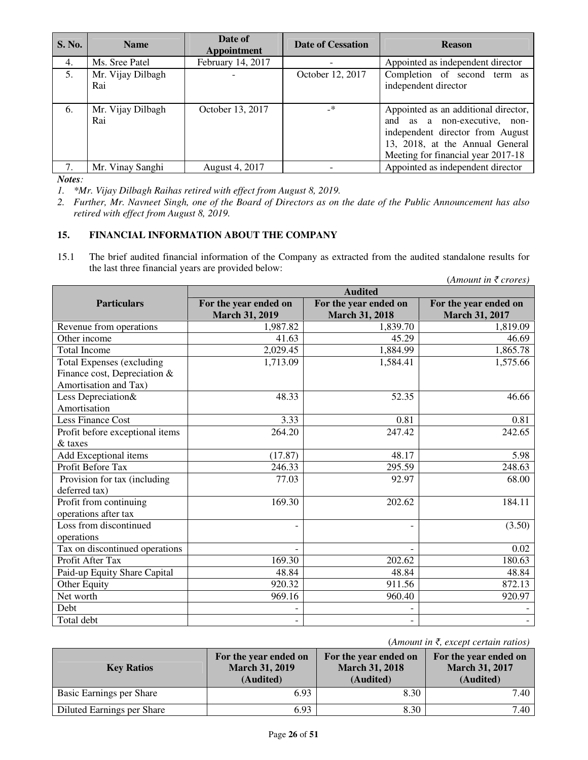| S. No. | Name | Date of Appointment | Date of Cessation | Reason |
|---|---|---|---|---|
| 4. | Ms. Sree Patel | February 14, 2017 | - | Appointed as independent director |
| 5. | Mr. Vijay Dilbagh Rai | - | October 12, 2017 | Completion of second term as independent director |
| 6. | Mr. Vijay Dilbagh Rai | October 13, 2017 | -* | Appointed as an additional director, and as a non-executive, non-independent director from August 13, 2018, at the Annual General Meeting for financial year 2017-18 |
| 7. | Mr. Vinay Sanghi | August 4, 2017 | - | Appointed as independent director |

***Notes***:

1. *\*Mr. Vijay Dilbagh Raihas retired with effect from August 8, 2019.*
2. *Further, Mr. Navneet Singh, one of the Board of Directors as on the date of the Public Announcement has also retired with effect from August 8, 2019.*

## 15. FINANCIAL INFORMATION ABOUT THE COMPANY

15.1 The brief audited financial information of the Company as extracted from the audited standalone results for the last three financial years are provided below:

(*Amount in ₹ crores)*

| Particulars | Audited | | |
|---|---|---|---|
| | For the year ended on March 31, 2019 | For the year ended on March 31, 2018 | For the year ended on March 31, 2017 |
| Revenue from operations | 1,987.82 | 1,839.70 | 1,819.09 |
| Other income | 41.63 | 45.29 | 46.69 |
| Total Income | 2,029.45 | 1,884.99 | 1,865.78 |
| Total Expenses (excluding Finance cost, Depreciation & Amortisation and Tax) | 1,713.09 | 1,584.41 | 1,575.66 |
| Less Depreciation& Amortisation | 48.33 | 52.35 | 46.66 |
| Less Finance Cost | 3.33 | 0.81 | 0.81 |
| Profit before exceptional items & taxes | 264.20 | 247.42 | 242.65 |
| Add Exceptional items | (17.87) | 48.17 | 5.98 |
| Profit Before Tax | 246.33 | 295.59 | 248.63 |
| Provision for tax (including deferred tax) | 77.03 | 92.97 | 68.00 |
| Profit from continuing operations after tax | 169.30 | 202.62 | 184.11 |
| Loss from discontinued operations | - | - | (3.50) |
| Tax on discontinued operations | - | - | 0.02 |
| Profit After Tax | 169.30 | 202.62 | 180.63 |
| Paid-up Equity Share Capital | 48.84 | 48.84 | 48.84 |
| Other Equity | 920.32 | 911.56 | 872.13 |
| Net worth | 969.16 | 960.40 | 920.97 |
| Debt | - | - | - |
| Total debt | - | - | - |

(*Amount in ₹, except certain ratios)*

| Key Ratios | For the year ended on March 31, 2019 (Audited) | For the year ended on March 31, 2018 (Audited) | For the year ended on March 31, 2017 (Audited) |
|---|---|---|---|
| Basic Earnings per Share | 6.93 | 8.30 | 7.40 |
| Diluted Earnings per Share | 6.93 | 8.30 | 7.40 |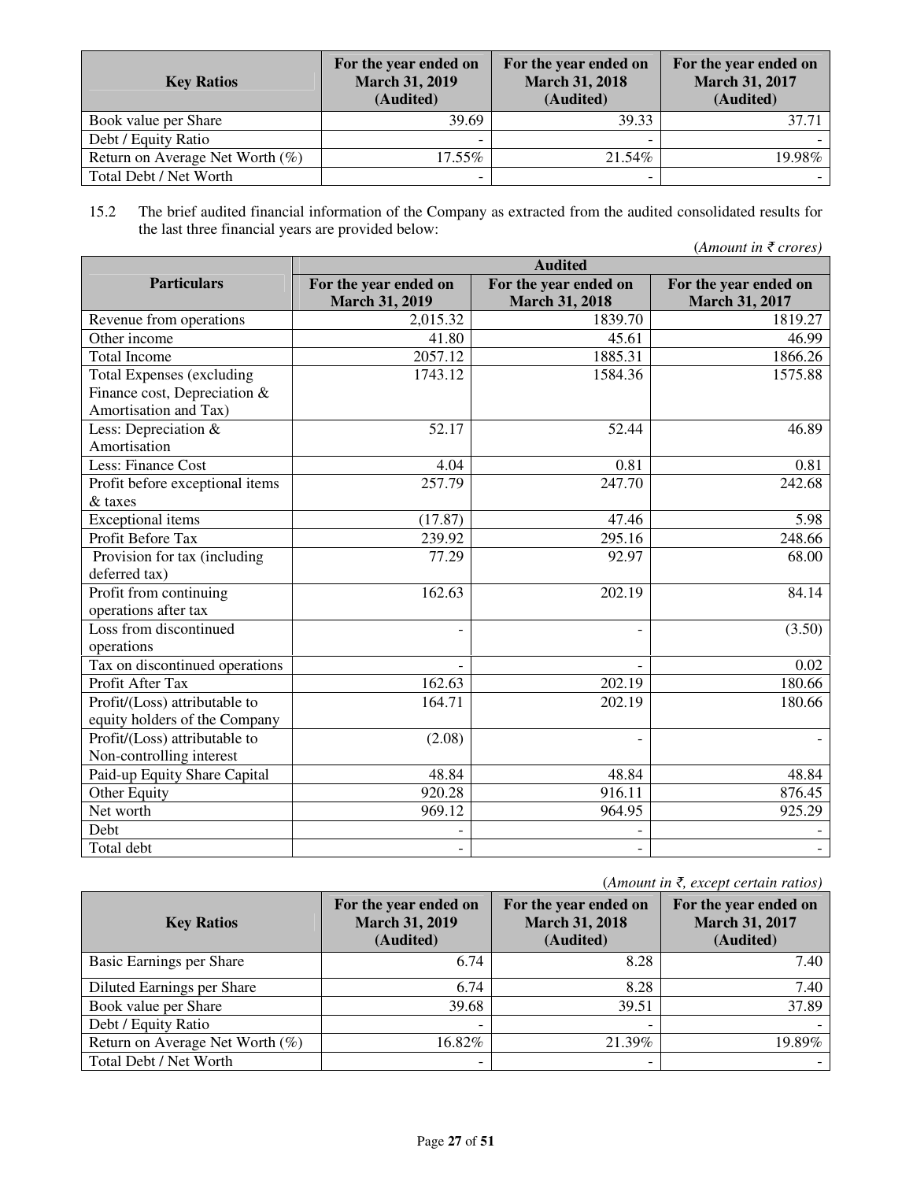| Key Ratios | For the year ended on March 31, 2019 (Audited) | For the year ended on March 31, 2018 (Audited) | For the year ended on March 31, 2017 (Audited) |
|---|---|---|---|
| Book value per Share | 39.69 | 39.33 | 37.71 |
| Debt / Equity Ratio | - | - | - |
| Return on Average Net Worth (%) | 17.55% | 21.54% | 19.98% |
| Total Debt / Net Worth | - | - | - |

15.2 The brief audited financial information of the Company as extracted from the audited consolidated results for the last three financial years are provided below:

*(Amount in ₹ crores)*

| Particulars | Audited | | |
|---|---|---|---|
| | For the year ended on March 31, 2019 | For the year ended on March 31, 2018 | For the year ended on March 31, 2017 |
| Revenue from operations | 2,015.32 | 1839.70 | 1819.27 |
| Other income | 41.80 | 45.61 | 46.99 |
| Total Income | 2057.12 | 1885.31 | 1866.26 |
| Total Expenses (excluding Finance cost, Depreciation & Amortisation and Tax) | 1743.12 | 1584.36 | 1575.88 |
| Less: Depreciation & Amortisation | 52.17 | 52.44 | 46.89 |
| Less: Finance Cost | 4.04 | 0.81 | 0.81 |
| Profit before exceptional items & taxes | 257.79 | 247.70 | 242.68 |
| Exceptional items | (17.87) | 47.46 | 5.98 |
| Profit Before Tax | 239.92 | 295.16 | 248.66 |
| Provision for tax (including deferred tax) | 77.29 | 92.97 | 68.00 |
| Profit from continuing operations after tax | 162.63 | 202.19 | 84.14 |
| Loss from discontinued operations | - | - | (3.50) |
| Tax on discontinued operations | - | - | 0.02 |
| Profit After Tax | 162.63 | 202.19 | 180.66 |
| Profit/(Loss) attributable to equity holders of the Company | 164.71 | 202.19 | 180.66 |
| Profit/(Loss) attributable to Non-controlling interest | (2.08) | - | - |
| Paid-up Equity Share Capital | 48.84 | 48.84 | 48.84 |
| Other Equity | 920.28 | 916.11 | 876.45 |
| Net worth | 969.12 | 964.95 | 925.29 |
| Debt | - | - | - |
| Total debt | - | - | - |

(*Amount in ₹, except certain ratios)*

| Key Ratios | For the year ended on March 31, 2019 (Audited) | For the year ended on March 31, 2018 (Audited) | For the year ended on March 31, 2017 (Audited) |
|---|---|---|---|
| Basic Earnings per Share | 6.74 | 8.28 | 7.40 |
| Diluted Earnings per Share | 6.74 | 8.28 | 7.40 |
| Book value per Share | 39.68 | 39.51 | 37.89 |
| Debt / Equity Ratio | - | - | - |
| Return on Average Net Worth (%) | 16.82% | 21.39% | 19.89% |
| Total Debt / Net Worth | - | - | - |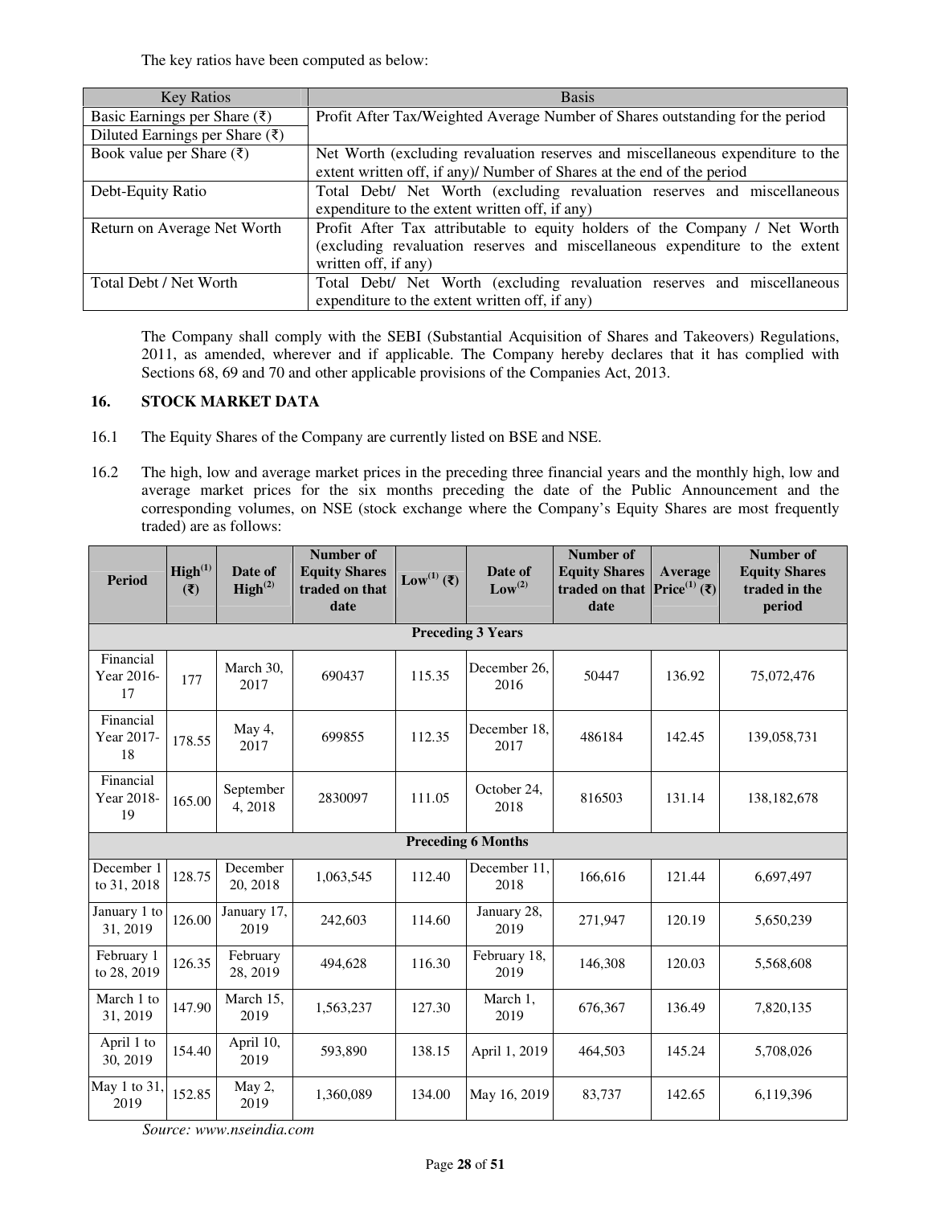The key ratios have been computed as below:

| Key Ratios | Basis |
|---|---|
| Basic Earnings per Share (₹) | Profit After Tax/Weighted Average Number of Shares outstanding for the period |
| Diluted Earnings per Share (₹) | |
| Book value per Share (₹) | Net Worth (excluding revaluation reserves and miscellaneous expenditure to the extent written off, if any)/ Number of Shares at the end of the period |
| Debt-Equity Ratio | Total Debt/ Net Worth (excluding revaluation reserves and miscellaneous expenditure to the extent written off, if any) |
| Return on Average Net Worth | Profit After Tax attributable to equity holders of the Company / Net Worth (excluding revaluation reserves and miscellaneous expenditure to the extent written off, if any) |
| Total Debt / Net Worth | Total Debt/ Net Worth (excluding revaluation reserves and miscellaneous expenditure to the extent written off, if any) |

The Company shall comply with the SEBI (Substantial Acquisition of Shares and Takeovers) Regulations, 2011, as amended, wherever and if applicable. The Company hereby declares that it has complied with Sections 68, 69 and 70 and other applicable provisions of the Companies Act, 2013.

## 16. STOCK MARKET DATA

16.1 The Equity Shares of the Company are currently listed on BSE and NSE.

16.2 The high, low and average market prices in the preceding three financial years and the monthly high, low and average market prices for the six months preceding the date of the Public Announcement and the corresponding volumes, on NSE (stock exchange where the Company's Equity Shares are most frequently traded) are as follows:

| Period | High[(1)] (₹) | Date of High[(2)] | Number of Equity Shares traded on that date | Low[(1)] (₹) | Date of Low[(2)] | Number of Equity Shares traded on that date | Average Price[(1)] (₹) | Number of Equity Shares traded in the period |
|---|---|---|---|---|---|---|---|---|
| **Preceding 3 Years** | | | | | | | | |
| Financial Year 2016-17 | 177 | March 30, 2017 | 690437 | 115.35 | December 26, 2016 | 50447 | 136.92 | 75,072,476 |
| Financial Year 2017-18 | 178.55 | May 4, 2017 | 699855 | 112.35 | December 18, 2017 | 486184 | 142.45 | 139,058,731 |
| Financial Year 2018-19 | 165.00 | September 4, 2018 | 2830097 | 111.05 | October 24, 2018 | 816503 | 131.14 | 138,182,678 |
| **Preceding 6 Months** | | | | | | | | |
| December 1 to 31, 2018 | 128.75 | December 20, 2018 | 1,063,545 | 112.40 | December 11, 2018 | 166,616 | 121.44 | 6,697,497 |
| January 1 to 31, 2019 | 126.00 | January 17, 2019 | 242,603 | 114.60 | January 28, 2019 | 271,947 | 120.19 | 5,650,239 |
| February 1 to 28, 2019 | 126.35 | February 28, 2019 | 494,628 | 116.30 | February 18, 2019 | 146,308 | 120.03 | 5,568,608 |
| March 1 to 31, 2019 | 147.90 | March 15, 2019 | 1,563,237 | 127.30 | March 1, 2019 | 676,367 | 136.49 | 7,820,135 |
| April 1 to 30, 2019 | 154.40 | April 10, 2019 | 593,890 | 138.15 | April 1, 2019 | 464,503 | 145.24 | 5,708,026 |
| May 1 to 31, 2019 | 152.85 | May 2, 2019 | 1,360,089 | 134.00 | May 16, 2019 | 83,737 | 142.65 | 6,119,396 |

*Source: www.nseindia.com*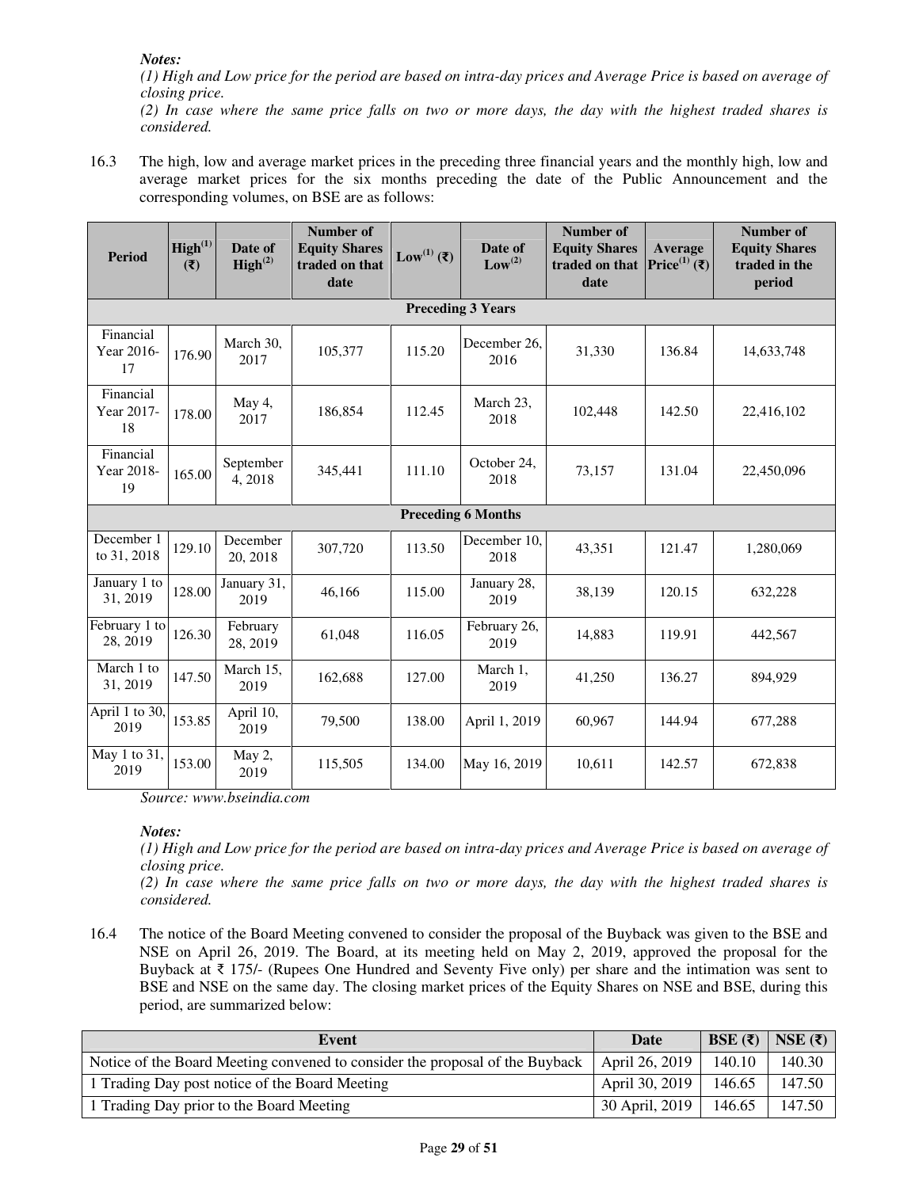*Notes:*

*(1) High and Low price for the period are based on intra-day prices and Average Price is based on average of closing price.*

*(2) In case where the same price falls on two or more days, the day with the highest traded shares is considered.*

16.3 The high, low and average market prices in the preceding three financial years and the monthly high, low and average market prices for the six months preceding the date of the Public Announcement and the corresponding volumes, on BSE are as follows:

| Period | High[(1)] (₹) | Date of High[(2)] | Number of Equity Shares traded on that date | Low[(1)] (₹) | Date of Low[(2)] | Number of Equity Shares traded on that date | Average Price[(1)] (₹) | Number of Equity Shares traded in the period |
|---|---|---|---|---|---|---|---|---|
| **Preceding 3 Years** | | | | | | | | |
| Financial Year 2016-17 | 176.90 | March 30, 2017 | 105,377 | 115.20 | December 26, 2016 | 31,330 | 136.84 | 14,633,748 |
| Financial Year 2017-18 | 178.00 | May 4, 2017 | 186,854 | 112.45 | March 23, 2018 | 102,448 | 142.50 | 22,416,102 |
| Financial Year 2018-19 | 165.00 | September 4, 2018 | 345,441 | 111.10 | October 24, 2018 | 73,157 | 131.04 | 22,450,096 |
| **Preceding 6 Months** | | | | | | | | |
| December 1 to 31, 2018 | 129.10 | December 20, 2018 | 307,720 | 113.50 | December 10, 2018 | 43,351 | 121.47 | 1,280,069 |
| January 1 to 31, 2019 | 128.00 | January 31, 2019 | 46,166 | 115.00 | January 28, 2019 | 38,139 | 120.15 | 632,228 |
| February 1 to 28, 2019 | 126.30 | February 28, 2019 | 61,048 | 116.05 | February 26, 2019 | 14,883 | 119.91 | 442,567 |
| March 1 to 31, 2019 | 147.50 | March 15, 2019 | 162,688 | 127.00 | March 1, 2019 | 41,250 | 136.27 | 894,929 |
| April 1 to 30, 2019 | 153.85 | April 10, 2019 | 79,500 | 138.00 | April 1, 2019 | 60,967 | 144.94 | 677,288 |
| May 1 to 31, 2019 | 153.00 | May 2, 2019 | 115,505 | 134.00 | May 16, 2019 | 10,611 | 142.57 | 672,838 |

*Source: www.bseindia.com*

*Notes:*

*(1) High and Low price for the period are based on intra-day prices and Average Price is based on average of closing price.*

*(2) In case where the same price falls on two or more days, the day with the highest traded shares is considered.*

16.4 The notice of the Board Meeting convened to consider the proposal of the Buyback was given to the BSE and NSE on April 26, 2019. The Board, at its meeting held on May 2, 2019, approved the proposal for the Buyback at ₹ 175/- (Rupees One Hundred and Seventy Five only) per share and the intimation was sent to BSE and NSE on the same day. The closing market prices of the Equity Shares on NSE and BSE, during this period, are summarized below:

| Event | Date | BSE (₹) | NSE (₹) |
|---|---|---|---|
| Notice of the Board Meeting convened to consider the proposal of the Buyback | April 26, 2019 | 140.10 | 140.30 |
| 1 Trading Day post notice of the Board Meeting | April 30, 2019 | 146.65 | 147.50 |
| 1 Trading Day prior to the Board Meeting | 30 April, 2019 | 146.65 | 147.50 |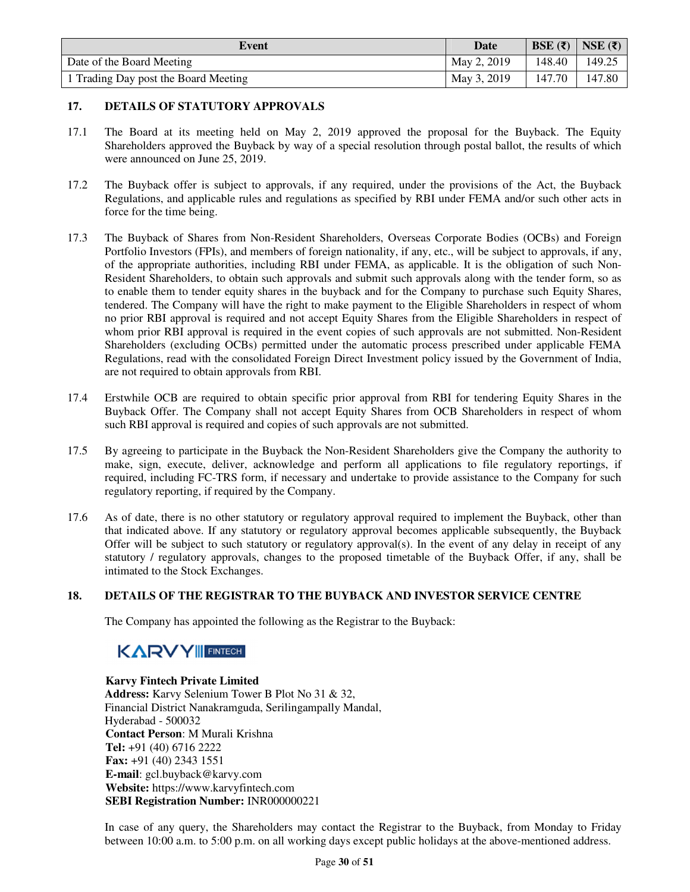| Event | Date | BSE (₹) | NSE (₹) |
| --- | --- | --- | --- |
| Date of the Board Meeting | May 2, 2019 | 148.40 | 149.25 |
| 1 Trading Day post the Board Meeting | May 3, 2019 | 147.70 | 147.80 |

## 17. DETAILS OF STATUTORY APPROVALS

17.1 The Board at its meeting held on May 2, 2019 approved the proposal for the Buyback. The Equity Shareholders approved the Buyback by way of a special resolution through postal ballot, the results of which were announced on June 25, 2019.

17.2 The Buyback offer is subject to approvals, if any required, under the provisions of the Act, the Buyback Regulations, and applicable rules and regulations as specified by RBI under FEMA and/or such other acts in force for the time being.

17.3 The Buyback of Shares from Non-Resident Shareholders, Overseas Corporate Bodies (OCBs) and Foreign Portfolio Investors (FPIs), and members of foreign nationality, if any, etc., will be subject to approvals, if any, of the appropriate authorities, including RBI under FEMA, as applicable. It is the obligation of such Non-Resident Shareholders, to obtain such approvals and submit such approvals along with the tender form, so as to enable them to tender equity shares in the buyback and for the Company to purchase such Equity Shares, tendered. The Company will have the right to make payment to the Eligible Shareholders in respect of whom no prior RBI approval is required and not accept Equity Shares from the Eligible Shareholders in respect of whom prior RBI approval is required in the event copies of such approvals are not submitted. Non-Resident Shareholders (excluding OCBs) permitted under the automatic process prescribed under applicable FEMA Regulations, read with the consolidated Foreign Direct Investment policy issued by the Government of India, are not required to obtain approvals from RBI.

17.4 Erstwhile OCB are required to obtain specific prior approval from RBI for tendering Equity Shares in the Buyback Offer. The Company shall not accept Equity Shares from OCB Shareholders in respect of whom such RBI approval is required and copies of such approvals are not submitted.

17.5 By agreeing to participate in the Buyback the Non-Resident Shareholders give the Company the authority to make, sign, execute, deliver, acknowledge and perform all applications to file regulatory reportings, if required, including FC-TRS form, if necessary and undertake to provide assistance to the Company for such regulatory reporting, if required by the Company.

17.6 As of date, there is no other statutory or regulatory approval required to implement the Buyback, other than that indicated above. If any statutory or regulatory approval becomes applicable subsequently, the Buyback Offer will be subject to such statutory or regulatory approval(s). In the event of any delay in receipt of any statutory / regulatory approvals, changes to the proposed timetable of the Buyback Offer, if any, shall be intimated to the Stock Exchanges.

## 18. DETAILS OF THE REGISTRAR TO THE BUYBACK AND INVESTOR SERVICE CENTRE

The Company has appointed the following as the Registrar to the Buyback:

KARVY FINTECH

**Karvy Fintech Private Limited**
**Address:** Karvy Selenium Tower B Plot No 31 & 32,
Financial District Nanakramguda, Serilingampally Mandal,
Hyderabad - 500032
**Contact Person**: M Murali Krishna
**Tel:** +91 (40) 6716 2222
**Fax:** +91 (40) 2343 1551
**E-mail**: gcl.buyback@karvy.com
**Website:** https://www.karvyfintech.com
**SEBI Registration Number:** INR000000221

In case of any query, the Shareholders may contact the Registrar to the Buyback, from Monday to Friday between 10:00 a.m. to 5:00 p.m. on all working days except public holidays at the above-mentioned address.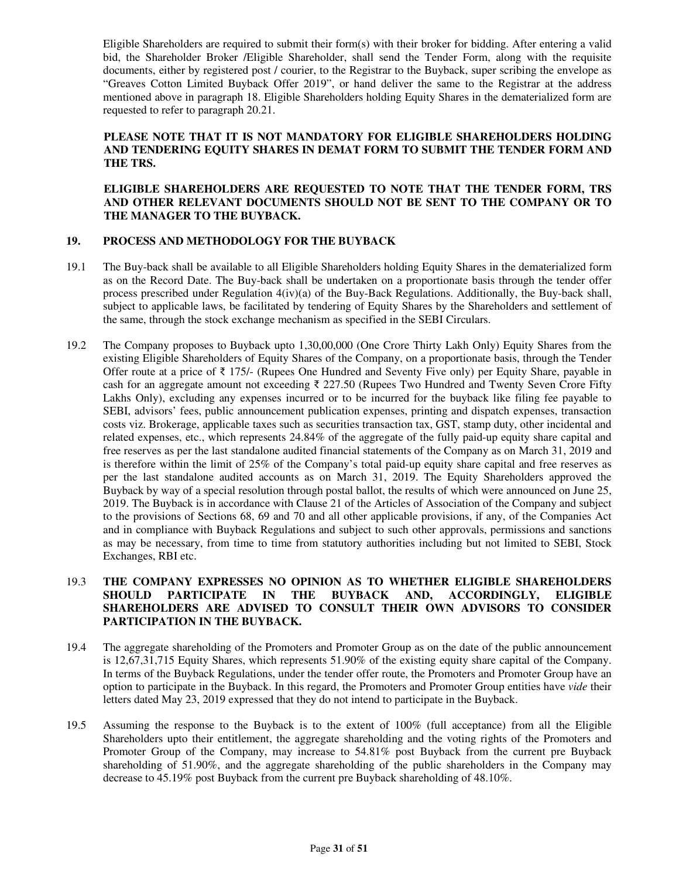Eligible Shareholders are required to submit their form(s) with their broker for bidding. After entering a valid bid, the Shareholder Broker /Eligible Shareholder, shall send the Tender Form, along with the requisite documents, either by registered post / courier, to the Registrar to the Buyback, super scribing the envelope as "Greaves Cotton Limited Buyback Offer 2019", or hand deliver the same to the Registrar at the address mentioned above in paragraph 18. Eligible Shareholders holding Equity Shares in the dematerialized form are requested to refer to paragraph 20.21.

**PLEASE NOTE THAT IT IS NOT MANDATORY FOR ELIGIBLE SHAREHOLDERS HOLDING AND TENDERING EQUITY SHARES IN DEMAT FORM TO SUBMIT THE TENDER FORM AND THE TRS.**

**ELIGIBLE SHAREHOLDERS ARE REQUESTED TO NOTE THAT THE TENDER FORM, TRS AND OTHER RELEVANT DOCUMENTS SHOULD NOT BE SENT TO THE COMPANY OR TO THE MANAGER TO THE BUYBACK.**

## 19. PROCESS AND METHODOLOGY FOR THE BUYBACK

19.1 The Buy-back shall be available to all Eligible Shareholders holding Equity Shares in the dematerialized form as on the Record Date. The Buy-back shall be undertaken on a proportionate basis through the tender offer process prescribed under Regulation 4(iv)(a) of the Buy-Back Regulations. Additionally, the Buy-back shall, subject to applicable laws, be facilitated by tendering of Equity Shares by the Shareholders and settlement of the same, through the stock exchange mechanism as specified in the SEBI Circulars.

19.2 The Company proposes to Buyback upto 1,30,00,000 (One Crore Thirty Lakh Only) Equity Shares from the existing Eligible Shareholders of Equity Shares of the Company, on a proportionate basis, through the Tender Offer route at a price of ₹ 175/- (Rupees One Hundred and Seventy Five only) per Equity Share, payable in cash for an aggregate amount not exceeding ₹ 227.50 (Rupees Two Hundred and Twenty Seven Crore Fifty Lakhs Only), excluding any expenses incurred or to be incurred for the buyback like filing fee payable to SEBI, advisors' fees, public announcement publication expenses, printing and dispatch expenses, transaction costs viz. Brokerage, applicable taxes such as securities transaction tax, GST, stamp duty, other incidental and related expenses, etc., which represents 24.84% of the aggregate of the fully paid-up equity share capital and free reserves as per the last standalone audited financial statements of the Company as on March 31, 2019 and is therefore within the limit of 25% of the Company's total paid-up equity share capital and free reserves as per the last standalone audited accounts as on March 31, 2019. The Equity Shareholders approved the Buyback by way of a special resolution through postal ballot, the results of which were announced on June 25, 2019. The Buyback is in accordance with Clause 21 of the Articles of Association of the Company and subject to the provisions of Sections 68, 69 and 70 and all other applicable provisions, if any, of the Companies Act and in compliance with Buyback Regulations and subject to such other approvals, permissions and sanctions as may be necessary, from time to time from statutory authorities including but not limited to SEBI, Stock Exchanges, RBI etc.

19.3 **THE COMPANY EXPRESSES NO OPINION AS TO WHETHER ELIGIBLE SHAREHOLDERS SHOULD PARTICIPATE IN THE BUYBACK AND, ACCORDINGLY, ELIGIBLE SHAREHOLDERS ARE ADVISED TO CONSULT THEIR OWN ADVISORS TO CONSIDER PARTICIPATION IN THE BUYBACK.**

19.4 The aggregate shareholding of the Promoters and Promoter Group as on the date of the public announcement is 12,67,31,715 Equity Shares, which represents 51.90% of the existing equity share capital of the Company. In terms of the Buyback Regulations, under the tender offer route, the Promoters and Promoter Group have an option to participate in the Buyback. In this regard, the Promoters and Promoter Group entities have *vide* their letters dated May 23, 2019 expressed that they do not intend to participate in the Buyback.

19.5 Assuming the response to the Buyback is to the extent of 100% (full acceptance) from all the Eligible Shareholders upto their entitlement, the aggregate shareholding and the voting rights of the Promoters and Promoter Group of the Company, may increase to 54.81% post Buyback from the current pre Buyback shareholding of 51.90%, and the aggregate shareholding of the public shareholders in the Company may decrease to 45.19% post Buyback from the current pre Buyback shareholding of 48.10%.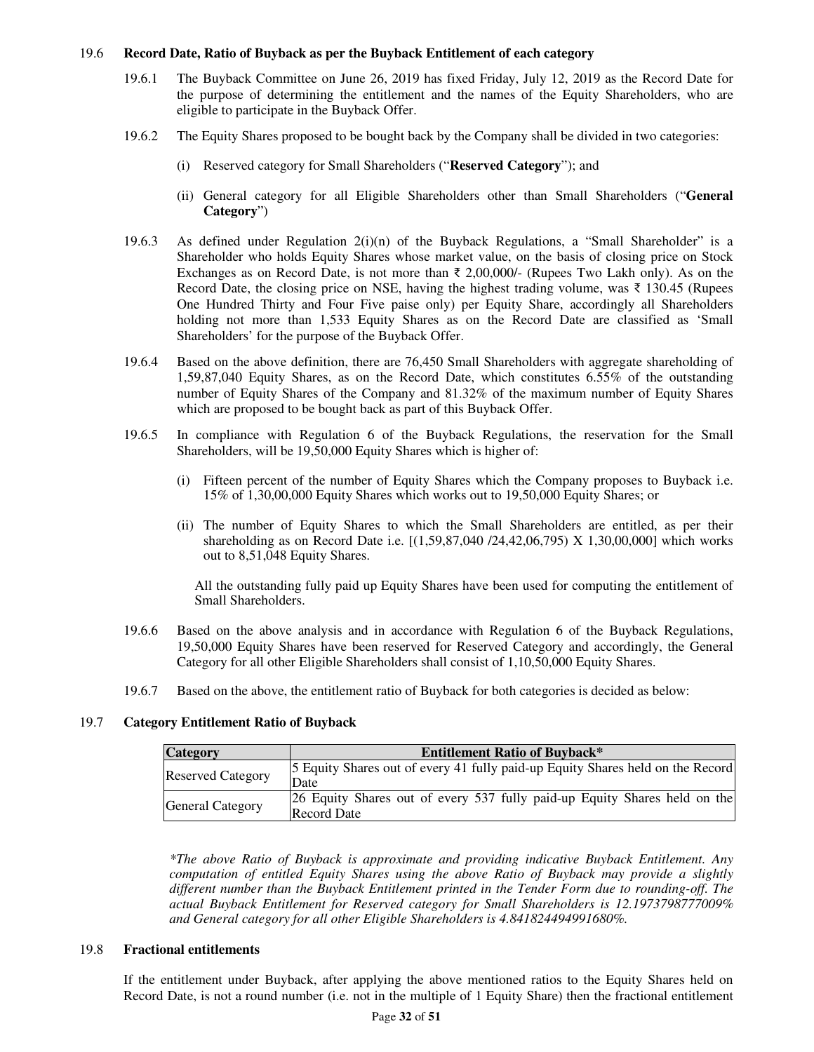19.6 **Record Date, Ratio of Buyback as per the Buyback Entitlement of each category**

19.6.1 The Buyback Committee on June 26, 2019 has fixed Friday, July 12, 2019 as the Record Date for the purpose of determining the entitlement and the names of the Equity Shareholders, who are eligible to participate in the Buyback Offer.

19.6.2 The Equity Shares proposed to be bought back by the Company shall be divided in two categories:

(i) Reserved category for Small Shareholders ("**Reserved Category**"); and

(ii) General category for all Eligible Shareholders other than Small Shareholders ("**General Category**")

19.6.3 As defined under Regulation 2(i)(n) of the Buyback Regulations, a "Small Shareholder" is a Shareholder who holds Equity Shares whose market value, on the basis of closing price on Stock Exchanges as on Record Date, is not more than ₹ 2,00,000/- (Rupees Two Lakh only). As on the Record Date, the closing price on NSE, having the highest trading volume, was ₹ 130.45 (Rupees One Hundred Thirty and Four Five paise only) per Equity Share, accordingly all Shareholders holding not more than 1,533 Equity Shares as on the Record Date are classified as 'Small Shareholders' for the purpose of the Buyback Offer.

19.6.4 Based on the above definition, there are 76,450 Small Shareholders with aggregate shareholding of 1,59,87,040 Equity Shares, as on the Record Date, which constitutes 6.55% of the outstanding number of Equity Shares of the Company and 81.32% of the maximum number of Equity Shares which are proposed to be bought back as part of this Buyback Offer.

19.6.5 In compliance with Regulation 6 of the Buyback Regulations, the reservation for the Small Shareholders, will be 19,50,000 Equity Shares which is higher of:

(i) Fifteen percent of the number of Equity Shares which the Company proposes to Buyback i.e. 15% of 1,30,00,000 Equity Shares which works out to 19,50,000 Equity Shares; or

(ii) The number of Equity Shares to which the Small Shareholders are entitled, as per their shareholding as on Record Date i.e. [(1,59,87,040 /24,42,06,795) X 1,30,00,000] which works out to 8,51,048 Equity Shares.

All the outstanding fully paid up Equity Shares have been used for computing the entitlement of Small Shareholders.

19.6.6 Based on the above analysis and in accordance with Regulation 6 of the Buyback Regulations, 19,50,000 Equity Shares have been reserved for Reserved Category and accordingly, the General Category for all other Eligible Shareholders shall consist of 1,10,50,000 Equity Shares.

19.6.7 Based on the above, the entitlement ratio of Buyback for both categories is decided as below:

19.7 **Category Entitlement Ratio of Buyback**

| Category | Entitlement Ratio of Buyback* |
|---|---|
| Reserved Category | 5 Equity Shares out of every 41 fully paid-up Equity Shares held on the Record Date |
| General Category | 26 Equity Shares out of every 537 fully paid-up Equity Shares held on the Record Date |

*\*The above Ratio of Buyback is approximate and providing indicative Buyback Entitlement. Any computation of entitled Equity Shares using the above Ratio of Buyback may provide a slightly different number than the Buyback Entitlement printed in the Tender Form due to rounding-off. The actual Buyback Entitlement for Reserved category for Small Shareholders is 12.1973798777009% and General category for all other Eligible Shareholders is 4.841824494991680%.*

19.8 **Fractional entitlements**

If the entitlement under Buyback, after applying the above mentioned ratios to the Equity Shares held on Record Date, is not a round number (i.e. not in the multiple of 1 Equity Share) then the fractional entitlement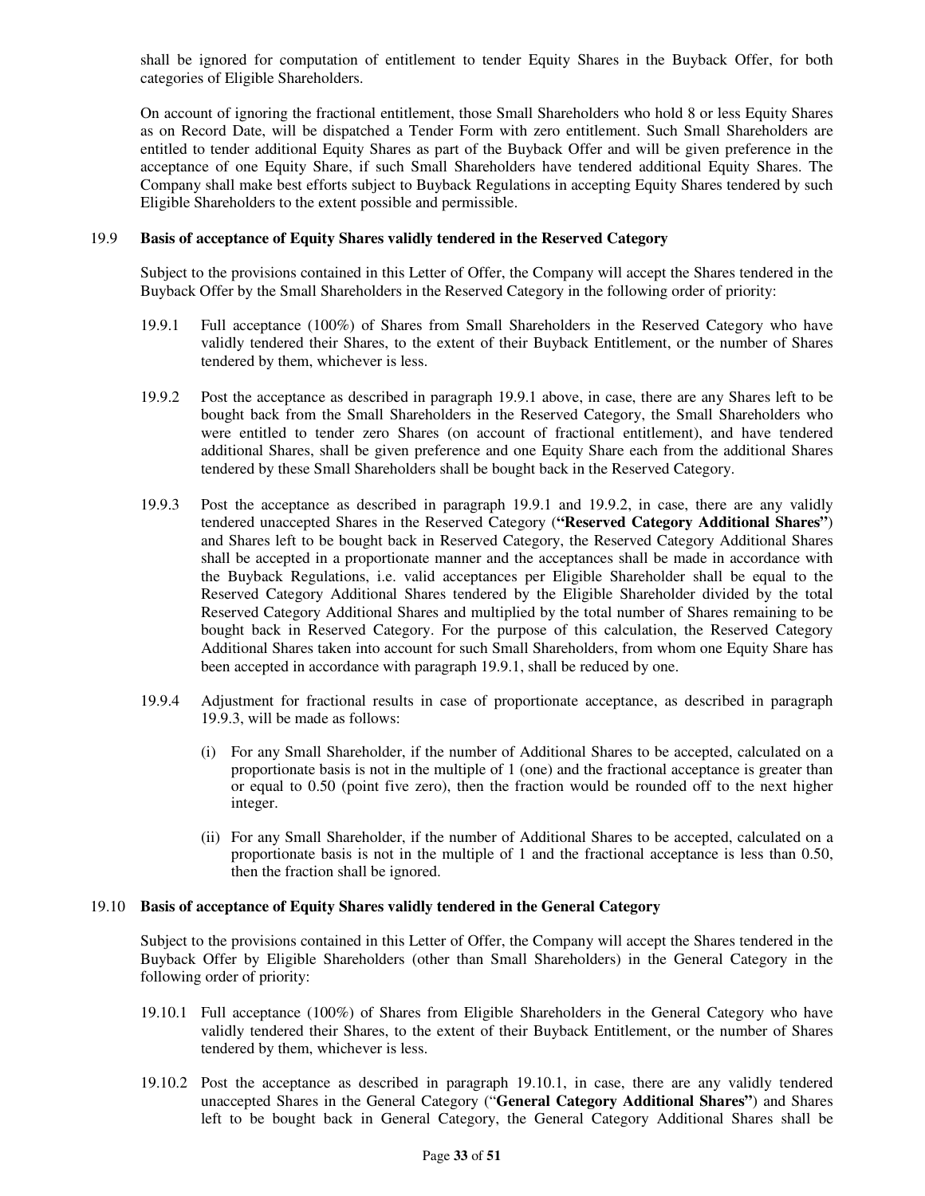shall be ignored for computation of entitlement to tender Equity Shares in the Buyback Offer, for both categories of Eligible Shareholders.

On account of ignoring the fractional entitlement, those Small Shareholders who hold 8 or less Equity Shares as on Record Date, will be dispatched a Tender Form with zero entitlement. Such Small Shareholders are entitled to tender additional Equity Shares as part of the Buyback Offer and will be given preference in the acceptance of one Equity Share, if such Small Shareholders have tendered additional Equity Shares. The Company shall make best efforts subject to Buyback Regulations in accepting Equity Shares tendered by such Eligible Shareholders to the extent possible and permissible.

19.9 **Basis of acceptance of Equity Shares validly tendered in the Reserved Category**

Subject to the provisions contained in this Letter of Offer, the Company will accept the Shares tendered in the Buyback Offer by the Small Shareholders in the Reserved Category in the following order of priority:

19.9.1 Full acceptance (100%) of Shares from Small Shareholders in the Reserved Category who have validly tendered their Shares, to the extent of their Buyback Entitlement, or the number of Shares tendered by them, whichever is less.

19.9.2 Post the acceptance as described in paragraph 19.9.1 above, in case, there are any Shares left to be bought back from the Small Shareholders in the Reserved Category, the Small Shareholders who were entitled to tender zero Shares (on account of fractional entitlement), and have tendered additional Shares, shall be given preference and one Equity Share each from the additional Shares tendered by these Small Shareholders shall be bought back in the Reserved Category.

19.9.3 Post the acceptance as described in paragraph 19.9.1 and 19.9.2, in case, there are any validly tendered unaccepted Shares in the Reserved Category (**"Reserved Category Additional Shares"**) and Shares left to be bought back in Reserved Category, the Reserved Category Additional Shares shall be accepted in a proportionate manner and the acceptances shall be made in accordance with the Buyback Regulations, i.e. valid acceptances per Eligible Shareholder shall be equal to the Reserved Category Additional Shares tendered by the Eligible Shareholder divided by the total Reserved Category Additional Shares and multiplied by the total number of Shares remaining to be bought back in Reserved Category. For the purpose of this calculation, the Reserved Category Additional Shares taken into account for such Small Shareholders, from whom one Equity Share has been accepted in accordance with paragraph 19.9.1, shall be reduced by one.

19.9.4 Adjustment for fractional results in case of proportionate acceptance, as described in paragraph 19.9.3, will be made as follows:

(i) For any Small Shareholder, if the number of Additional Shares to be accepted, calculated on a proportionate basis is not in the multiple of 1 (one) and the fractional acceptance is greater than or equal to 0.50 (point five zero), then the fraction would be rounded off to the next higher integer.

(ii) For any Small Shareholder, if the number of Additional Shares to be accepted, calculated on a proportionate basis is not in the multiple of 1 and the fractional acceptance is less than 0.50, then the fraction shall be ignored.

19.10 **Basis of acceptance of Equity Shares validly tendered in the General Category**

Subject to the provisions contained in this Letter of Offer, the Company will accept the Shares tendered in the Buyback Offer by Eligible Shareholders (other than Small Shareholders) in the General Category in the following order of priority:

19.10.1 Full acceptance (100%) of Shares from Eligible Shareholders in the General Category who have validly tendered their Shares, to the extent of their Buyback Entitlement, or the number of Shares tendered by them, whichever is less.

19.10.2 Post the acceptance as described in paragraph 19.10.1, in case, there are any validly tendered unaccepted Shares in the General Category ("**General Category Additional Shares"**) and Shares left to be bought back in General Category, the General Category Additional Shares shall be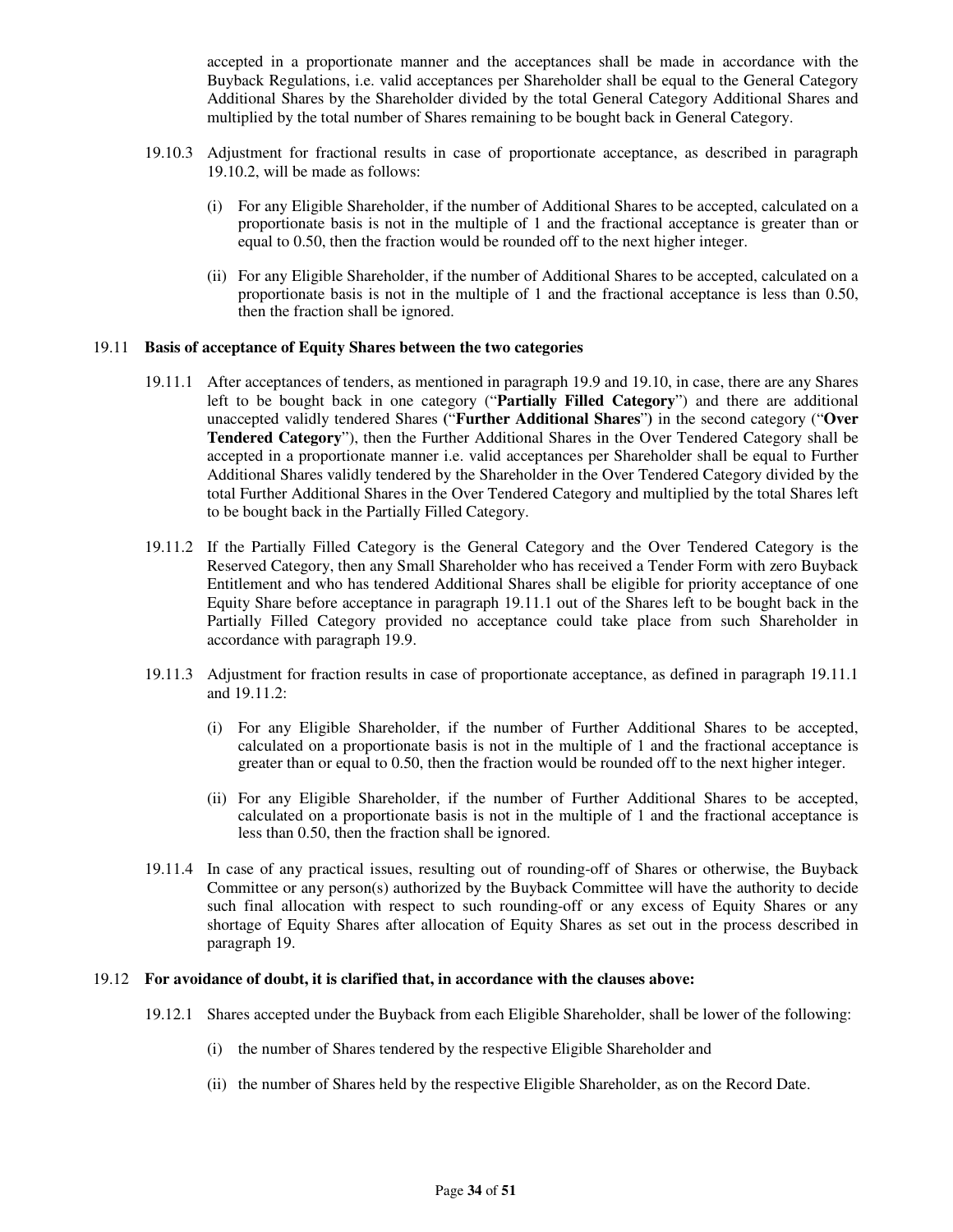accepted in a proportionate manner and the acceptances shall be made in accordance with the Buyback Regulations, i.e. valid acceptances per Shareholder shall be equal to the General Category Additional Shares by the Shareholder divided by the total General Category Additional Shares and multiplied by the total number of Shares remaining to be bought back in General Category.

19.10.3 Adjustment for fractional results in case of proportionate acceptance, as described in paragraph 19.10.2, will be made as follows:

(i) For any Eligible Shareholder, if the number of Additional Shares to be accepted, calculated on a proportionate basis is not in the multiple of 1 and the fractional acceptance is greater than or equal to 0.50, then the fraction would be rounded off to the next higher integer.

(ii) For any Eligible Shareholder, if the number of Additional Shares to be accepted, calculated on a proportionate basis is not in the multiple of 1 and the fractional acceptance is less than 0.50, then the fraction shall be ignored.

19.11 **Basis of acceptance of Equity Shares between the two categories**

19.11.1 After acceptances of tenders, as mentioned in paragraph 19.9 and 19.10, in case, there are any Shares left to be bought back in one category ("**Partially Filled Category**") and there are additional unaccepted validly tendered Shares ("**Further Additional Shares**") in the second category ("**Over Tendered Category**"), then the Further Additional Shares in the Over Tendered Category shall be accepted in a proportionate manner i.e. valid acceptances per Shareholder shall be equal to Further Additional Shares validly tendered by the Shareholder in the Over Tendered Category divided by the total Further Additional Shares in the Over Tendered Category and multiplied by the total Shares left to be bought back in the Partially Filled Category.

19.11.2 If the Partially Filled Category is the General Category and the Over Tendered Category is the Reserved Category, then any Small Shareholder who has received a Tender Form with zero Buyback Entitlement and who has tendered Additional Shares shall be eligible for priority acceptance of one Equity Share before acceptance in paragraph 19.11.1 out of the Shares left to be bought back in the Partially Filled Category provided no acceptance could take place from such Shareholder in accordance with paragraph 19.9.

19.11.3 Adjustment for fraction results in case of proportionate acceptance, as defined in paragraph 19.11.1 and 19.11.2:

(i) For any Eligible Shareholder, if the number of Further Additional Shares to be accepted, calculated on a proportionate basis is not in the multiple of 1 and the fractional acceptance is greater than or equal to 0.50, then the fraction would be rounded off to the next higher integer.

(ii) For any Eligible Shareholder, if the number of Further Additional Shares to be accepted, calculated on a proportionate basis is not in the multiple of 1 and the fractional acceptance is less than 0.50, then the fraction shall be ignored.

19.11.4 In case of any practical issues, resulting out of rounding-off of Shares or otherwise, the Buyback Committee or any person(s) authorized by the Buyback Committee will have the authority to decide such final allocation with respect to such rounding-off or any excess of Equity Shares or any shortage of Equity Shares after allocation of Equity Shares as set out in the process described in paragraph 19.

19.12 **For avoidance of doubt, it is clarified that, in accordance with the clauses above:**

19.12.1 Shares accepted under the Buyback from each Eligible Shareholder, shall be lower of the following:

(i) the number of Shares tendered by the respective Eligible Shareholder and

(ii) the number of Shares held by the respective Eligible Shareholder, as on the Record Date.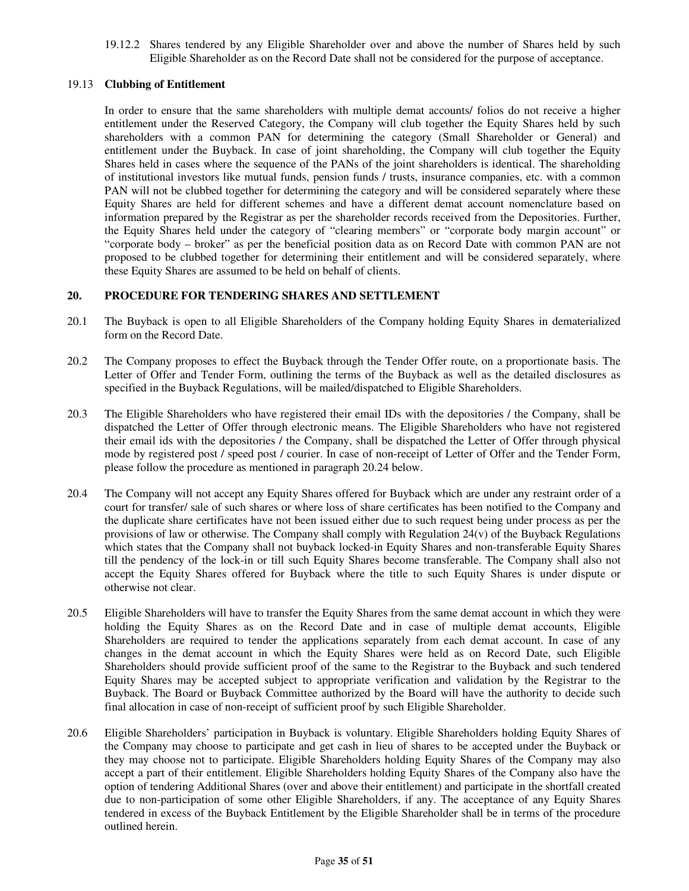19.12.2 Shares tendered by any Eligible Shareholder over and above the number of Shares held by such Eligible Shareholder as on the Record Date shall not be considered for the purpose of acceptance.

19.13 **Clubbing of Entitlement**

In order to ensure that the same shareholders with multiple demat accounts/ folios do not receive a higher entitlement under the Reserved Category, the Company will club together the Equity Shares held by such shareholders with a common PAN for determining the category (Small Shareholder or General) and entitlement under the Buyback. In case of joint shareholding, the Company will club together the Equity Shares held in cases where the sequence of the PANs of the joint shareholders is identical. The shareholding of institutional investors like mutual funds, pension funds / trusts, insurance companies, etc. with a common PAN will not be clubbed together for determining the category and will be considered separately where these Equity Shares are held for different schemes and have a different demat account nomenclature based on information prepared by the Registrar as per the shareholder records received from the Depositories. Further, the Equity Shares held under the category of "clearing members" or "corporate body margin account" or "corporate body – broker" as per the beneficial position data as on Record Date with common PAN are not proposed to be clubbed together for determining their entitlement and will be considered separately, where these Equity Shares are assumed to be held on behalf of clients.

## 20. PROCEDURE FOR TENDERING SHARES AND SETTLEMENT

20.1 The Buyback is open to all Eligible Shareholders of the Company holding Equity Shares in dematerialized form on the Record Date.

20.2 The Company proposes to effect the Buyback through the Tender Offer route, on a proportionate basis. The Letter of Offer and Tender Form, outlining the terms of the Buyback as well as the detailed disclosures as specified in the Buyback Regulations, will be mailed/dispatched to Eligible Shareholders.

20.3 The Eligible Shareholders who have registered their email IDs with the depositories / the Company, shall be dispatched the Letter of Offer through electronic means. The Eligible Shareholders who have not registered their email ids with the depositories / the Company, shall be dispatched the Letter of Offer through physical mode by registered post / speed post / courier. In case of non-receipt of Letter of Offer and the Tender Form, please follow the procedure as mentioned in paragraph 20.24 below.

20.4 The Company will not accept any Equity Shares offered for Buyback which are under any restraint order of a court for transfer/ sale of such shares or where loss of share certificates has been notified to the Company and the duplicate share certificates have not been issued either due to such request being under process as per the provisions of law or otherwise. The Company shall comply with Regulation 24(v) of the Buyback Regulations which states that the Company shall not buyback locked-in Equity Shares and non-transferable Equity Shares till the pendency of the lock-in or till such Equity Shares become transferable. The Company shall also not accept the Equity Shares offered for Buyback where the title to such Equity Shares is under dispute or otherwise not clear.

20.5 Eligible Shareholders will have to transfer the Equity Shares from the same demat account in which they were holding the Equity Shares as on the Record Date and in case of multiple demat accounts, Eligible Shareholders are required to tender the applications separately from each demat account. In case of any changes in the demat account in which the Equity Shares were held as on Record Date, such Eligible Shareholders should provide sufficient proof of the same to the Registrar to the Buyback and such tendered Equity Shares may be accepted subject to appropriate verification and validation by the Registrar to the Buyback. The Board or Buyback Committee authorized by the Board will have the authority to decide such final allocation in case of non-receipt of sufficient proof by such Eligible Shareholder.

20.6 Eligible Shareholders' participation in Buyback is voluntary. Eligible Shareholders holding Equity Shares of the Company may choose to participate and get cash in lieu of shares to be accepted under the Buyback or they may choose not to participate. Eligible Shareholders holding Equity Shares of the Company may also accept a part of their entitlement. Eligible Shareholders holding Equity Shares of the Company also have the option of tendering Additional Shares (over and above their entitlement) and participate in the shortfall created due to non-participation of some other Eligible Shareholders, if any. The acceptance of any Equity Shares tendered in excess of the Buyback Entitlement by the Eligible Shareholder shall be in terms of the procedure outlined herein.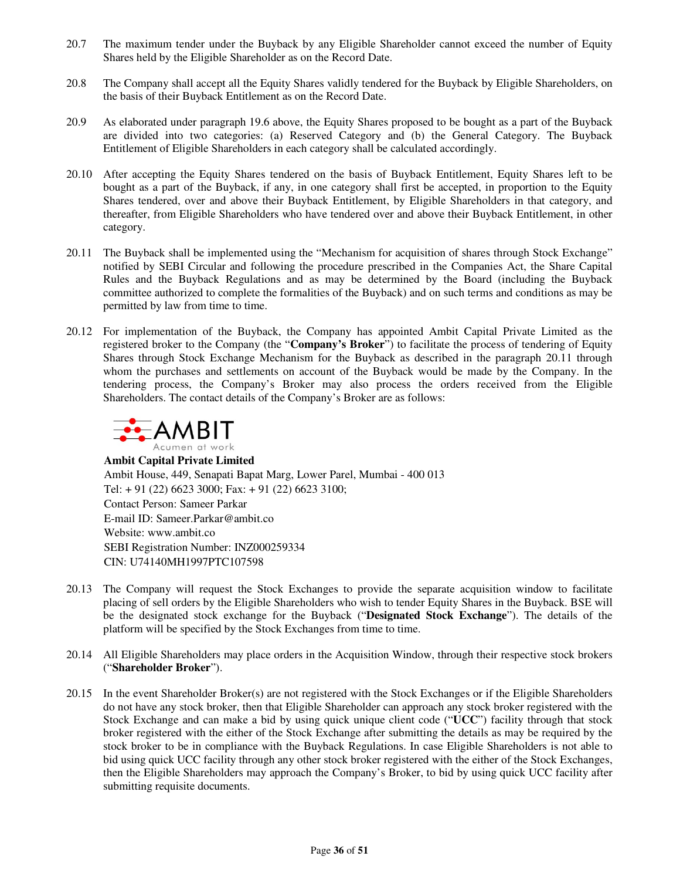20.7 The maximum tender under the Buyback by any Eligible Shareholder cannot exceed the number of Equity Shares held by the Eligible Shareholder as on the Record Date.

20.8 The Company shall accept all the Equity Shares validly tendered for the Buyback by Eligible Shareholders, on the basis of their Buyback Entitlement as on the Record Date.

20.9 As elaborated under paragraph 19.6 above, the Equity Shares proposed to be bought as a part of the Buyback are divided into two categories: (a) Reserved Category and (b) the General Category. The Buyback Entitlement of Eligible Shareholders in each category shall be calculated accordingly.

20.10 After accepting the Equity Shares tendered on the basis of Buyback Entitlement, Equity Shares left to be bought as a part of the Buyback, if any, in one category shall first be accepted, in proportion to the Equity Shares tendered, over and above their Buyback Entitlement, by Eligible Shareholders in that category, and thereafter, from Eligible Shareholders who have tendered over and above their Buyback Entitlement, in other category.

20.11 The Buyback shall be implemented using the "Mechanism for acquisition of shares through Stock Exchange" notified by SEBI Circular and following the procedure prescribed in the Companies Act, the Share Capital Rules and the Buyback Regulations and as may be determined by the Board (including the Buyback committee authorized to complete the formalities of the Buyback) and on such terms and conditions as may be permitted by law from time to time.

20.12 For implementation of the Buyback, the Company has appointed Ambit Capital Private Limited as the registered broker to the Company (the "**Company's Broker**") to facilitate the process of tendering of Equity Shares through Stock Exchange Mechanism for the Buyback as described in the paragraph 20.11 through whom the purchases and settlements on account of the Buyback would be made by the Company. In the tendering process, the Company's Broker may also process the orders received from the Eligible Shareholders. The contact details of the Company's Broker are as follows:

AMBIT
Acumen at work

**Ambit Capital Private Limited**
Ambit House, 449, Senapati Bapat Marg, Lower Parel, Mumbai - 400 013
Tel: + 91 (22) 6623 3000; Fax: + 91 (22) 6623 3100;
Contact Person: Sameer Parkar
E-mail ID: Sameer.Parkar@ambit.co
Website: www.ambit.co
SEBI Registration Number: INZ000259334
CIN: U74140MH1997PTC107598

20.13 The Company will request the Stock Exchanges to provide the separate acquisition window to facilitate placing of sell orders by the Eligible Shareholders who wish to tender Equity Shares in the Buyback. BSE will be the designated stock exchange for the Buyback ("**Designated Stock Exchange**"). The details of the platform will be specified by the Stock Exchanges from time to time.

20.14 All Eligible Shareholders may place orders in the Acquisition Window, through their respective stock brokers ("**Shareholder Broker**").

20.15 In the event Shareholder Broker(s) are not registered with the Stock Exchanges or if the Eligible Shareholders do not have any stock broker, then that Eligible Shareholder can approach any stock broker registered with the Stock Exchange and can make a bid by using quick unique client code ("**UCC**") facility through that stock broker registered with the either of the Stock Exchange after submitting the details as may be required by the stock broker to be in compliance with the Buyback Regulations. In case Eligible Shareholders is not able to bid using quick UCC facility through any other stock broker registered with the either of the Stock Exchanges, then the Eligible Shareholders may approach the Company's Broker, to bid by using quick UCC facility after submitting requisite documents.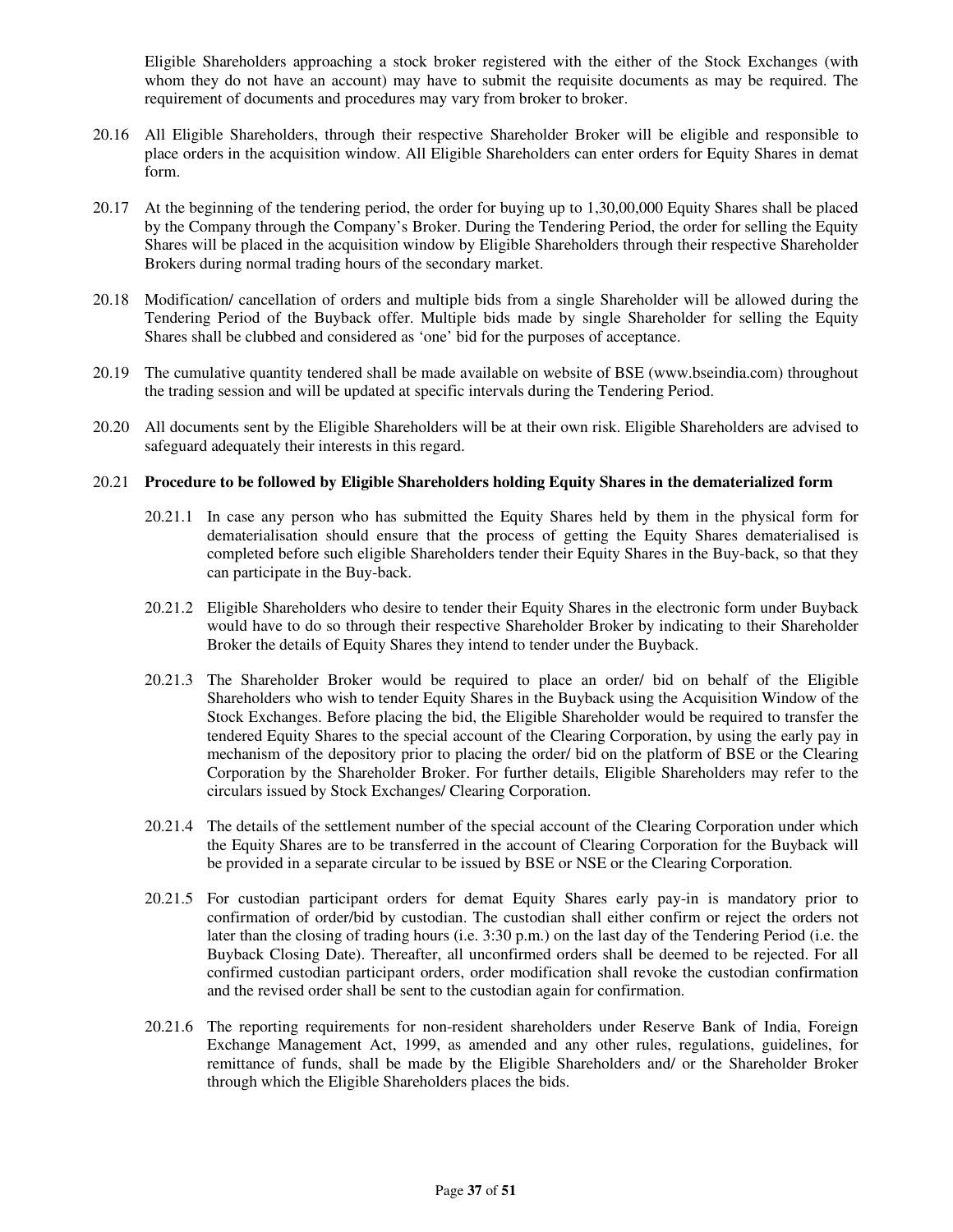Eligible Shareholders approaching a stock broker registered with the either of the Stock Exchanges (with whom they do not have an account) may have to submit the requisite documents as may be required. The requirement of documents and procedures may vary from broker to broker.

20.16 All Eligible Shareholders, through their respective Shareholder Broker will be eligible and responsible to place orders in the acquisition window. All Eligible Shareholders can enter orders for Equity Shares in demat form.

20.17 At the beginning of the tendering period, the order for buying up to 1,30,00,000 Equity Shares shall be placed by the Company through the Company's Broker. During the Tendering Period, the order for selling the Equity Shares will be placed in the acquisition window by Eligible Shareholders through their respective Shareholder Brokers during normal trading hours of the secondary market.

20.18 Modification/ cancellation of orders and multiple bids from a single Shareholder will be allowed during the Tendering Period of the Buyback offer. Multiple bids made by single Shareholder for selling the Equity Shares shall be clubbed and considered as 'one' bid for the purposes of acceptance.

20.19 The cumulative quantity tendered shall be made available on website of BSE (www.bseindia.com) throughout the trading session and will be updated at specific intervals during the Tendering Period.

20.20 All documents sent by the Eligible Shareholders will be at their own risk. Eligible Shareholders are advised to safeguard adequately their interests in this regard.

20.21 **Procedure to be followed by Eligible Shareholders holding Equity Shares in the dematerialized form**

20.21.1 In case any person who has submitted the Equity Shares held by them in the physical form for dematerialisation should ensure that the process of getting the Equity Shares dematerialised is completed before such eligible Shareholders tender their Equity Shares in the Buy-back, so that they can participate in the Buy-back.

20.21.2 Eligible Shareholders who desire to tender their Equity Shares in the electronic form under Buyback would have to do so through their respective Shareholder Broker by indicating to their Shareholder Broker the details of Equity Shares they intend to tender under the Buyback.

20.21.3 The Shareholder Broker would be required to place an order/ bid on behalf of the Eligible Shareholders who wish to tender Equity Shares in the Buyback using the Acquisition Window of the Stock Exchanges. Before placing the bid, the Eligible Shareholder would be required to transfer the tendered Equity Shares to the special account of the Clearing Corporation, by using the early pay in mechanism of the depository prior to placing the order/ bid on the platform of BSE or the Clearing Corporation by the Shareholder Broker. For further details, Eligible Shareholders may refer to the circulars issued by Stock Exchanges/ Clearing Corporation.

20.21.4 The details of the settlement number of the special account of the Clearing Corporation under which the Equity Shares are to be transferred in the account of Clearing Corporation for the Buyback will be provided in a separate circular to be issued by BSE or NSE or the Clearing Corporation.

20.21.5 For custodian participant orders for demat Equity Shares early pay-in is mandatory prior to confirmation of order/bid by custodian. The custodian shall either confirm or reject the orders not later than the closing of trading hours (i.e. 3:30 p.m.) on the last day of the Tendering Period (i.e. the Buyback Closing Date). Thereafter, all unconfirmed orders shall be deemed to be rejected. For all confirmed custodian participant orders, order modification shall revoke the custodian confirmation and the revised order shall be sent to the custodian again for confirmation.

20.21.6 The reporting requirements for non-resident shareholders under Reserve Bank of India, Foreign Exchange Management Act, 1999, as amended and any other rules, regulations, guidelines, for remittance of funds, shall be made by the Eligible Shareholders and/ or the Shareholder Broker through which the Eligible Shareholders places the bids.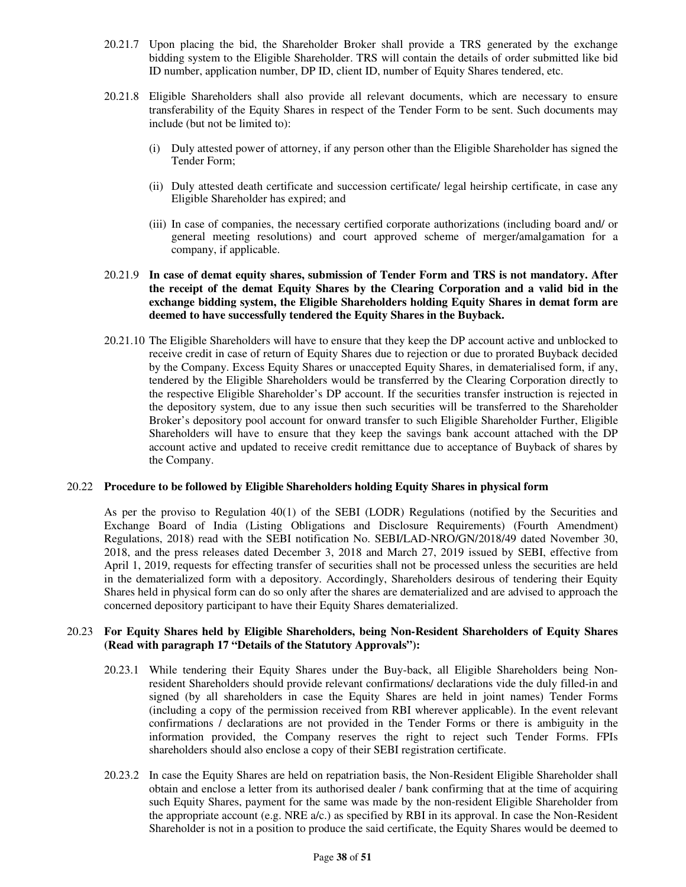20.21.7 Upon placing the bid, the Shareholder Broker shall provide a TRS generated by the exchange bidding system to the Eligible Shareholder. TRS will contain the details of order submitted like bid ID number, application number, DP ID, client ID, number of Equity Shares tendered, etc.

20.21.8 Eligible Shareholders shall also provide all relevant documents, which are necessary to ensure transferability of the Equity Shares in respect of the Tender Form to be sent. Such documents may include (but not be limited to):

(i) Duly attested power of attorney, if any person other than the Eligible Shareholder has signed the Tender Form;

(ii) Duly attested death certificate and succession certificate/ legal heirship certificate, in case any Eligible Shareholder has expired; and

(iii) In case of companies, the necessary certified corporate authorizations (including board and/ or general meeting resolutions) and court approved scheme of merger/amalgamation for a company, if applicable.

20.21.9 **In case of demat equity shares, submission of Tender Form and TRS is not mandatory. After the receipt of the demat Equity Shares by the Clearing Corporation and a valid bid in the exchange bidding system, the Eligible Shareholders holding Equity Shares in demat form are deemed to have successfully tendered the Equity Shares in the Buyback.**

20.21.10 The Eligible Shareholders will have to ensure that they keep the DP account active and unblocked to receive credit in case of return of Equity Shares due to rejection or due to prorated Buyback decided by the Company. Excess Equity Shares or unaccepted Equity Shares, in dematerialised form, if any, tendered by the Eligible Shareholders would be transferred by the Clearing Corporation directly to the respective Eligible Shareholder's DP account. If the securities transfer instruction is rejected in the depository system, due to any issue then such securities will be transferred to the Shareholder Broker's depository pool account for onward transfer to such Eligible Shareholder Further, Eligible Shareholders will have to ensure that they keep the savings bank account attached with the DP account active and updated to receive credit remittance due to acceptance of Buyback of shares by the Company.

20.22 **Procedure to be followed by Eligible Shareholders holding Equity Shares in physical form**

As per the proviso to Regulation 40(1) of the SEBI (LODR) Regulations (notified by the Securities and Exchange Board of India (Listing Obligations and Disclosure Requirements) (Fourth Amendment) Regulations, 2018) read with the SEBI notification No. SEBI/LAD-NRO/GN/2018/49 dated November 30, 2018, and the press releases dated December 3, 2018 and March 27, 2019 issued by SEBI, effective from April 1, 2019, requests for effecting transfer of securities shall not be processed unless the securities are held in the dematerialized form with a depository. Accordingly, Shareholders desirous of tendering their Equity Shares held in physical form can do so only after the shares are dematerialized and are advised to approach the concerned depository participant to have their Equity Shares dematerialized.

20.23 **For Equity Shares held by Eligible Shareholders, being Non-Resident Shareholders of Equity Shares (Read with paragraph 17 "Details of the Statutory Approvals"):**

20.23.1 While tendering their Equity Shares under the Buy-back, all Eligible Shareholders being Non-resident Shareholders should provide relevant confirmations/ declarations vide the duly filled-in and signed (by all shareholders in case the Equity Shares are held in joint names) Tender Forms (including a copy of the permission received from RBI wherever applicable). In the event relevant confirmations / declarations are not provided in the Tender Forms or there is ambiguity in the information provided, the Company reserves the right to reject such Tender Forms. FPIs shareholders should also enclose a copy of their SEBI registration certificate.

20.23.2 In case the Equity Shares are held on repatriation basis, the Non-Resident Eligible Shareholder shall obtain and enclose a letter from its authorised dealer / bank confirming that at the time of acquiring such Equity Shares, payment for the same was made by the non-resident Eligible Shareholder from the appropriate account (e.g. NRE a/c.) as specified by RBI in its approval. In case the Non-Resident Shareholder is not in a position to produce the said certificate, the Equity Shares would be deemed to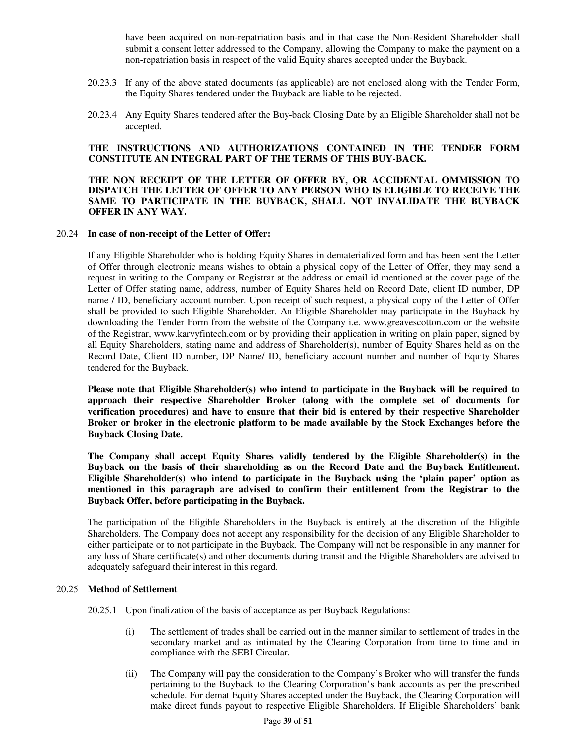have been acquired on non-repatriation basis and in that case the Non-Resident Shareholder shall submit a consent letter addressed to the Company, allowing the Company to make the payment on a non-repatriation basis in respect of the valid Equity shares accepted under the Buyback.

20.23.3 If any of the above stated documents (as applicable) are not enclosed along with the Tender Form, the Equity Shares tendered under the Buyback are liable to be rejected.

20.23.4 Any Equity Shares tendered after the Buy-back Closing Date by an Eligible Shareholder shall not be accepted.

**THE INSTRUCTIONS AND AUTHORIZATIONS CONTAINED IN THE TENDER FORM CONSTITUTE AN INTEGRAL PART OF THE TERMS OF THIS BUY-BACK.**

**THE NON RECEIPT OF THE LETTER OF OFFER BY, OR ACCIDENTAL OMMISSION TO DISPATCH THE LETTER OF OFFER TO ANY PERSON WHO IS ELIGIBLE TO RECEIVE THE SAME TO PARTICIPATE IN THE BUYBACK, SHALL NOT INVALIDATE THE BUYBACK OFFER IN ANY WAY.**

20.24 **In case of non-receipt of the Letter of Offer:**

If any Eligible Shareholder who is holding Equity Shares in dematerialized form and has been sent the Letter of Offer through electronic means wishes to obtain a physical copy of the Letter of Offer, they may send a request in writing to the Company or Registrar at the address or email id mentioned at the cover page of the Letter of Offer stating name, address, number of Equity Shares held on Record Date, client ID number, DP name / ID, beneficiary account number. Upon receipt of such request, a physical copy of the Letter of Offer shall be provided to such Eligible Shareholder. An Eligible Shareholder may participate in the Buyback by downloading the Tender Form from the website of the Company i.e. www.greavescotton.com or the website of the Registrar, www.karvyfintech.com or by providing their application in writing on plain paper, signed by all Equity Shareholders, stating name and address of Shareholder(s), number of Equity Shares held as on the Record Date, Client ID number, DP Name/ ID, beneficiary account number and number of Equity Shares tendered for the Buyback.

**Please note that Eligible Shareholder(s) who intend to participate in the Buyback will be required to approach their respective Shareholder Broker (along with the complete set of documents for verification procedures) and have to ensure that their bid is entered by their respective Shareholder Broker or broker in the electronic platform to be made available by the Stock Exchanges before the Buyback Closing Date.**

**The Company shall accept Equity Shares validly tendered by the Eligible Shareholder(s) in the Buyback on the basis of their shareholding as on the Record Date and the Buyback Entitlement. Eligible Shareholder(s) who intend to participate in the Buyback using the 'plain paper' option as mentioned in this paragraph are advised to confirm their entitlement from the Registrar to the Buyback Offer, before participating in the Buyback.**

The participation of the Eligible Shareholders in the Buyback is entirely at the discretion of the Eligible Shareholders. The Company does not accept any responsibility for the decision of any Eligible Shareholder to either participate or to not participate in the Buyback. The Company will not be responsible in any manner for any loss of Share certificate(s) and other documents during transit and the Eligible Shareholders are advised to adequately safeguard their interest in this regard.

20.25 **Method of Settlement**

20.25.1 Upon finalization of the basis of acceptance as per Buyback Regulations:

(i) The settlement of trades shall be carried out in the manner similar to settlement of trades in the secondary market and as intimated by the Clearing Corporation from time to time and in compliance with the SEBI Circular.

(ii) The Company will pay the consideration to the Company's Broker who will transfer the funds pertaining to the Buyback to the Clearing Corporation's bank accounts as per the prescribed schedule. For demat Equity Shares accepted under the Buyback, the Clearing Corporation will make direct funds payout to respective Eligible Shareholders. If Eligible Shareholders' bank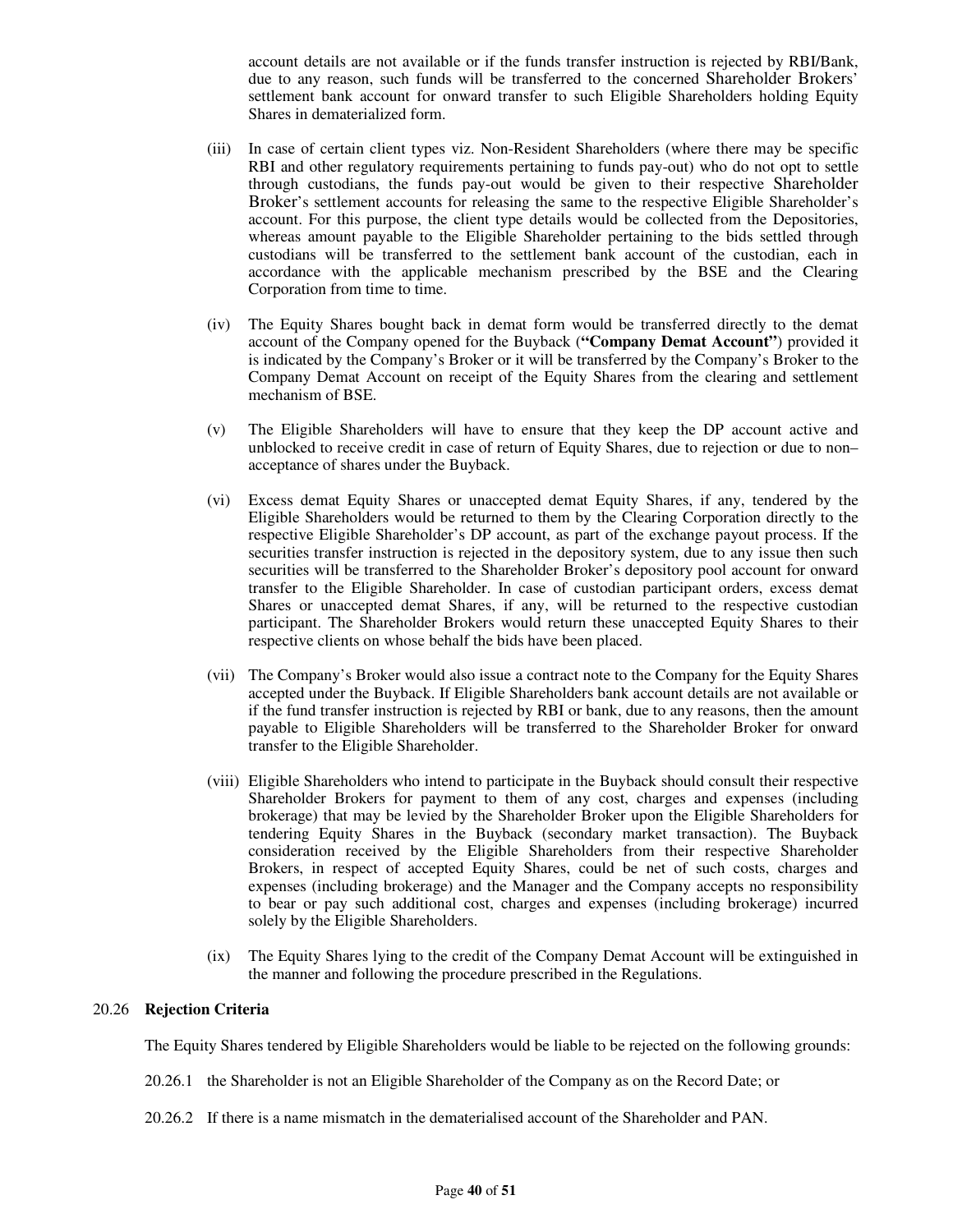account details are not available or if the funds transfer instruction is rejected by RBI/Bank, due to any reason, such funds will be transferred to the concerned Shareholder Brokers' settlement bank account for onward transfer to such Eligible Shareholders holding Equity Shares in dematerialized form.

(iii) In case of certain client types viz. Non-Resident Shareholders (where there may be specific RBI and other regulatory requirements pertaining to funds pay-out) who do not opt to settle through custodians, the funds pay-out would be given to their respective Shareholder Broker's settlement accounts for releasing the same to the respective Eligible Shareholder's account. For this purpose, the client type details would be collected from the Depositories, whereas amount payable to the Eligible Shareholder pertaining to the bids settled through custodians will be transferred to the settlement bank account of the custodian, each in accordance with the applicable mechanism prescribed by the BSE and the Clearing Corporation from time to time.

(iv) The Equity Shares bought back in demat form would be transferred directly to the demat account of the Company opened for the Buyback (**"Company Demat Account"**) provided it is indicated by the Company's Broker or it will be transferred by the Company's Broker to the Company Demat Account on receipt of the Equity Shares from the clearing and settlement mechanism of BSE.

(v) The Eligible Shareholders will have to ensure that they keep the DP account active and unblocked to receive credit in case of return of Equity Shares, due to rejection or due to non–acceptance of shares under the Buyback.

(vi) Excess demat Equity Shares or unaccepted demat Equity Shares, if any, tendered by the Eligible Shareholders would be returned to them by the Clearing Corporation directly to the respective Eligible Shareholder's DP account, as part of the exchange payout process. If the securities transfer instruction is rejected in the depository system, due to any issue then such securities will be transferred to the Shareholder Broker's depository pool account for onward transfer to the Eligible Shareholder. In case of custodian participant orders, excess demat Shares or unaccepted demat Shares, if any, will be returned to the respective custodian participant. The Shareholder Brokers would return these unaccepted Equity Shares to their respective clients on whose behalf the bids have been placed.

(vii) The Company's Broker would also issue a contract note to the Company for the Equity Shares accepted under the Buyback. If Eligible Shareholders bank account details are not available or if the fund transfer instruction is rejected by RBI or bank, due to any reasons, then the amount payable to Eligible Shareholders will be transferred to the Shareholder Broker for onward transfer to the Eligible Shareholder.

(viii) Eligible Shareholders who intend to participate in the Buyback should consult their respective Shareholder Brokers for payment to them of any cost, charges and expenses (including brokerage) that may be levied by the Shareholder Broker upon the Eligible Shareholders for tendering Equity Shares in the Buyback (secondary market transaction). The Buyback consideration received by the Eligible Shareholders from their respective Shareholder Brokers, in respect of accepted Equity Shares, could be net of such costs, charges and expenses (including brokerage) and the Manager and the Company accepts no responsibility to bear or pay such additional cost, charges and expenses (including brokerage) incurred solely by the Eligible Shareholders.

(ix) The Equity Shares lying to the credit of the Company Demat Account will be extinguished in the manner and following the procedure prescribed in the Regulations.

20.26 **Rejection Criteria**

The Equity Shares tendered by Eligible Shareholders would be liable to be rejected on the following grounds:

20.26.1 the Shareholder is not an Eligible Shareholder of the Company as on the Record Date; or

20.26.2 If there is a name mismatch in the dematerialised account of the Shareholder and PAN.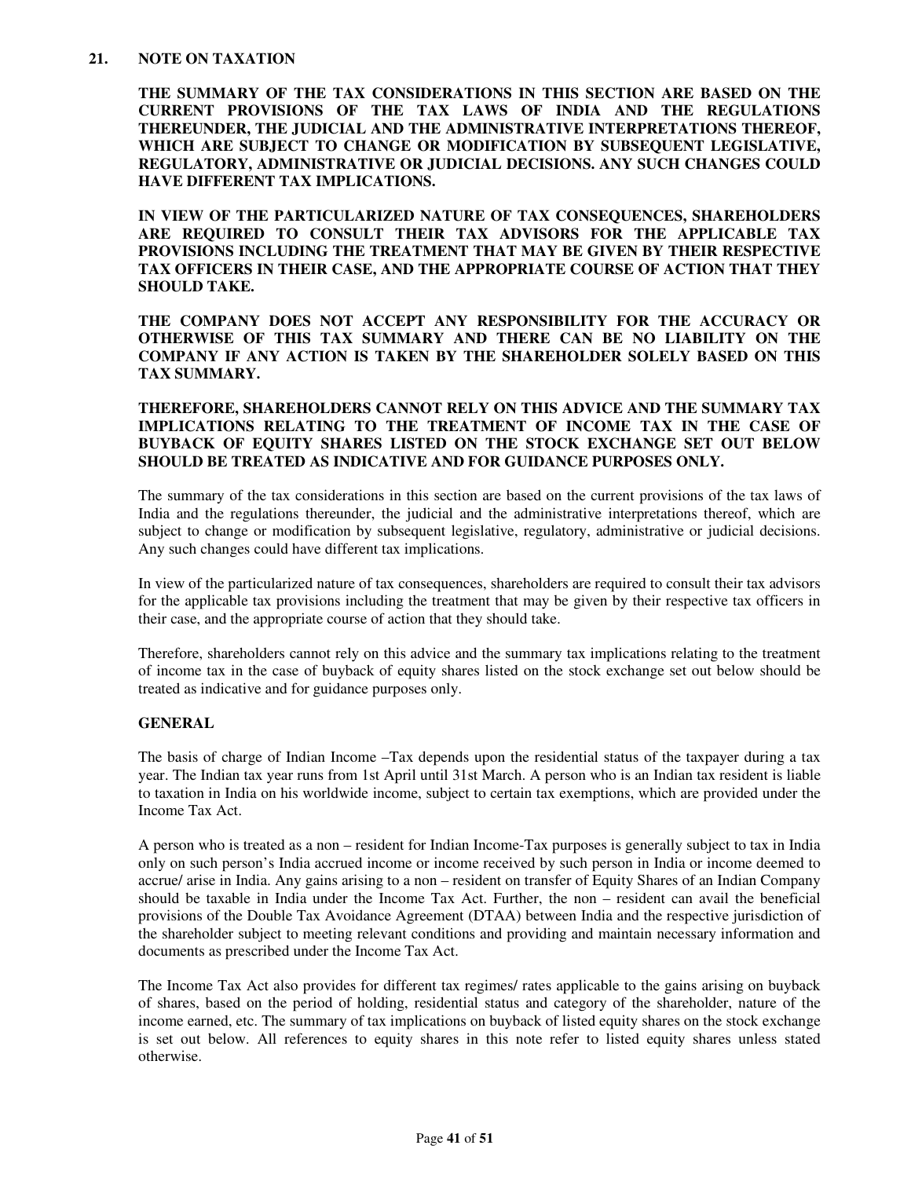## 21. NOTE ON TAXATION

**THE SUMMARY OF THE TAX CONSIDERATIONS IN THIS SECTION ARE BASED ON THE CURRENT PROVISIONS OF THE TAX LAWS OF INDIA AND THE REGULATIONS THEREUNDER, THE JUDICIAL AND THE ADMINISTRATIVE INTERPRETATIONS THEREOF, WHICH ARE SUBJECT TO CHANGE OR MODIFICATION BY SUBSEQUENT LEGISLATIVE, REGULATORY, ADMINISTRATIVE OR JUDICIAL DECISIONS. ANY SUCH CHANGES COULD HAVE DIFFERENT TAX IMPLICATIONS.**

**IN VIEW OF THE PARTICULARIZED NATURE OF TAX CONSEQUENCES, SHAREHOLDERS ARE REQUIRED TO CONSULT THEIR TAX ADVISORS FOR THE APPLICABLE TAX PROVISIONS INCLUDING THE TREATMENT THAT MAY BE GIVEN BY THEIR RESPECTIVE TAX OFFICERS IN THEIR CASE, AND THE APPROPRIATE COURSE OF ACTION THAT THEY SHOULD TAKE.**

**THE COMPANY DOES NOT ACCEPT ANY RESPONSIBILITY FOR THE ACCURACY OR OTHERWISE OF THIS TAX SUMMARY AND THERE CAN BE NO LIABILITY ON THE COMPANY IF ANY ACTION IS TAKEN BY THE SHAREHOLDER SOLELY BASED ON THIS TAX SUMMARY.**

**THEREFORE, SHAREHOLDERS CANNOT RELY ON THIS ADVICE AND THE SUMMARY TAX IMPLICATIONS RELATING TO THE TREATMENT OF INCOME TAX IN THE CASE OF BUYBACK OF EQUITY SHARES LISTED ON THE STOCK EXCHANGE SET OUT BELOW SHOULD BE TREATED AS INDICATIVE AND FOR GUIDANCE PURPOSES ONLY.**

The summary of the tax considerations in this section are based on the current provisions of the tax laws of India and the regulations thereunder, the judicial and the administrative interpretations thereof, which are subject to change or modification by subsequent legislative, regulatory, administrative or judicial decisions. Any such changes could have different tax implications.

In view of the particularized nature of tax consequences, shareholders are required to consult their tax advisors for the applicable tax provisions including the treatment that may be given by their respective tax officers in their case, and the appropriate course of action that they should take.

Therefore, shareholders cannot rely on this advice and the summary tax implications relating to the treatment of income tax in the case of buyback of equity shares listed on the stock exchange set out below should be treated as indicative and for guidance purposes only.

### GENERAL

The basis of charge of Indian Income –Tax depends upon the residential status of the taxpayer during a tax year. The Indian tax year runs from 1st April until 31st March. A person who is an Indian tax resident is liable to taxation in India on his worldwide income, subject to certain tax exemptions, which are provided under the Income Tax Act.

A person who is treated as a non – resident for Indian Income-Tax purposes is generally subject to tax in India only on such person's India accrued income or income received by such person in India or income deemed to accrue/ arise in India. Any gains arising to a non – resident on transfer of Equity Shares of an Indian Company should be taxable in India under the Income Tax Act. Further, the non – resident can avail the beneficial provisions of the Double Tax Avoidance Agreement (DTAA) between India and the respective jurisdiction of the shareholder subject to meeting relevant conditions and providing and maintain necessary information and documents as prescribed under the Income Tax Act.

The Income Tax Act also provides for different tax regimes/ rates applicable to the gains arising on buyback of shares, based on the period of holding, residential status and category of the shareholder, nature of the income earned, etc. The summary of tax implications on buyback of listed equity shares on the stock exchange is set out below. All references to equity shares in this note refer to listed equity shares unless stated otherwise.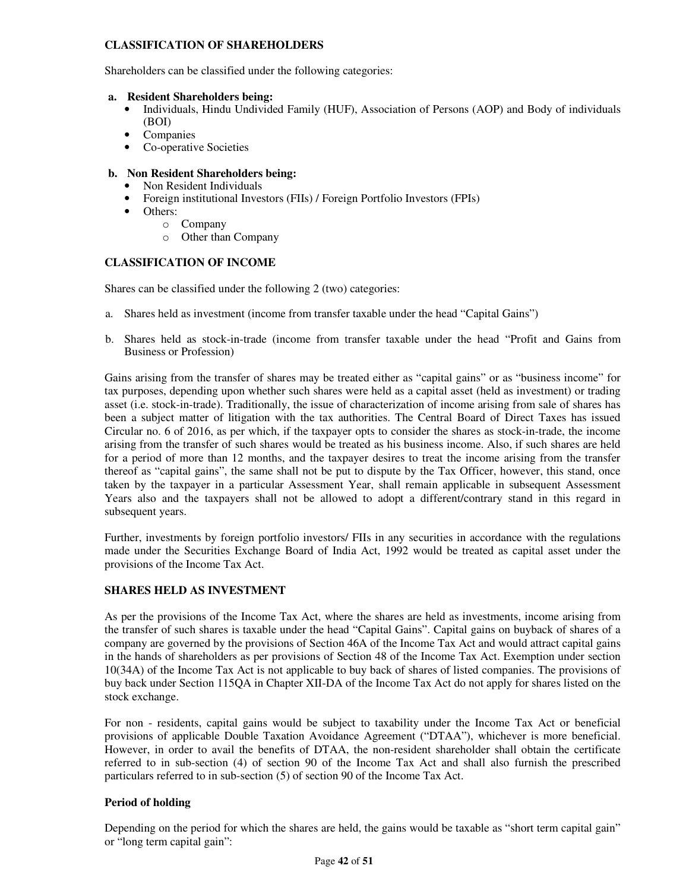## CLASSIFICATION OF SHAREHOLDERS

Shareholders can be classified under the following categories:

**a. Resident Shareholders being:**

- Individuals, Hindu Undivided Family (HUF), Association of Persons (AOP) and Body of individuals (BOI)
- Companies
- Co-operative Societies

**b. Non Resident Shareholders being:**

- Non Resident Individuals
- Foreign institutional Investors (FIIs) / Foreign Portfolio Investors (FPIs)
- Others:
  - Company
  - Other than Company

## CLASSIFICATION OF INCOME

Shares can be classified under the following 2 (two) categories:

a. Shares held as investment (income from transfer taxable under the head "Capital Gains")

b. Shares held as stock-in-trade (income from transfer taxable under the head "Profit and Gains from Business or Profession)

Gains arising from the transfer of shares may be treated either as "capital gains" or as "business income" for tax purposes, depending upon whether such shares were held as a capital asset (held as investment) or trading asset (i.e. stock-in-trade). Traditionally, the issue of characterization of income arising from sale of shares has been a subject matter of litigation with the tax authorities. The Central Board of Direct Taxes has issued Circular no. 6 of 2016, as per which, if the taxpayer opts to consider the shares as stock-in-trade, the income arising from the transfer of such shares would be treated as his business income. Also, if such shares are held for a period of more than 12 months, and the taxpayer desires to treat the income arising from the transfer thereof as "capital gains", the same shall not be put to dispute by the Tax Officer, however, this stand, once taken by the taxpayer in a particular Assessment Year, shall remain applicable in subsequent Assessment Years also and the taxpayers shall not be allowed to adopt a different/contrary stand in this regard in subsequent years.

Further, investments by foreign portfolio investors/ FIIs in any securities in accordance with the regulations made under the Securities Exchange Board of India Act, 1992 would be treated as capital asset under the provisions of the Income Tax Act.

## SHARES HELD AS INVESTMENT

As per the provisions of the Income Tax Act, where the shares are held as investments, income arising from the transfer of such shares is taxable under the head "Capital Gains". Capital gains on buyback of shares of a company are governed by the provisions of Section 46A of the Income Tax Act and would attract capital gains in the hands of shareholders as per provisions of Section 48 of the Income Tax Act. Exemption under section 10(34A) of the Income Tax Act is not applicable to buy back of shares of listed companies. The provisions of buy back under Section 115QA in Chapter XII-DA of the Income Tax Act do not apply for shares listed on the stock exchange.

For non - residents, capital gains would be subject to taxability under the Income Tax Act or beneficial provisions of applicable Double Taxation Avoidance Agreement ("DTAA"), whichever is more beneficial. However, in order to avail the benefits of DTAA, the non-resident shareholder shall obtain the certificate referred to in sub-section (4) of section 90 of the Income Tax Act and shall also furnish the prescribed particulars referred to in sub-section (5) of section 90 of the Income Tax Act.

### Period of holding

Depending on the period for which the shares are held, the gains would be taxable as "short term capital gain" or "long term capital gain":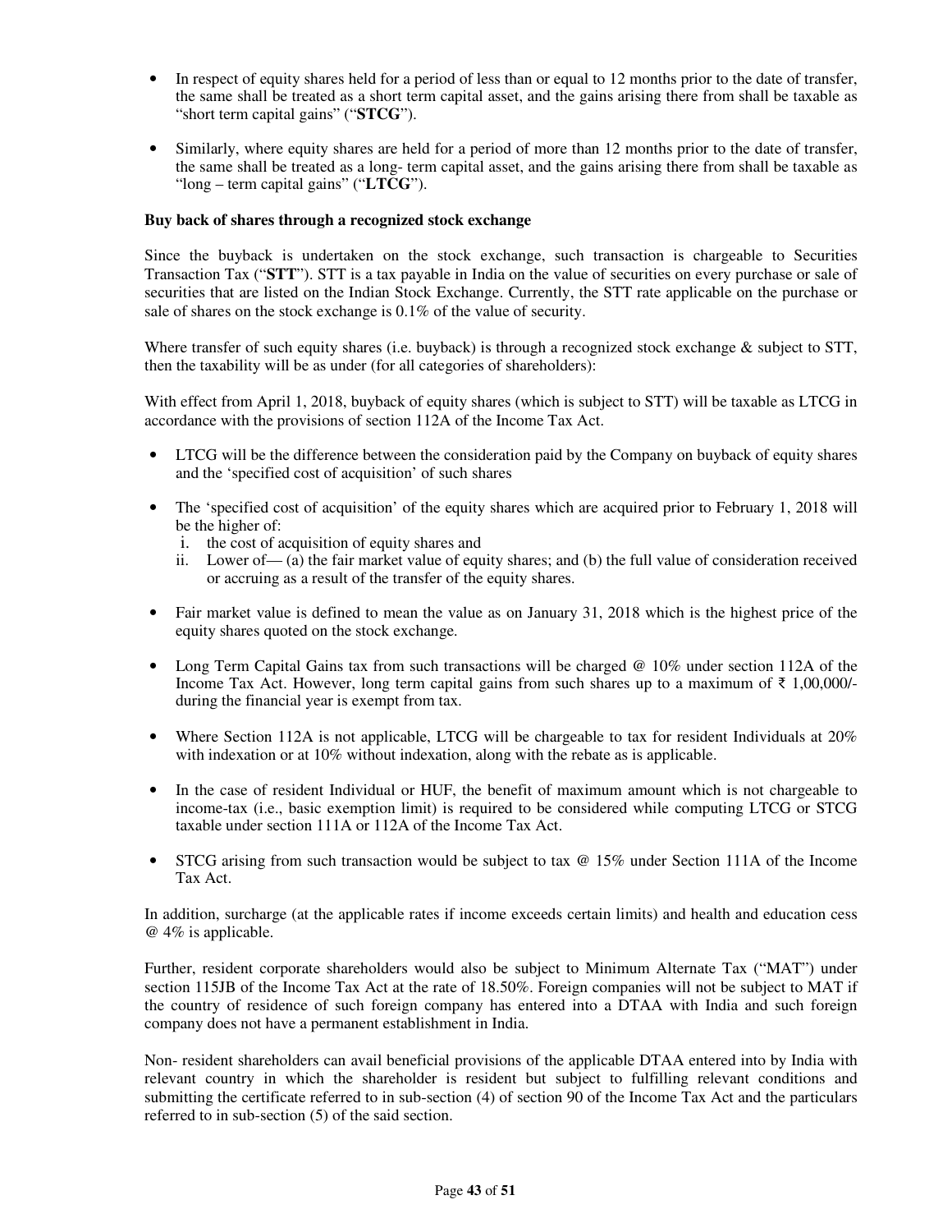- In respect of equity shares held for a period of less than or equal to 12 months prior to the date of transfer, the same shall be treated as a short term capital asset, and the gains arising there from shall be taxable as "short term capital gains" ("**STCG**").

- Similarly, where equity shares are held for a period of more than 12 months prior to the date of transfer, the same shall be treated as a long- term capital asset, and the gains arising there from shall be taxable as "long – term capital gains" ("**LTCG**").

**Buy back of shares through a recognized stock exchange**

Since the buyback is undertaken on the stock exchange, such transaction is chargeable to Securities Transaction Tax ("**STT**"). STT is a tax payable in India on the value of securities on every purchase or sale of securities that are listed on the Indian Stock Exchange. Currently, the STT rate applicable on the purchase or sale of shares on the stock exchange is 0.1% of the value of security.

Where transfer of such equity shares (i.e. buyback) is through a recognized stock exchange & subject to STT, then the taxability will be as under (for all categories of shareholders):

With effect from April 1, 2018, buyback of equity shares (which is subject to STT) will be taxable as LTCG in accordance with the provisions of section 112A of the Income Tax Act.

- LTCG will be the difference between the consideration paid by the Company on buyback of equity shares and the 'specified cost of acquisition' of such shares

- The 'specified cost of acquisition' of the equity shares which are acquired prior to February 1, 2018 will be the higher of:
  i. the cost of acquisition of equity shares and
  ii. Lower of— (a) the fair market value of equity shares; and (b) the full value of consideration received or accruing as a result of the transfer of the equity shares.

- Fair market value is defined to mean the value as on January 31, 2018 which is the highest price of the equity shares quoted on the stock exchange.

- Long Term Capital Gains tax from such transactions will be charged @ 10% under section 112A of the Income Tax Act. However, long term capital gains from such shares up to a maximum of ₹ 1,00,000/- during the financial year is exempt from tax.

- Where Section 112A is not applicable, LTCG will be chargeable to tax for resident Individuals at 20% with indexation or at 10% without indexation, along with the rebate as is applicable.

- In the case of resident Individual or HUF, the benefit of maximum amount which is not chargeable to income-tax (i.e., basic exemption limit) is required to be considered while computing LTCG or STCG taxable under section 111A or 112A of the Income Tax Act.

- STCG arising from such transaction would be subject to tax @ 15% under Section 111A of the Income Tax Act.

In addition, surcharge (at the applicable rates if income exceeds certain limits) and health and education cess @ 4% is applicable.

Further, resident corporate shareholders would also be subject to Minimum Alternate Tax ("MAT") under section 115JB of the Income Tax Act at the rate of 18.50%. Foreign companies will not be subject to MAT if the country of residence of such foreign company has entered into a DTAA with India and such foreign company does not have a permanent establishment in India.

Non- resident shareholders can avail beneficial provisions of the applicable DTAA entered into by India with relevant country in which the shareholder is resident but subject to fulfilling relevant conditions and submitting the certificate referred to in sub-section (4) of section 90 of the Income Tax Act and the particulars referred to in sub-section (5) of the said section.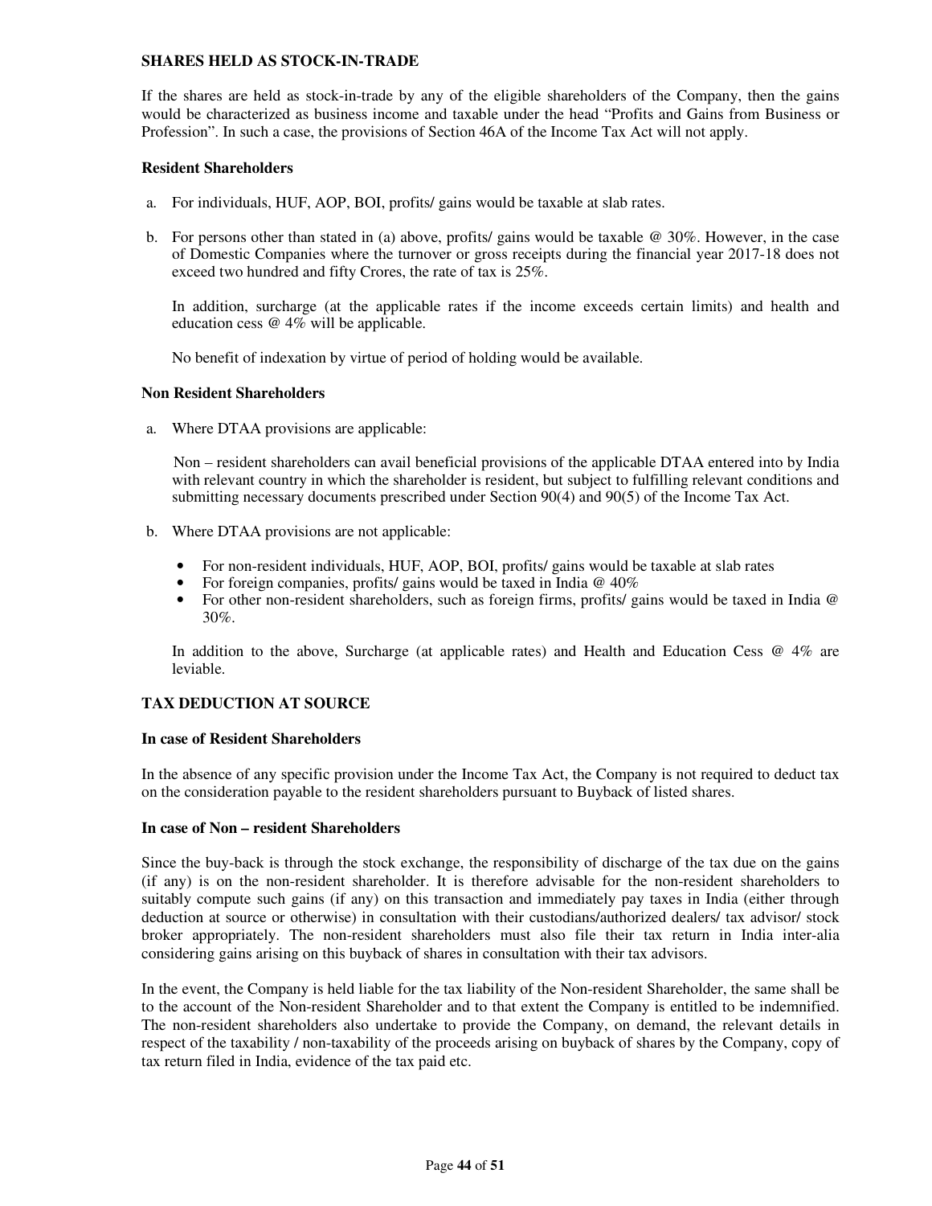### SHARES HELD AS STOCK-IN-TRADE

If the shares are held as stock-in-trade by any of the eligible shareholders of the Company, then the gains would be characterized as business income and taxable under the head "Profits and Gains from Business or Profession". In such a case, the provisions of Section 46A of the Income Tax Act will not apply.

#### Resident Shareholders

a. For individuals, HUF, AOP, BOI, profits/ gains would be taxable at slab rates.

b. For persons other than stated in (a) above, profits/ gains would be taxable @ 30%. However, in the case of Domestic Companies where the turnover or gross receipts during the financial year 2017-18 does not exceed two hundred and fifty Crores, the rate of tax is 25%.

   In addition, surcharge (at the applicable rates if the income exceeds certain limits) and health and education cess @ 4% will be applicable.

   No benefit of indexation by virtue of period of holding would be available.

#### Non Resident Shareholders

a. Where DTAA provisions are applicable:

   Non – resident shareholders can avail beneficial provisions of the applicable DTAA entered into by India with relevant country in which the shareholder is resident, but subject to fulfilling relevant conditions and submitting necessary documents prescribed under Section 90(4) and 90(5) of the Income Tax Act.

b. Where DTAA provisions are not applicable:

   - For non-resident individuals, HUF, AOP, BOI, profits/ gains would be taxable at slab rates
   - For foreign companies, profits/ gains would be taxed in India @ 40%
   - For other non-resident shareholders, such as foreign firms, profits/ gains would be taxed in India @ 30%.

   In addition to the above, Surcharge (at applicable rates) and Health and Education Cess @ 4% are leviable.

### TAX DEDUCTION AT SOURCE

#### In case of Resident Shareholders

In the absence of any specific provision under the Income Tax Act, the Company is not required to deduct tax on the consideration payable to the resident shareholders pursuant to Buyback of listed shares.

#### In case of Non – resident Shareholders

Since the buy-back is through the stock exchange, the responsibility of discharge of the tax due on the gains (if any) is on the non-resident shareholder. It is therefore advisable for the non-resident shareholders to suitably compute such gains (if any) on this transaction and immediately pay taxes in India (either through deduction at source or otherwise) in consultation with their custodians/authorized dealers/ tax advisor/ stock broker appropriately. The non-resident shareholders must also file their tax return in India inter-alia considering gains arising on this buyback of shares in consultation with their tax advisors.

In the event, the Company is held liable for the tax liability of the Non-resident Shareholder, the same shall be to the account of the Non-resident Shareholder and to that extent the Company is entitled to be indemnified. The non-resident shareholders also undertake to provide the Company, on demand, the relevant details in respect of the taxability / non-taxability of the proceeds arising on buyback of shares by the Company, copy of tax return filed in India, evidence of the tax paid etc.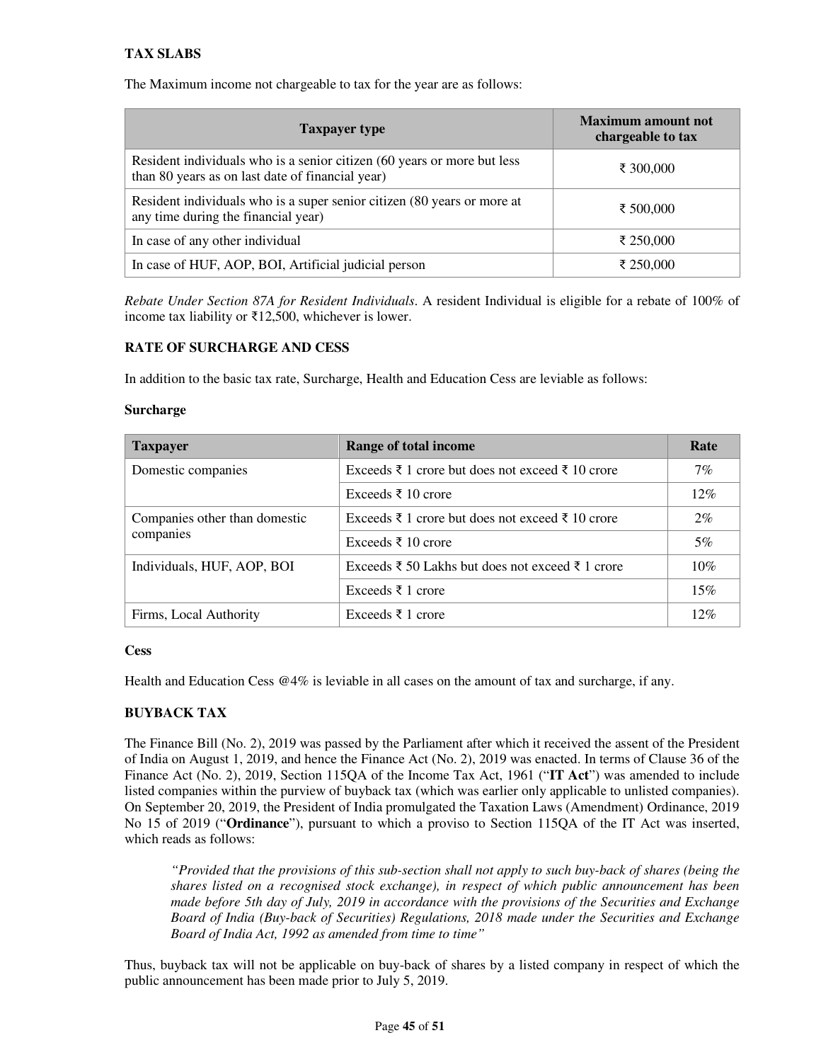**TAX SLABS**

The Maximum income not chargeable to tax for the year are as follows:

| Taxpayer type | Maximum amount not chargeable to tax |
|---|---|
| Resident individuals who is a senior citizen (60 years or more but less than 80 years as on last date of financial year) | ₹ 300,000 |
| Resident individuals who is a super senior citizen (80 years or more at any time during the financial year) | ₹ 500,000 |
| In case of any other individual | ₹ 250,000 |
| In case of HUF, AOP, BOI, Artificial judicial person | ₹ 250,000 |

*Rebate Under Section 87A for Resident Individuals*. A resident Individual is eligible for a rebate of 100% of income tax liability or ₹12,500, whichever is lower.

**RATE OF SURCHARGE AND CESS**

In addition to the basic tax rate, Surcharge, Health and Education Cess are leviable as follows:

**Surcharge**

| Taxpayer | Range of total income | Rate |
|---|---|---|
| Domestic companies | Exceeds ₹ 1 crore but does not exceed ₹ 10 crore | 7% |
| | Exceeds ₹ 10 crore | 12% |
| Companies other than domestic companies | Exceeds ₹ 1 crore but does not exceed ₹ 10 crore | 2% |
| | Exceeds ₹ 10 crore | 5% |
| Individuals, HUF, AOP, BOI | Exceeds ₹ 50 Lakhs but does not exceed ₹ 1 crore | 10% |
| | Exceeds ₹ 1 crore | 15% |
| Firms, Local Authority | Exceeds ₹ 1 crore | 12% |

**Cess**

Health and Education Cess @4% is leviable in all cases on the amount of tax and surcharge, if any.

**BUYBACK TAX**

The Finance Bill (No. 2), 2019 was passed by the Parliament after which it received the assent of the President of India on August 1, 2019, and hence the Finance Act (No. 2), 2019 was enacted. In terms of Clause 36 of the Finance Act (No. 2), 2019, Section 115QA of the Income Tax Act, 1961 ("**IT Act**") was amended to include listed companies within the purview of buyback tax (which was earlier only applicable to unlisted companies). On September 20, 2019, the President of India promulgated the Taxation Laws (Amendment) Ordinance, 2019 No 15 of 2019 ("**Ordinance**"), pursuant to which a proviso to Section 115QA of the IT Act was inserted, which reads as follows:

> *"Provided that the provisions of this sub-section shall not apply to such buy-back of shares (being the shares listed on a recognised stock exchange), in respect of which public announcement has been made before 5th day of July, 2019 in accordance with the provisions of the Securities and Exchange Board of India (Buy-back of Securities) Regulations, 2018 made under the Securities and Exchange Board of India Act, 1992 as amended from time to time"*

Thus, buyback tax will not be applicable on buy-back of shares by a listed company in respect of which the public announcement has been made prior to July 5, 2019.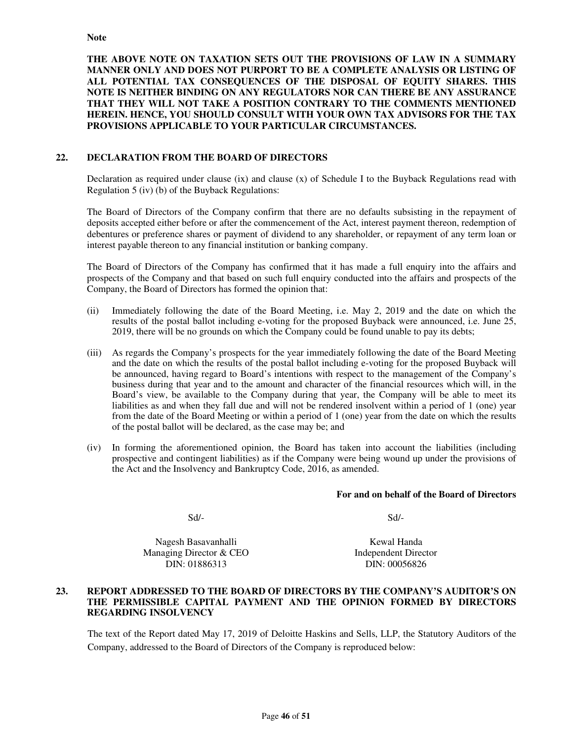**Note**

**THE ABOVE NOTE ON TAXATION SETS OUT THE PROVISIONS OF LAW IN A SUMMARY MANNER ONLY AND DOES NOT PURPORT TO BE A COMPLETE ANALYSIS OR LISTING OF ALL POTENTIAL TAX CONSEQUENCES OF THE DISPOSAL OF EQUITY SHARES. THIS NOTE IS NEITHER BINDING ON ANY REGULATORS NOR CAN THERE BE ANY ASSURANCE THAT THEY WILL NOT TAKE A POSITION CONTRARY TO THE COMMENTS MENTIONED HEREIN. HENCE, YOU SHOULD CONSULT WITH YOUR OWN TAX ADVISORS FOR THE TAX PROVISIONS APPLICABLE TO YOUR PARTICULAR CIRCUMSTANCES.**

## 22. DECLARATION FROM THE BOARD OF DIRECTORS

Declaration as required under clause (ix) and clause (x) of Schedule I to the Buyback Regulations read with Regulation 5 (iv) (b) of the Buyback Regulations:

The Board of Directors of the Company confirm that there are no defaults subsisting in the repayment of deposits accepted either before or after the commencement of the Act, interest payment thereon, redemption of debentures or preference shares or payment of dividend to any shareholder, or repayment of any term loan or interest payable thereon to any financial institution or banking company.

The Board of Directors of the Company has confirmed that it has made a full enquiry into the affairs and prospects of the Company and that based on such full enquiry conducted into the affairs and prospects of the Company, the Board of Directors has formed the opinion that:

(ii) Immediately following the date of the Board Meeting, i.e. May 2, 2019 and the date on which the results of the postal ballot including e-voting for the proposed Buyback were announced, i.e. June 25, 2019, there will be no grounds on which the Company could be found unable to pay its debts;

(iii) As regards the Company's prospects for the year immediately following the date of the Board Meeting and the date on which the results of the postal ballot including e-voting for the proposed Buyback will be announced, having regard to Board's intentions with respect to the management of the Company's business during that year and to the amount and character of the financial resources which will, in the Board's view, be available to the Company during that year, the Company will be able to meet its liabilities as and when they fall due and will not be rendered insolvent within a period of 1 (one) year from the date of the Board Meeting or within a period of 1 (one) year from the date on which the results of the postal ballot will be declared, as the case may be; and

(iv) In forming the aforementioned opinion, the Board has taken into account the liabilities (including prospective and contingent liabilities) as if the Company were being wound up under the provisions of the Act and the Insolvency and Bankruptcy Code, 2016, as amended.

**For and on behalf of the Board of Directors**

| Sd/- | Sd/- |
|---|---|
| Nagesh Basavanhalli | Kewal Handa |
| Managing Director & CEO | Independent Director |
| DIN: 01886313 | DIN: 00056826 |

## 23. REPORT ADDRESSED TO THE BOARD OF DIRECTORS BY THE COMPANY'S AUDITOR'S ON THE PERMISSIBLE CAPITAL PAYMENT AND THE OPINION FORMED BY DIRECTORS REGARDING INSOLVENCY

The text of the Report dated May 17, 2019 of Deloitte Haskins and Sells, LLP, the Statutory Auditors of the Company, addressed to the Board of Directors of the Company is reproduced below: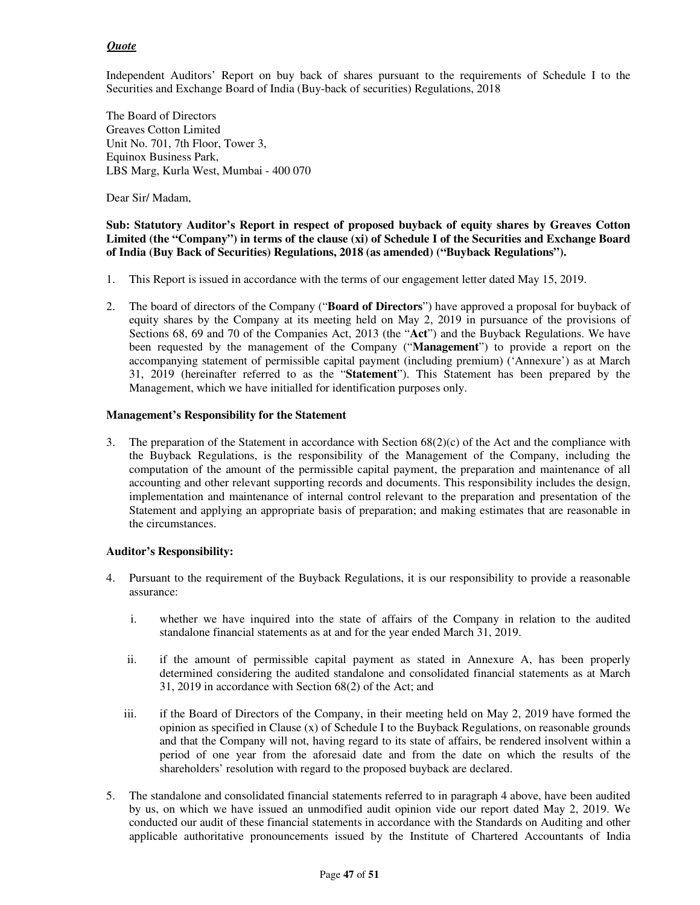***Quote***

Independent Auditors' Report on buy back of shares pursuant to the requirements of Schedule I to the Securities and Exchange Board of India (Buy-back of securities) Regulations, 2018

The Board of Directors
Greaves Cotton Limited
Unit No. 701, 7th Floor, Tower 3,
Equinox Business Park,
LBS Marg, Kurla West, Mumbai - 400 070

Dear Sir/ Madam,

**Sub: Statutory Auditor's Report in respect of proposed buyback of equity shares by Greaves Cotton Limited (the "Company") in terms of the clause (xi) of Schedule I of the Securities and Exchange Board of India (Buy Back of Securities) Regulations, 2018 (as amended) ("Buyback Regulations").**

1. This Report is issued in accordance with the terms of our engagement letter dated May 15, 2019.

2. The board of directors of the Company ("**Board of Directors**") have approved a proposal for buyback of equity shares by the Company at its meeting held on May 2, 2019 in pursuance of the provisions of Sections 68, 69 and 70 of the Companies Act, 2013 (the "**Act**") and the Buyback Regulations. We have been requested by the management of the Company ("**Management**") to provide a report on the accompanying statement of permissible capital payment (including premium) ('Annexure') as at March 31, 2019 (hereinafter referred to as the "**Statement**"). This Statement has been prepared by the Management, which we have initialled for identification purposes only.

**Management's Responsibility for the Statement**

3. The preparation of the Statement in accordance with Section 68(2)(c) of the Act and the compliance with the Buyback Regulations, is the responsibility of the Management of the Company, including the computation of the amount of the permissible capital payment, the preparation and maintenance of all accounting and other relevant supporting records and documents. This responsibility includes the design, implementation and maintenance of internal control relevant to the preparation and presentation of the Statement and applying an appropriate basis of preparation; and making estimates that are reasonable in the circumstances.

**Auditor's Responsibility:**

4. Pursuant to the requirement of the Buyback Regulations, it is our responsibility to provide a reasonable assurance:

   i. whether we have inquired into the state of affairs of the Company in relation to the audited standalone financial statements as at and for the year ended March 31, 2019.

   ii. if the amount of permissible capital payment as stated in Annexure A, has been properly determined considering the audited standalone and consolidated financial statements as at March 31, 2019 in accordance with Section 68(2) of the Act; and

   iii. if the Board of Directors of the Company, in their meeting held on May 2, 2019 have formed the opinion as specified in Clause (x) of Schedule I to the Buyback Regulations, on reasonable grounds and that the Company will not, having regard to its state of affairs, be rendered insolvent within a period of one year from the aforesaid date and from the date on which the results of the shareholders' resolution with regard to the proposed buyback are declared.

5. The standalone and consolidated financial statements referred to in paragraph 4 above, have been audited by us, on which we have issued an unmodified audit opinion vide our report dated May 2, 2019. We conducted our audit of these financial statements in accordance with the Standards on Auditing and other applicable authoritative pronouncements issued by the Institute of Chartered Accountants of India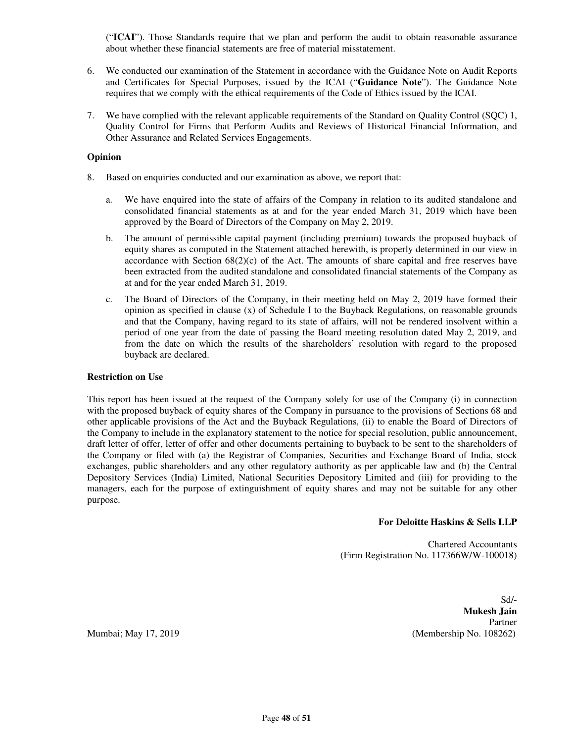("**ICAI**"). Those Standards require that we plan and perform the audit to obtain reasonable assurance about whether these financial statements are free of material misstatement.

6. We conducted our examination of the Statement in accordance with the Guidance Note on Audit Reports and Certificates for Special Purposes, issued by the ICAI ("**Guidance Note**"). The Guidance Note requires that we comply with the ethical requirements of the Code of Ethics issued by the ICAI.

7. We have complied with the relevant applicable requirements of the Standard on Quality Control (SQC) 1, Quality Control for Firms that Perform Audits and Reviews of Historical Financial Information, and Other Assurance and Related Services Engagements.

**Opinion**

8. Based on enquiries conducted and our examination as above, we report that:

   a. We have enquired into the state of affairs of the Company in relation to its audited standalone and consolidated financial statements as at and for the year ended March 31, 2019 which have been approved by the Board of Directors of the Company on May 2, 2019.

   b. The amount of permissible capital payment (including premium) towards the proposed buyback of equity shares as computed in the Statement attached herewith, is properly determined in our view in accordance with Section 68(2)(c) of the Act. The amounts of share capital and free reserves have been extracted from the audited standalone and consolidated financial statements of the Company as at and for the year ended March 31, 2019.

   c. The Board of Directors of the Company, in their meeting held on May 2, 2019 have formed their opinion as specified in clause (x) of Schedule I to the Buyback Regulations, on reasonable grounds and that the Company, having regard to its state of affairs, will not be rendered insolvent within a period of one year from the date of passing the Board meeting resolution dated May 2, 2019, and from the date on which the results of the shareholders' resolution with regard to the proposed buyback are declared.

**Restriction on Use**

This report has been issued at the request of the Company solely for use of the Company (i) in connection with the proposed buyback of equity shares of the Company in pursuance to the provisions of Sections 68 and other applicable provisions of the Act and the Buyback Regulations, (ii) to enable the Board of Directors of the Company to include in the explanatory statement to the notice for special resolution, public announcement, draft letter of offer, letter of offer and other documents pertaining to buyback to be sent to the shareholders of the Company or filed with (a) the Registrar of Companies, Securities and Exchange Board of India, stock exchanges, public shareholders and any other regulatory authority as per applicable law and (b) the Central Depository Services (India) Limited, National Securities Depository Limited and (iii) for providing to the managers, each for the purpose of extinguishment of equity shares and may not be suitable for any other purpose.

**For Deloitte Haskins & Sells LLP**

Chartered Accountants
(Firm Registration No. 117366W/W-100018)

Sd/-
**Mukesh Jain**
Partner
(Membership No. 108262)

Mumbai; May 17, 2019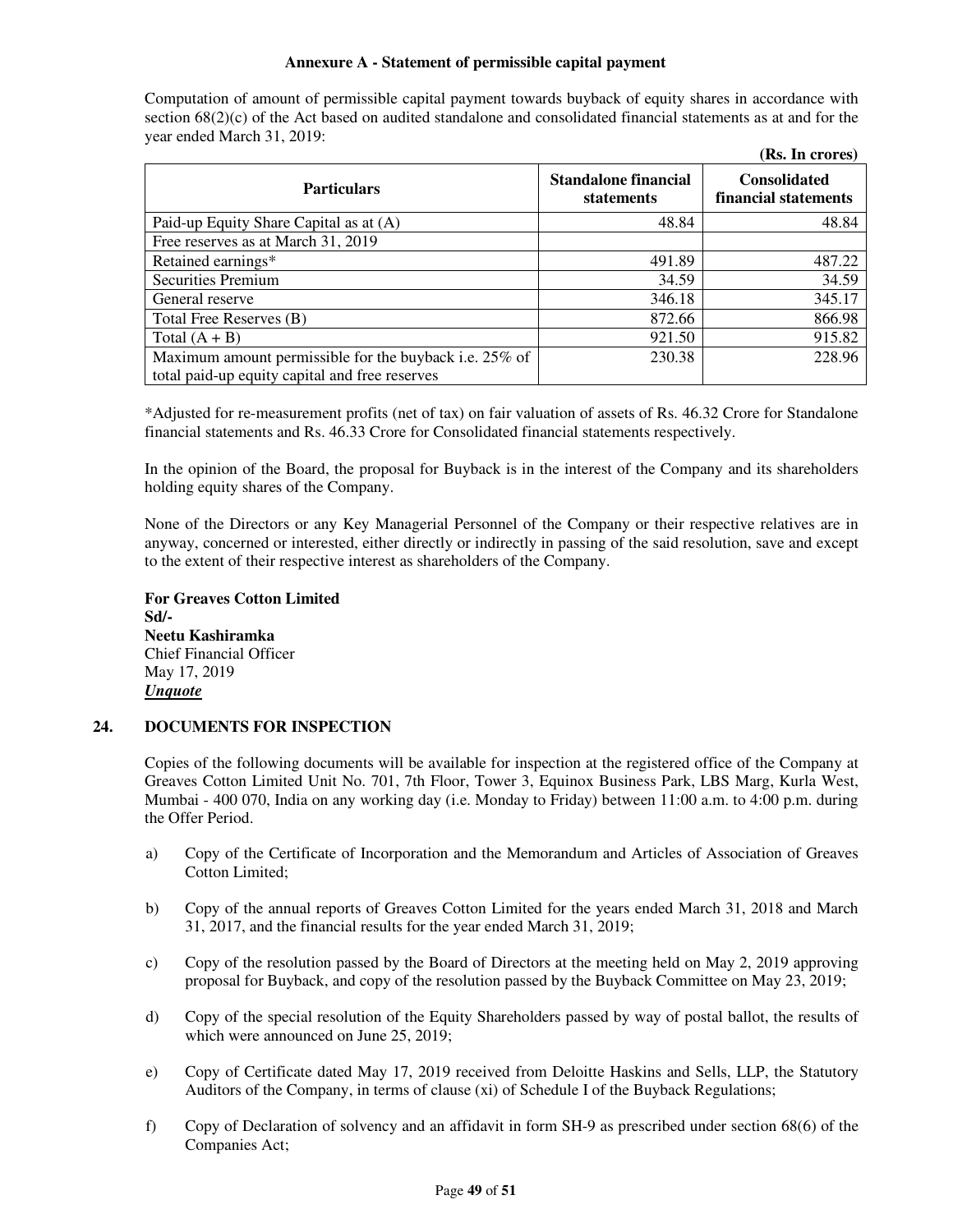**Annexure A - Statement of permissible capital payment**

Computation of amount of permissible capital payment towards buyback of equity shares in accordance with section 68(2)(c) of the Act based on audited standalone and consolidated financial statements as at and for the year ended March 31, 2019:

**(Rs. In crores)**

| Particulars | Standalone financial statements | Consolidated financial statements |
|---|---|---|
| Paid-up Equity Share Capital as at (A) | 48.84 | 48.84 |
| Free reserves as at March 31, 2019 | | |
| Retained earnings* | 491.89 | 487.22 |
| Securities Premium | 34.59 | 34.59 |
| General reserve | 346.18 | 345.17 |
| Total Free Reserves (B) | 872.66 | 866.98 |
| Total (A + B) | 921.50 | 915.82 |
| Maximum amount permissible for the buyback i.e. 25% of total paid-up equity capital and free reserves | 230.38 | 228.96 |

*Adjusted for re-measurement profits (net of tax) on fair valuation of assets of Rs. 46.32 Crore for Standalone financial statements and Rs. 46.33 Crore for Consolidated financial statements respectively.

In the opinion of the Board, the proposal for Buyback is in the interest of the Company and its shareholders holding equity shares of the Company.

None of the Directors or any Key Managerial Personnel of the Company or their respective relatives are in anyway, concerned or interested, either directly or indirectly in passing of the said resolution, save and except to the extent of their respective interest as shareholders of the Company.

**For Greaves Cotton Limited**
**Sd/-**
**Neetu Kashiramka**
Chief Financial Officer
May 17, 2019
***Unquote***

## 24. DOCUMENTS FOR INSPECTION

Copies of the following documents will be available for inspection at the registered office of the Company at Greaves Cotton Limited Unit No. 701, 7th Floor, Tower 3, Equinox Business Park, LBS Marg, Kurla West, Mumbai - 400 070, India on any working day (i.e. Monday to Friday) between 11:00 a.m. to 4:00 p.m. during the Offer Period.

a) Copy of the Certificate of Incorporation and the Memorandum and Articles of Association of Greaves Cotton Limited;

b) Copy of the annual reports of Greaves Cotton Limited for the years ended March 31, 2018 and March 31, 2017, and the financial results for the year ended March 31, 2019;

c) Copy of the resolution passed by the Board of Directors at the meeting held on May 2, 2019 approving proposal for Buyback, and copy of the resolution passed by the Buyback Committee on May 23, 2019;

d) Copy of the special resolution of the Equity Shareholders passed by way of postal ballot, the results of which were announced on June 25, 2019;

e) Copy of Certificate dated May 17, 2019 received from Deloitte Haskins and Sells, LLP, the Statutory Auditors of the Company, in terms of clause (xi) of Schedule I of the Buyback Regulations;

f) Copy of Declaration of solvency and an affidavit in form SH-9 as prescribed under section 68(6) of the Companies Act;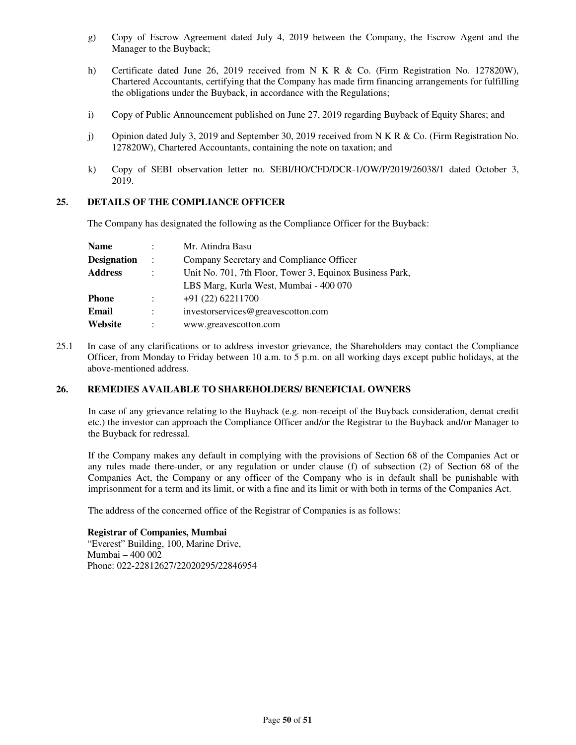g) Copy of Escrow Agreement dated July 4, 2019 between the Company, the Escrow Agent and the Manager to the Buyback;

h) Certificate dated June 26, 2019 received from N K R & Co. (Firm Registration No. 127820W), Chartered Accountants, certifying that the Company has made firm financing arrangements for fulfilling the obligations under the Buyback, in accordance with the Regulations;

i) Copy of Public Announcement published on June 27, 2019 regarding Buyback of Equity Shares; and

j) Opinion dated July 3, 2019 and September 30, 2019 received from N K R & Co. (Firm Registration No. 127820W), Chartered Accountants, containing the note on taxation; and

k) Copy of SEBI observation letter no. SEBI/HO/CFD/DCR-1/OW/P/2019/26038/1 dated October 3, 2019.

## 25. DETAILS OF THE COMPLIANCE OFFICER

The Company has designated the following as the Compliance Officer for the Buyback:

| | | |
|---|---|---|
| **Name** | : | Mr. Atindra Basu |
| **Designation** | : | Company Secretary and Compliance Officer |
| **Address** | : | Unit No. 701, 7th Floor, Tower 3, Equinox Business Park, LBS Marg, Kurla West, Mumbai - 400 070 |
| **Phone** | : | +91 (22) 62211700 |
| **Email** | : | investorservices@greavescotton.com |
| **Website** | : | www.greavescotton.com |

25.1 In case of any clarifications or to address investor grievance, the Shareholders may contact the Compliance Officer, from Monday to Friday between 10 a.m. to 5 p.m. on all working days except public holidays, at the above-mentioned address.

## 26. REMEDIES AVAILABLE TO SHAREHOLDERS/ BENEFICIAL OWNERS

In case of any grievance relating to the Buyback (e.g. non-receipt of the Buyback consideration, demat credit etc.) the investor can approach the Compliance Officer and/or the Registrar to the Buyback and/or Manager to the Buyback for redressal.

If the Company makes any default in complying with the provisions of Section 68 of the Companies Act or any rules made there-under, or any regulation or under clause (f) of subsection (2) of Section 68 of the Companies Act, the Company or any officer of the Company who is in default shall be punishable with imprisonment for a term and its limit, or with a fine and its limit or with both in terms of the Companies Act.

The address of the concerned office of the Registrar of Companies is as follows:

**Registrar of Companies, Mumbai**
"Everest" Building, 100, Marine Drive,
Mumbai – 400 002
Phone: 022-22812627/22020295/22846954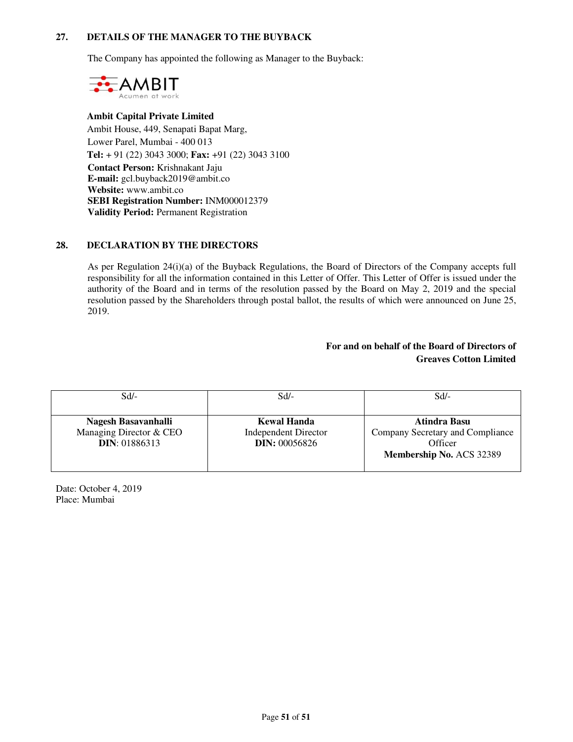## 27. DETAILS OF THE MANAGER TO THE BUYBACK

The Company has appointed the following as Manager to the Buyback:

AMBIT
Acumen at work

**Ambit Capital Private Limited**
Ambit House, 449, Senapati Bapat Marg,
Lower Parel, Mumbai - 400 013
**Tel:** + 91 (22) 3043 3000; **Fax:** +91 (22) 3043 3100
**Contact Person:** Krishnakant Jaju
**E-mail:** gcl.buyback2019@ambit.co
**Website:** www.ambit.co
**SEBI Registration Number:** INM000012379
**Validity Period:** Permanent Registration

## 28. DECLARATION BY THE DIRECTORS

As per Regulation 24(i)(a) of the Buyback Regulations, the Board of Directors of the Company accepts full responsibility for all the information contained in this Letter of Offer. This Letter of Offer is issued under the authority of the Board and in terms of the resolution passed by the Board on May 2, 2019 and the special resolution passed by the Shareholders through postal ballot, the results of which were announced on June 25, 2019.

**For and on behalf of the Board of Directors of**
**Greaves Cotton Limited**

| Sd/- | Sd/- | Sd/- |
|---|---|---|
| **Nagesh Basavanhalli**<br>Managing Director & CEO<br>**DIN**: 01886313 | **Kewal Handa**<br>Independent Director<br>**DIN:** 00056826 | **Atindra Basu**<br>Company Secretary and Compliance Officer<br>**Membership No.** ACS 32389 |

Date: October 4, 2019
Place: Mumbai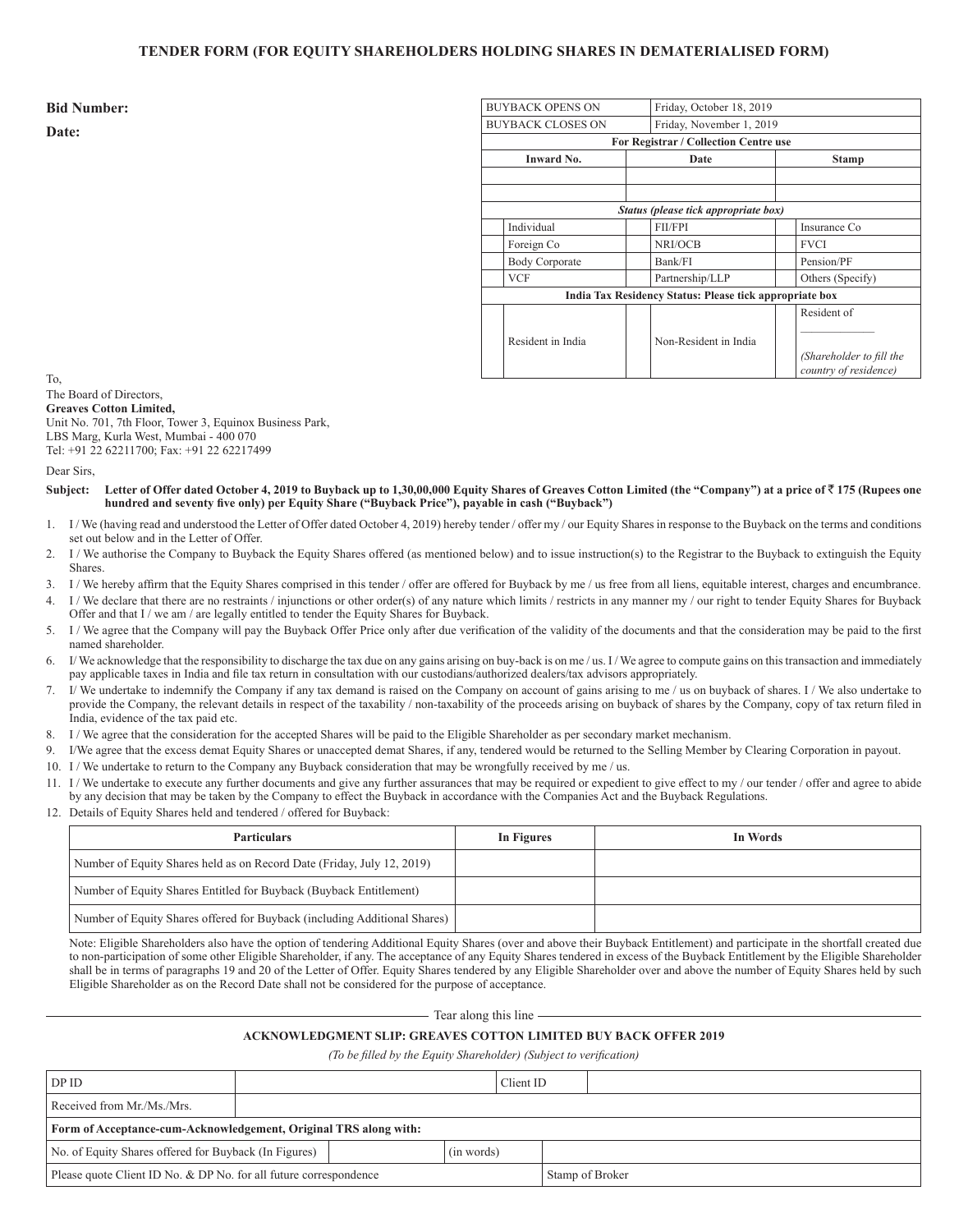# TENDER FORM (FOR EQUITY SHAREHOLDERS HOLDING SHARES IN DEMATERIALISED FORM)

**Bid Number:**

**Date:**

| BUYBACK OPENS ON | | Friday, October 18, 2019 | | | |
|---|---|---|---|---|---|
| BUYBACK CLOSES ON | | Friday, November 1, 2019 | | | |
| **For Registrar / Collection Centre use** | | | | | |
| **Inward No.** | | **Date** | | **Stamp** | |
| | | | | | |
| | | | | | |
| ***Status (please tick appropriate box)*** | | | | | |
| | Individual | | FII/FPI | | Insurance Co |
| | Foreign Co | | NRI/OCB | | FVCI |
| | Body Corporate | | Bank/FI | | Pension/PF |
| | VCF | | Partnership/LLP | | Others (Specify) |
| **India Tax Residency Status: Please tick appropriate box** | | | | | |
| | Resident in India | | Non-Resident in India | | Resident of ____________ *(Shareholder to fill the country of residence)* |

To,
The Board of Directors,
**Greaves Cotton Limited,**
Unit No. 701, 7th Floor, Tower 3, Equinox Business Park,
LBS Marg, Kurla West, Mumbai - 400 070
Tel: +91 22 62211700; Fax: +91 22 62217499

Dear Sirs,

**Subject: Letter of Offer dated October 4, 2019 to Buyback up to 1,30,00,000 Equity Shares of Greaves Cotton Limited (the "Company") at a price of ₹ 175 (Rupees one hundred and seventy five only) per Equity Share ("Buyback Price"), payable in cash ("Buyback")**

1. I / We (having read and understood the Letter of Offer dated October 4, 2019) hereby tender / offer my / our Equity Shares in response to the Buyback on the terms and conditions set out below and in the Letter of Offer.
2. I / We authorise the Company to Buyback the Equity Shares offered (as mentioned below) and to issue instruction(s) to the Registrar to the Buyback to extinguish the Equity Shares.
3. I / We hereby affirm that the Equity Shares comprised in this tender / offer are offered for Buyback by me / us free from all liens, equitable interest, charges and encumbrance.
4. I / We declare that there are no restraints / injunctions or other order(s) of any nature which limits / restricts in any manner my / our right to tender Equity Shares for Buyback Offer and that I / we am / are legally entitled to tender the Equity Shares for Buyback.
5. I / We agree that the Company will pay the Buyback Offer Price only after due verification of the validity of the documents and that the consideration may be paid to the first named shareholder.
6. I/ We acknowledge that the responsibility to discharge the tax due on any gains arising on buy-back is on me / us. I / We agree to compute gains on this transaction and immediately pay applicable taxes in India and file tax return in consultation with our custodians/authorized dealers/tax advisors appropriately.
7. I/ We undertake to indemnify the Company if any tax demand is raised on the Company on account of gains arising to me / us on buyback of shares. I / We also undertake to provide the Company, the relevant details in respect of the taxability / non-taxability of the proceeds arising on buyback of shares by the Company, copy of tax return filed in India, evidence of the tax paid etc.
8. I / We agree that the consideration for the accepted Shares will be paid to the Eligible Shareholder as per secondary market mechanism.
9. I/We agree that the excess demat Equity Shares or unaccepted demat Shares, if any, tendered would be returned to the Selling Member by Clearing Corporation in payout.
10. I / We undertake to return to the Company any Buyback consideration that may be wrongfully received by me / us.
11. I / We undertake to execute any further documents and give any further assurances that may be required or expedient to give effect to my / our tender / offer and agree to abide by any decision that may be taken by the Company to effect the Buyback in accordance with the Companies Act and the Buyback Regulations.
12. Details of Equity Shares held and tendered / offered for Buyback:

| Particulars | In Figures | In Words |
|---|---|---|
| Number of Equity Shares held as on Record Date (Friday, July 12, 2019) | | |
| Number of Equity Shares Entitled for Buyback (Buyback Entitlement) | | |
| Number of Equity Shares offered for Buyback (including Additional Shares) | | |

Note: Eligible Shareholders also have the option of tendering Additional Equity Shares (over and above their Buyback Entitlement) and participate in the shortfall created due to non-participation of some other Eligible Shareholder, if any. The acceptance of any Equity Shares tendered in excess of the Buyback Entitlement by the Eligible Shareholder shall be in terms of paragraphs 19 and 20 of the Letter of Offer. Equity Shares tendered by any Eligible Shareholder over and above the number of Equity Shares held by such Eligible Shareholder as on the Record Date shall not be considered for the purpose of acceptance.

Tear along this line

## ACKNOWLEDGMENT SLIP: GREAVES COTTON LIMITED BUY BACK OFFER 2019

*(To be filled by the Equity Shareholder) (Subject to verification)*

| DP ID | | | Client ID | |
|---|---|---|---|---|
| Received from Mr./Ms./Mrs. | | | | |
| **Form of Acceptance-cum-Acknowledgement, Original TRS along with:** | | | | |
| No. of Equity Shares offered for Buyback (In Figures) | | (in words) | | |
| Please quote Client ID No. & DP No. for all future correspondence | | | Stamp of Broker | |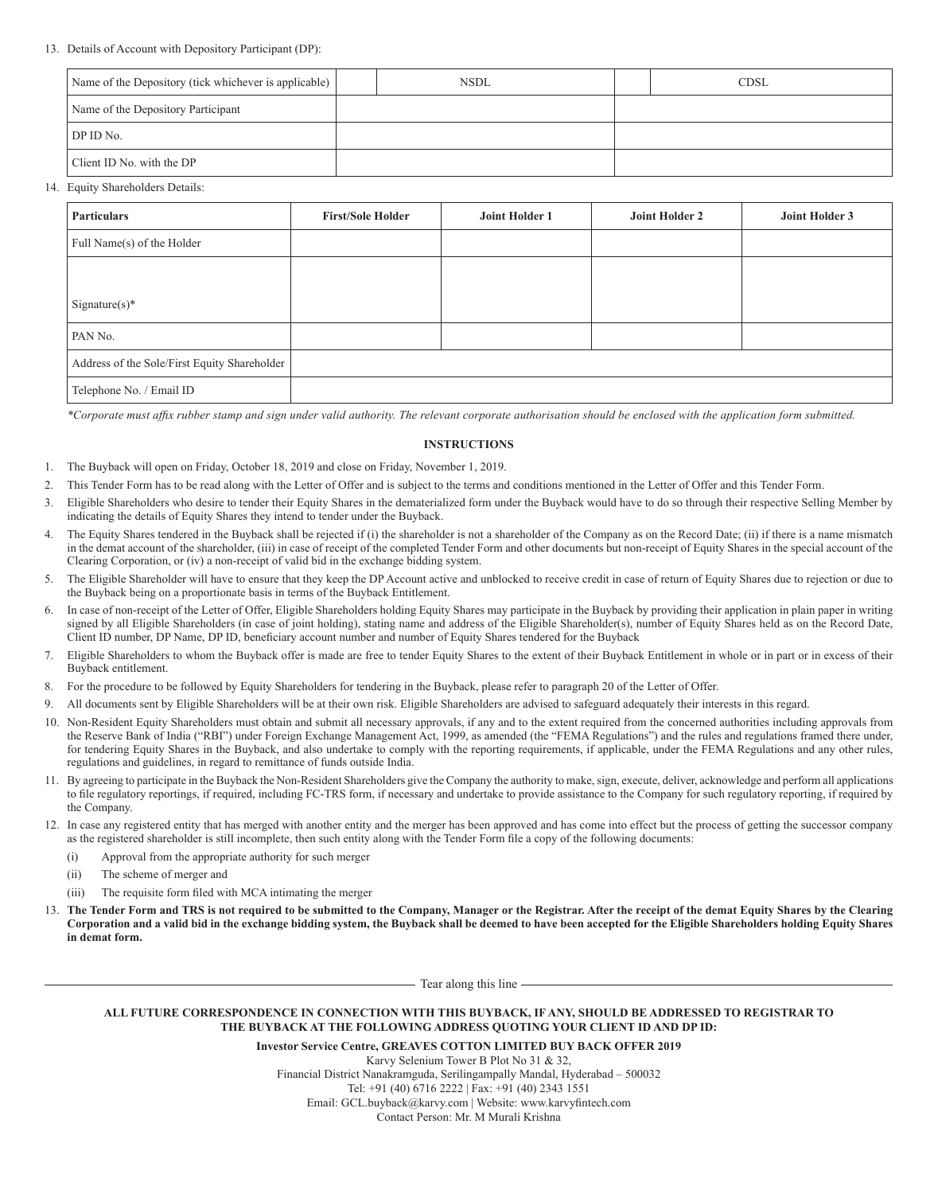13. Details of Account with Depository Participant (DP):

| Name of the Depository (tick whichever is applicable) | | NSDL | | CDSL |
|---|---|---|---|---|
| Name of the Depository Participant | | | | |
| DP ID No. | | | | |
| Client ID No. with the DP | | | | |

14. Equity Shareholders Details:

| Particulars | First/Sole Holder | Joint Holder 1 | Joint Holder 2 | Joint Holder 3 |
|---|---|---|---|---|
| Full Name(s) of the Holder | | | | |
| Signature(s)* | | | | |
| PAN No. | | | | |
| Address of the Sole/First Equity Shareholder | | | | |
| Telephone No. / Email ID | | | | |

*\*Corporate must affix rubber stamp and sign under valid authority. The relevant corporate authorisation should be enclosed with the application form submitted.*

**INSTRUCTIONS**

1. The Buyback will open on Friday, October 18, 2019 and close on Friday, November 1, 2019.
2. This Tender Form has to be read along with the Letter of Offer and is subject to the terms and conditions mentioned in the Letter of Offer and this Tender Form.
3. Eligible Shareholders who desire to tender their Equity Shares in the dematerialized form under the Buyback would have to do so through their respective Selling Member by indicating the details of Equity Shares they intend to tender under the Buyback.
4. The Equity Shares tendered in the Buyback shall be rejected if (i) the shareholder is not a shareholder of the Company as on the Record Date; (ii) if there is a name mismatch in the demat account of the shareholder, (iii) in case of receipt of the completed Tender Form and other documents but non-receipt of Equity Shares in the special account of the Clearing Corporation, or (iv) a non-receipt of valid bid in the exchange bidding system.
5. The Eligible Shareholder will have to ensure that they keep the DP Account active and unblocked to receive credit in case of return of Equity Shares due to rejection or due to the Buyback being on a proportionate basis in terms of the Buyback Entitlement.
6. In case of non-receipt of the Letter of Offer, Eligible Shareholders holding Equity Shares may participate in the Buyback by providing their application in plain paper in writing signed by all Eligible Shareholders (in case of joint holding), stating name and address of the Eligible Shareholder(s), number of Equity Shares held as on the Record Date, Client ID number, DP Name, DP ID, beneficiary account number and number of Equity Shares tendered for the Buyback
7. Eligible Shareholders to whom the Buyback offer is made are free to tender Equity Shares to the extent of their Buyback Entitlement in whole or in part or in excess of their Buyback entitlement.
8. For the procedure to be followed by Equity Shareholders for tendering in the Buyback, please refer to paragraph 20 of the Letter of Offer.
9. All documents sent by Eligible Shareholders will be at their own risk. Eligible Shareholders are advised to safeguard adequately their interests in this regard.
10. Non-Resident Equity Shareholders must obtain and submit all necessary approvals, if any and to the extent required from the concerned authorities including approvals from the Reserve Bank of India ("RBI") under Foreign Exchange Management Act, 1999, as amended (the "FEMA Regulations") and the rules and regulations framed there under, for tendering Equity Shares in the Buyback, and also undertake to comply with the reporting requirements, if applicable, under the FEMA Regulations and any other rules, regulations and guidelines, in regard to remittance of funds outside India.
11. By agreeing to participate in the Buyback the Non-Resident Shareholders give the Company the authority to make, sign, execute, deliver, acknowledge and perform all applications to file regulatory reportings, if required, including FC-TRS form, if necessary and undertake to provide assistance to the Company for such regulatory reporting, if required by the Company.
12. In case any registered entity that has merged with another entity and the merger has been approved and has come into effect but the process of getting the successor company as the registered shareholder is still incomplete, then such entity along with the Tender Form file a copy of the following documents:
    (i) Approval from the appropriate authority for such merger
    (ii) The scheme of merger and
    (iii) The requisite form filed with MCA intimating the merger
13. **The Tender Form and TRS is not required to be submitted to the Company, Manager or the Registrar. After the receipt of the demat Equity Shares by the Clearing Corporation and a valid bid in the exchange bidding system, the Buyback shall be deemed to have been accepted for the Eligible Shareholders holding Equity Shares in demat form.**

Tear along this line

**ALL FUTURE CORRESPONDENCE IN CONNECTION WITH THIS BUYBACK, IF ANY, SHOULD BE ADDRESSED TO REGISTRAR TO THE BUYBACK AT THE FOLLOWING ADDRESS QUOTING YOUR CLIENT ID AND DP ID:**

**Investor Service Centre, GREAVES COTTON LIMITED BUY BACK OFFER 2019**

Karvy Selenium Tower B Plot No 31 & 32,
Financial District Nanakramguda, Serilingampally Mandal, Hyderabad – 500032
Tel: +91 (40) 6716 2222 | Fax: +91 (40) 2343 1551
Email: GCL.buyback@karvy.com | Website: www.karvyfintech.com
Contact Person: Mr. M Murali Krishna